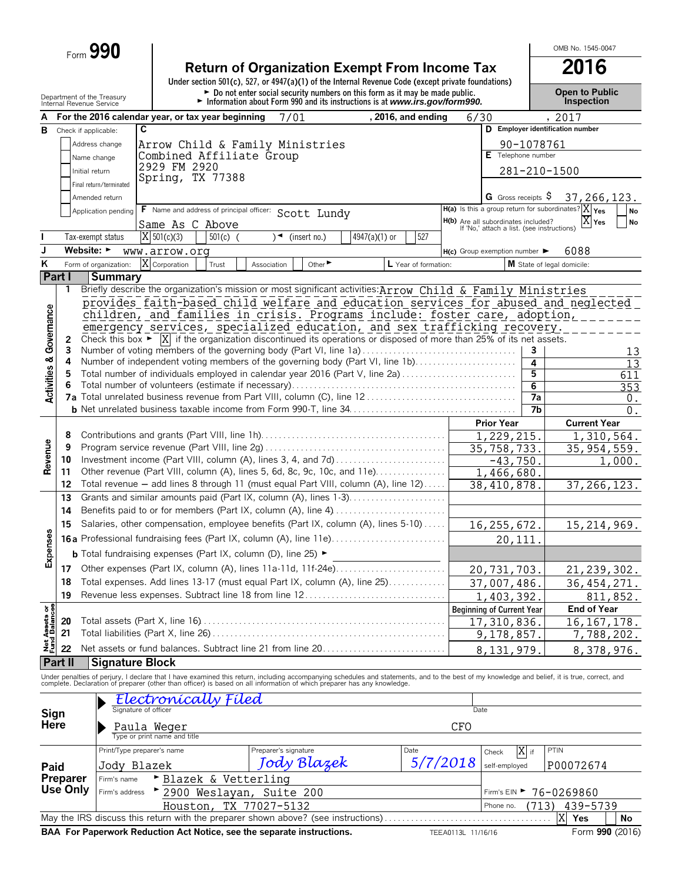Form **990**

# Return of Organization Exempt From Income Tax

**2016**

OMB No. 1545-0047

Under section 501(c), 527, or 4947(a)(1) of the Internal Revenue Code (except private foundations)

► Do not enter social security numbers on this form as it may be made public.

► Information about Form 990 and its instructions is at *www.irs.gov/form990.*

Department of the Treasury
Internal Revenue Service

**Open to Public Inspection**

**A** For the 2016 calendar year, or tax year beginning 7/01 , 2016, and ending 6/30 , 2017

**B** Check if applicable:
- Address change
- Name change
- Initial return
- Final return/terminated
- Amended return
- Application pending

**C** Arrow Child & Family Ministries
Combined Affiliate Group
2929 FM 2920
Spring, TX 77388

**D** Employer identification number: 90-1078761

**E** Telephone number: 281-210-1500

**G** Gross receipts $ 37,266,123.

**F** Name and address of principal officer: Scott Lundy
Same As C Above

**H(a)** Is this a group return for subordinates? [X] Yes [ ] No

**H(b)** Are all subordinates included? [X] Yes [ ] No
If 'No,' attach a list. (see instructions)

**I** Tax-exempt status: [X] 501(c)(3) [ ] 501(c) ( ) ◄ (insert no.) [ ] 4947(a)(1) or [ ] 527

**J** Website: ► www.arrow.org

**H(c)** Group exemption number ► 6088

**K** Form of organization: [X] Corporation [ ] Trust [ ] Association [ ] Other ►

**L** Year of formation:

**M** State of legal domicile:

## Part I Summary

**Activities & Governance**

1 Briefly describe the organization's mission or most significant activities: Arrow Child & Family Ministries provides faith-based child welfare and education services for abused and neglected children, and families in crisis. Programs include: foster care, adoption, emergency services, specialized education, and sex trafficking recovery.

2 Check this box ► [X] if the organization discontinued its operations or disposed of more than 25% of its net assets.

| | | | |
|---|---|---|---|
| 3 | Number of voting members of the governing body (Part VI, line 1a) | 3 | 13 |
| 4 | Number of independent voting members of the governing body (Part VI, line 1b) | 4 | 13 |
| 5 | Total number of individuals employed in calendar year 2016 (Part V, line 2a) | 5 | 611 |
| 6 | Total number of volunteers (estimate if necessary) | 6 | 353 |
| 7a | Total unrelated business revenue from Part VIII, column (C), line 12 | 7a | 0. |
| b | Net unrelated business taxable income from Form 990-T, line 34 | 7b | 0. |

| | | | Prior Year | Current Year |
|---|---|---|---|---|
| **Revenue** | 8 | Contributions and grants (Part VIII, line 1h) | 1,229,215. | 1,310,564. |
| | 9 | Program service revenue (Part VIII, line 2g) | 35,758,733. | 35,954,559. |
| | 10 | Investment income (Part VIII, column (A), lines 3, 4, and 7d) | -43,750. | 1,000. |
| | 11 | Other revenue (Part VIII, column (A), lines 5, 6d, 8c, 9c, 10c, and 11e) | 1,466,680. | |
| | 12 | Total revenue – add lines 8 through 11 (must equal Part VIII, column (A), line 12) | 38,410,878. | 37,266,123. |
| **Expenses** | 13 | Grants and similar amounts paid (Part IX, column (A), lines 1-3) | | |
| | 14 | Benefits paid to or for members (Part IX, column (A), line 4) | | |
| | 15 | Salaries, other compensation, employee benefits (Part IX, column (A), lines 5-10) | 16,255,672. | 15,214,969. |
| | 16a | Professional fundraising fees (Part IX, column (A), line 11e) | 20,111. | |
| | b | Total fundraising expenses (Part IX, column (D), line 25) ► | | |
| | 17 | Other expenses (Part IX, column (A), lines 11a-11d, 11f-24e) | 20,731,703. | 21,239,302. |
| | 18 | Total expenses. Add lines 13-17 (must equal Part IX, column (A), line 25) | 37,007,486. | 36,454,271. |
| | 19 | Revenue less expenses. Subtract line 18 from line 12 | 1,403,392. | 811,852. |

| | | | Beginning of Current Year | End of Year |
|---|---|---|---|---|
| **Net Assets or Fund Balances** | 20 | Total assets (Part X, line 16) | 17,310,836. | 16,167,178. |
| | 21 | Total liabilities (Part X, line 26) | 9,178,857. | 7,788,202. |
| | 22 | Net assets or fund balances. Subtract line 21 from line 20 | 8,131,979. | 8,378,976. |

## Part II Signature Block

Under penalties of perjury, I declare that I have examined this return, including accompanying schedules and statements, and to the best of my knowledge and belief, it is true, correct, and complete. Declaration of preparer (other than officer) is based on all information of which preparer has any knowledge.

**Sign Here**

► *Electronically Filed*
Signature of officer — Date

► Paula Weger — CFO
Type or print name and title

**Paid Preparer Use Only**

| Print/Type preparer's name | Preparer's signature | Date | Check [X] if self-employed | PTIN |
|---|---|---|---|---|
| Jody Blazek | *Jody Blazek* | 5/7/2018 | | P00072674 |

Firm's name ► Blazek & Vetterling

Firm's address ► 2900 Weslayan, Suite 200, Houston, TX 77027-5132

Firm's EIN ► 76-0269860

Phone no. (713) 439-5739

May the IRS discuss this return with the preparer shown above? (see instructions) [X] Yes [ ] No

BAA For Paperwork Reduction Act Notice, see the separate instructions. TEEA0113L 11/16/16 Form **990** (2016)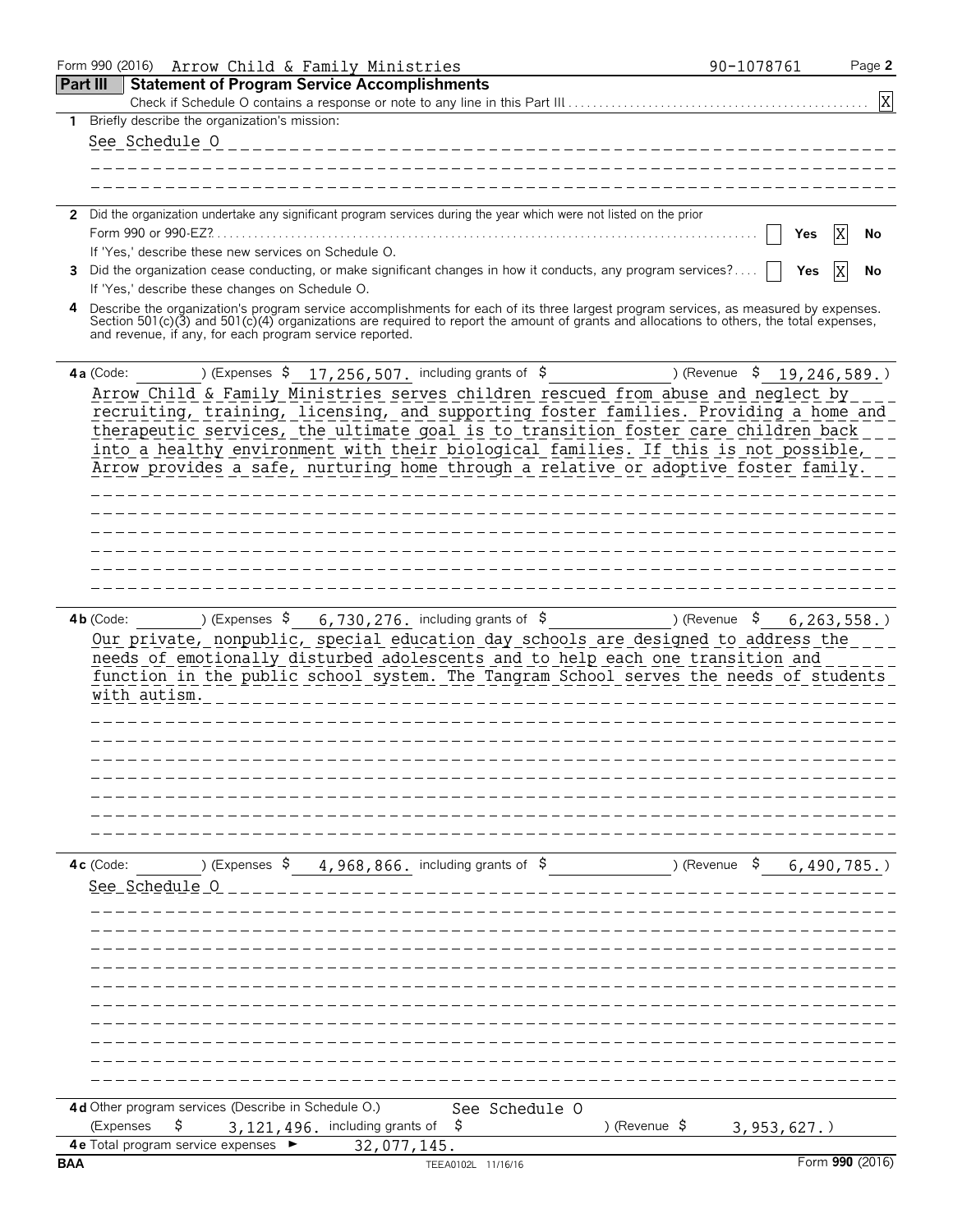Form 990 (2016) Arrow Child & Family Ministries 90-1078761

## Part III Statement of Program Service Accomplishments

Check if Schedule O contains a response or note to any line in this Part III [X]

**1** Briefly describe the organization's mission:

See Schedule O

**2** Did the organization undertake any significant program services during the year which were not listed on the prior Form 990 or 990-EZ? [ ] Yes [X] No

If 'Yes,' describe these new services on Schedule O.

**3** Did the organization cease conducting, or make significant changes in how it conducts, any program services? [ ] Yes [X] No

If 'Yes,' describe these changes on Schedule O.

**4** Describe the organization's program service accomplishments for each of its three largest program services, as measured by expenses. Section 501(c)(3) and 501(c)(4) organizations are required to report the amount of grants and allocations to others, the total expenses, and revenue, if any, for each program service reported.

**4a** (Code: ) (Expenses $ 17,256,507. including grants of $ ) (Revenue $ 19,246,589.)

Arrow Child & Family Ministries serves children rescued from abuse and neglect by recruiting, training, licensing, and supporting foster families. Providing a home and therapeutic services, the ultimate goal is to transition foster care children back into a healthy environment with their biological families. If this is not possible, Arrow provides a safe, nurturing home through a relative or adoptive foster family.

**4b** (Code: ) (Expenses $ 6,730,276. including grants of $ ) (Revenue $ 6,263,558.)

Our private, nonpublic, special education day schools are designed to address the needs of emotionally disturbed adolescents and to help each one transition and function in the public school system. The Tangram School serves the needs of students with autism.

**4c** (Code: ) (Expenses $ 4,968,866. including grants of $ ) (Revenue $ 6,490,785.)

See Schedule O

**4d** Other program services (Describe in Schedule O.) See Schedule O

(Expenses $ 3,121,496. including grants of $ ) (Revenue $ 3,953,627.)

**4e** Total program service expenses ► 32,077,145.

BAA TEEA0102L 11/16/16 Form **990** (2016)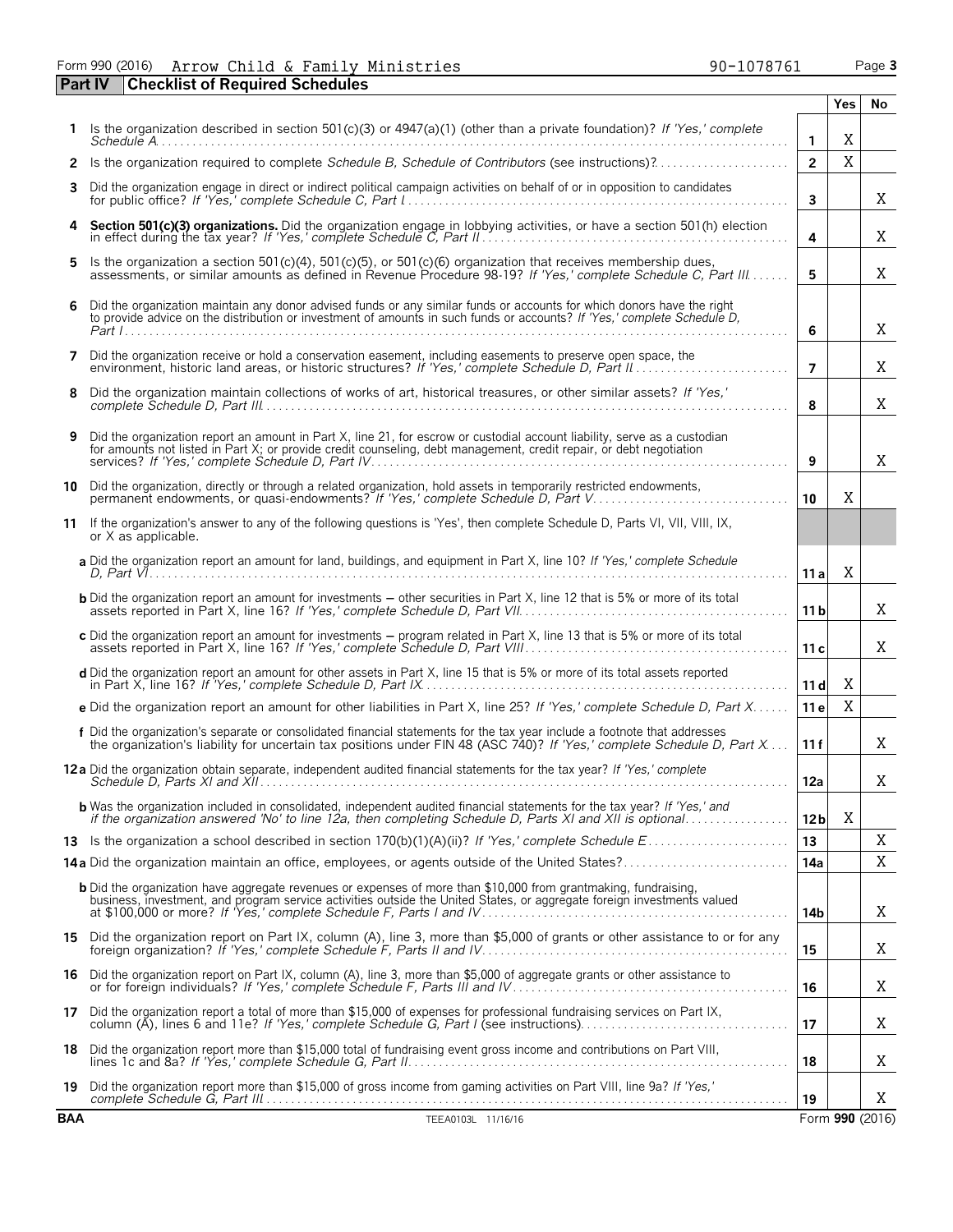Form 990 (2016) Arrow Child & Family Ministries 90-1078761 Page 3

## Part IV Checklist of Required Schedules

| | | | Yes | No |
|---|---|---|---|---|
| **1** | Is the organization described in section 501(c)(3) or 4947(a)(1) (other than a private foundation)? *If 'Yes,' complete Schedule A* | **1** | X | |
| **2** | Is the organization required to complete *Schedule B, Schedule of Contributors* (see instructions)? | **2** | X | |
| **3** | Did the organization engage in direct or indirect political campaign activities on behalf of or in opposition to candidates for public office? *If 'Yes,' complete Schedule C, Part I* | **3** | | X |
| **4** | **Section 501(c)(3) organizations.** Did the organization engage in lobbying activities, or have a section 501(h) election in effect during the tax year? *If 'Yes,' complete Schedule C, Part II* | **4** | | X |
| **5** | Is the organization a section 501(c)(4), 501(c)(5), or 501(c)(6) organization that receives membership dues, assessments, or similar amounts as defined in Revenue Procedure 98-19? *If 'Yes,' complete Schedule C, Part III* | **5** | | X |
| **6** | Did the organization maintain any donor advised funds or any similar funds or accounts for which donors have the right to provide advice on the distribution or investment of amounts in such funds or accounts? *If 'Yes,' complete Schedule D, Part I* | **6** | | X |
| **7** | Did the organization receive or hold a conservation easement, including easements to preserve open space, the environment, historic land areas, or historic structures? *If 'Yes,' complete Schedule D, Part II* | **7** | | X |
| **8** | Did the organization maintain collections of works of art, historical treasures, or other similar assets? *If 'Yes,' complete Schedule D, Part III* | **8** | | X |
| **9** | Did the organization report an amount in Part X, line 21, for escrow or custodial account liability, serve as a custodian for amounts not listed in Part X; or provide credit counseling, debt management, credit repair, or debt negotiation services? *If 'Yes,' complete Schedule D, Part IV* | **9** | | X |
| **10** | Did the organization, directly or through a related organization, hold assets in temporarily restricted endowments, permanent endowments, or quasi-endowments? *If 'Yes,' complete Schedule D, Part V* | **10** | X | |
| **11** | If the organization's answer to any of the following questions is 'Yes', then complete Schedule D, Parts VI, VII, VIII, IX, or X as applicable. | | | |
| | **a** Did the organization report an amount for land, buildings, and equipment in Part X, line 10? *If 'Yes,' complete Schedule D, Part VI* | **11a** | X | |
| | **b** Did the organization report an amount for investments – other securities in Part X, line 12 that is 5% or more of its total assets reported in Part X, line 16? *If 'Yes,' complete Schedule D, Part VII* | **11b** | | X |
| | **c** Did the organization report an amount for investments – program related in Part X, line 13 that is 5% or more of its total assets reported in Part X, line 16? *If 'Yes,' complete Schedule D, Part VIII* | **11c** | | X |
| | **d** Did the organization report an amount for other assets in Part X, line 15 that is 5% or more of its total assets reported in Part X, line 16? *If 'Yes,' complete Schedule D, Part IX* | **11d** | X | |
| | **e** Did the organization report an amount for other liabilities in Part X, line 25? *If 'Yes,' complete Schedule D, Part X* | **11e** | X | |
| | **f** Did the organization's separate or consolidated financial statements for the tax year include a footnote that addresses the organization's liability for uncertain tax positions under FIN 48 (ASC 740)? *If 'Yes,' complete Schedule D, Part X* | **11f** | | X |
| **12a** | Did the organization obtain separate, independent audited financial statements for the tax year? *If 'Yes,' complete Schedule D, Parts XI and XII* | **12a** | | X |
| | **b** Was the organization included in consolidated, independent audited financial statements for the tax year? *If 'Yes,' and if the organization answered 'No' to line 12a, then completing Schedule D, Parts XI and XII is optional* | **12b** | X | |
| **13** | Is the organization a school described in section 170(b)(1)(A)(ii)? *If 'Yes,' complete Schedule E* | **13** | | X |
| **14a** | Did the organization maintain an office, employees, or agents outside of the United States? | **14a** | | X |
| | **b** Did the organization have aggregate revenues or expenses of more than $10,000 from grantmaking, fundraising, business, investment, and program service activities outside the United States, or aggregate foreign investments valued at $100,000 or more? *If 'Yes,' complete Schedule F, Parts I and IV* | **14b** | | X |
| **15** | Did the organization report on Part IX, column (A), line 3, more than $5,000 of grants or other assistance to or for any foreign organization? *If 'Yes,' complete Schedule F, Parts II and IV* | **15** | | X |
| **16** | Did the organization report on Part IX, column (A), line 3, more than $5,000 of aggregate grants or other assistance to or for foreign individuals? *If 'Yes,' complete Schedule F, Parts III and IV* | **16** | | X |
| **17** | Did the organization report a total of more than $15,000 of expenses for professional fundraising services on Part IX, column (A), lines 6 and 11e? *If 'Yes,' complete Schedule G, Part I* (see instructions) | **17** | | X |
| **18** | Did the organization report more than $15,000 total of fundraising event gross income and contributions on Part VIII, lines 1c and 8a? *If 'Yes,' complete Schedule G, Part II* | **18** | | X |
| **19** | Did the organization report more than $15,000 of gross income from gaming activities on Part VIII, line 9a? *If 'Yes,' complete Schedule G, Part III* | **19** | | X |

BAA TEEA0103L 11/16/16 Form **990** (2016)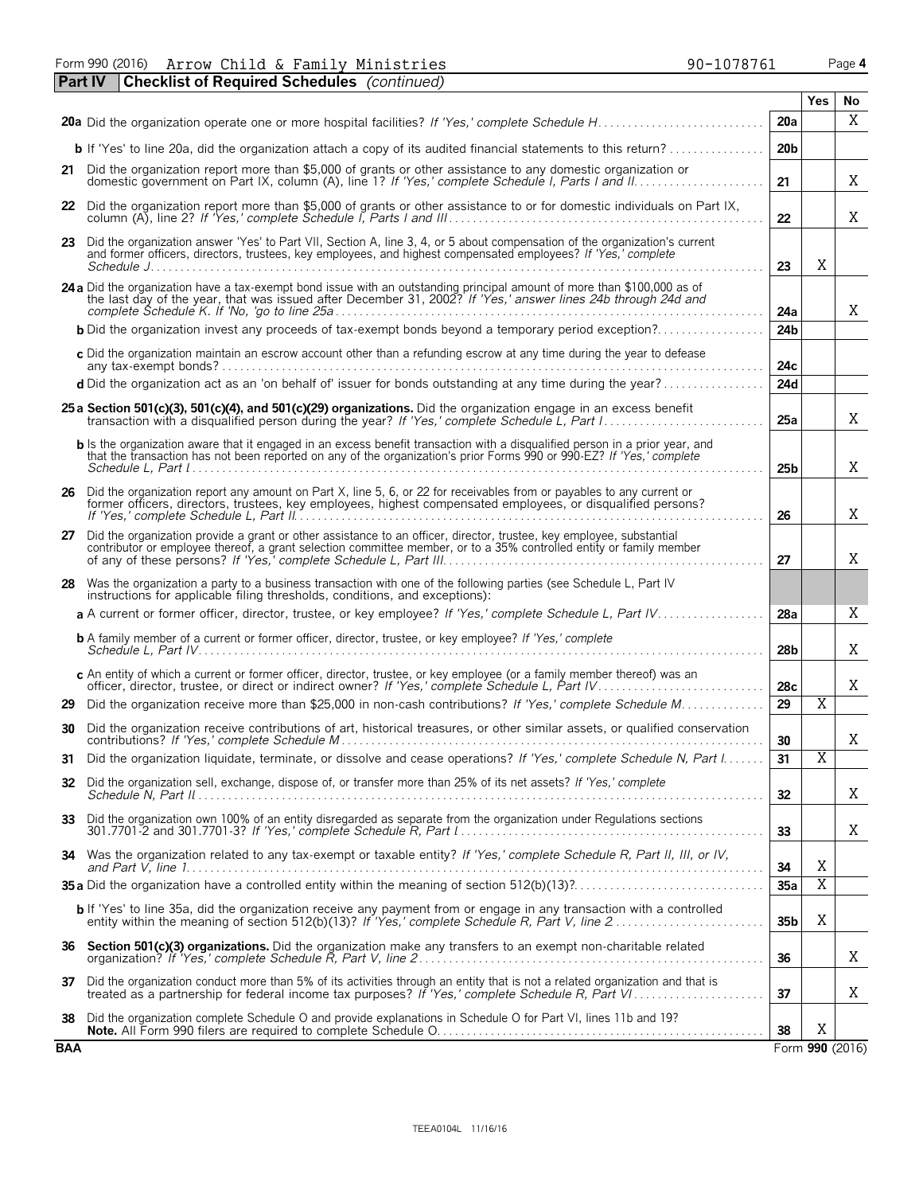Form 990 (2016) Arrow Child & Family Ministries 90-1078761 Page 4

**Part IV Checklist of Required Schedules** *(continued)*

| | | | Yes | No |
|---|---|---|---|---|
| **20a** | Did the organization operate one or more hospital facilities? *If 'Yes,' complete Schedule H* | 20a | | X |
| **b** | If 'Yes' to line 20a, did the organization attach a copy of its audited financial statements to this return? | 20b | | |
| **21** | Did the organization report more than $5,000 of grants or other assistance to any domestic organization or domestic government on Part IX, column (A), line 1? *If 'Yes,' complete Schedule I, Parts I and II* | 21 | | X |
| **22** | Did the organization report more than $5,000 of grants or other assistance to or for domestic individuals on Part IX, column (A), line 2? *If 'Yes,' complete Schedule I, Parts I and III* | 22 | | X |
| **23** | Did the organization answer 'Yes' to Part VII, Section A, line 3, 4, or 5 about compensation of the organization's current and former officers, directors, trustees, key employees, and highest compensated employees? *If 'Yes,' complete Schedule J* | 23 | X | |
| **24a** | Did the organization have a tax-exempt bond issue with an outstanding principal amount of more than $100,000 as of the last day of the year, that was issued after December 31, 2002? *If 'Yes,' answer lines 24b through 24d and complete Schedule K. If 'No,' go to line 25a* | 24a | | X |
| **b** | Did the organization invest any proceeds of tax-exempt bonds beyond a temporary period exception? | 24b | | |
| **c** | Did the organization maintain an escrow account other than a refunding escrow at any time during the year to defease any tax-exempt bonds? | 24c | | |
| **d** | Did the organization act as an 'on behalf of' issuer for bonds outstanding at any time during the year? | 24d | | |
| **25a** | **Section 501(c)(3), 501(c)(4), and 501(c)(29) organizations.** Did the organization engage in an excess benefit transaction with a disqualified person during the year? *If 'Yes,' complete Schedule L, Part I* | 25a | | X |
| **b** | Is the organization aware that it engaged in an excess benefit transaction with a disqualified person in a prior year, and that the transaction has not been reported on any of the organization's prior Forms 990 or 990-EZ? *If 'Yes,' complete Schedule L, Part I* | 25b | | X |
| **26** | Did the organization report any amount on Part X, line 5, 6, or 22 for receivables from or payables to any current or former officers, directors, trustees, key employees, highest compensated employees, or disqualified persons? *If 'Yes,' complete Schedule L, Part II* | 26 | | X |
| **27** | Did the organization provide a grant or other assistance to an officer, director, trustee, key employee, substantial contributor or employee thereof, a grant selection committee member, or to a 35% controlled entity or family member of any of these persons? *If 'Yes,' complete Schedule L, Part III* | 27 | | X |
| **28** | Was the organization a party to a business transaction with one of the following parties (see Schedule L, Part IV instructions for applicable filing thresholds, conditions, and exceptions): | | | |
| **a** | A current or former officer, director, trustee, or key employee? *If 'Yes,' complete Schedule L, Part IV* | 28a | | X |
| **b** | A family member of a current or former officer, director, trustee, or key employee? *If 'Yes,' complete Schedule L, Part IV* | 28b | | X |
| **c** | An entity of which a current or former officer, director, trustee, or key employee (or a family member thereof) was an officer, director, trustee, or direct or indirect owner? *If 'Yes,' complete Schedule L, Part IV* | 28c | | X |
| **29** | Did the organization receive more than $25,000 in non-cash contributions? *If 'Yes,' complete Schedule M* | 29 | X | |
| **30** | Did the organization receive contributions of art, historical treasures, or other similar assets, or qualified conservation contributions? *If 'Yes,' complete Schedule M* | 30 | | X |
| **31** | Did the organization liquidate, terminate, or dissolve and cease operations? *If 'Yes,' complete Schedule N, Part I* | 31 | X | |
| **32** | Did the organization sell, exchange, dispose of, or transfer more than 25% of its net assets? *If 'Yes,' complete Schedule N, Part II* | 32 | | X |
| **33** | Did the organization own 100% of an entity disregarded as separate from the organization under Regulations sections 301.7701-2 and 301.7701-3? *If 'Yes,' complete Schedule R, Part I* | 33 | | X |
| **34** | Was the organization related to any tax-exempt or taxable entity? *If 'Yes,' complete Schedule R, Part II, III, or IV, and Part V, line 1* | 34 | X | |
| **35a** | Did the organization have a controlled entity within the meaning of section 512(b)(13)? | 35a | X | |
| **b** | If 'Yes' to line 35a, did the organization receive any payment from or engage in any transaction with a controlled entity within the meaning of section 512(b)(13)? *If 'Yes,' complete Schedule R, Part V, line 2* | 35b | X | |
| **36** | **Section 501(c)(3) organizations.** Did the organization make any transfers to an exempt non-charitable related organization? *If 'Yes,' complete Schedule R, Part V, line 2* | 36 | | X |
| **37** | Did the organization conduct more than 5% of its activities through an entity that is not a related organization and that is treated as a partnership for federal income tax purposes? *If 'Yes,' complete Schedule R, Part VI* | 37 | | X |
| **38** | Did the organization complete Schedule O and provide explanations in Schedule O for Part VI, lines 11b and 19? **Note.** All Form 990 filers are required to complete Schedule O. | 38 | X | |

BAA Form **990** (2016)

TEEA0104L 11/16/16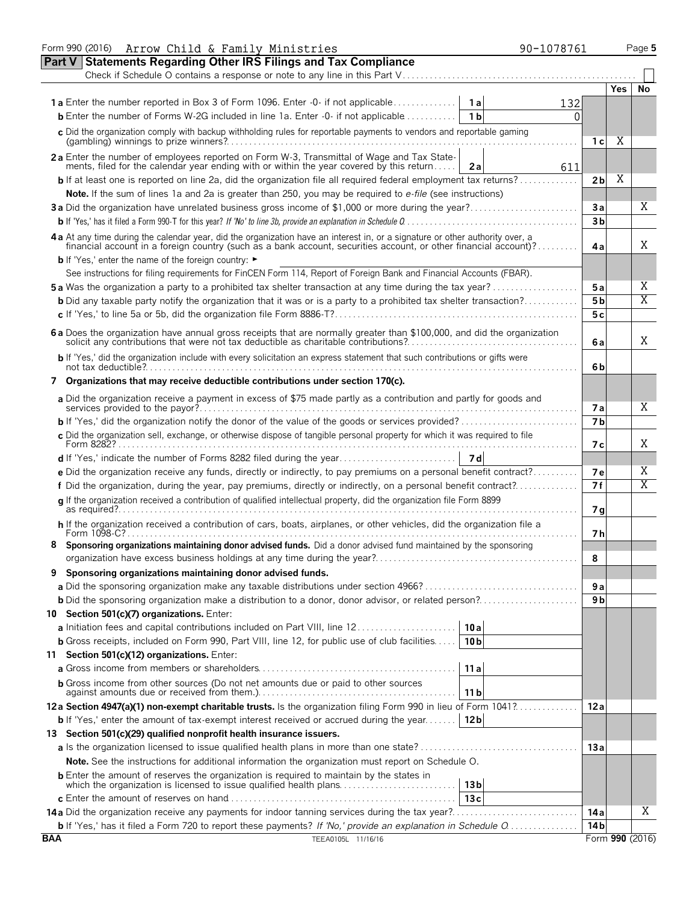Form 990 (2016) Arrow Child & Family Ministries 90-1078761 Page 5

## Part V Statements Regarding Other IRS Filings and Tax Compliance

Check if Schedule O contains a response or note to any line in this Part V

| | | | | Yes | No |
|---|---|---|---|---|---|
| **1a** Enter the number reported in Box 3 of Form 1096. Enter -0- if not applicable | 1a | 132 | | | |
| **b** Enter the number of Forms W-2G included in line 1a. Enter -0- if not applicable | 1b | 0 | | | |
| **c** Did the organization comply with backup withholding rules for reportable payments to vendors and reportable gaming (gambling) winnings to prize winners? | | | 1c | X | |
| **2a** Enter the number of employees reported on Form W-3, Transmittal of Wage and Tax Statements, filed for the calendar year ending with or within the year covered by this return | 2a | 611 | | | |
| **b** If at least one is reported on line 2a, did the organization file all required federal employment tax returns? | | | 2b | X | |
| **Note.** If the sum of lines 1a and 2a is greater than 250, you may be required to *e-file* (see instructions) | | | | | |
| **3a** Did the organization have unrelated business gross income of $1,000 or more during the year? | | | 3a | | X |
| **b** If 'Yes,' has it filed a Form 990-T for this year? *If 'No' to line 3b, provide an explanation in Schedule O* | | | 3b | | |
| **4a** At any time during the calendar year, did the organization have an interest in, or a signature or other authority over, a financial account in a foreign country (such as a bank account, securities account, or other financial account)? | | | 4a | | X |
| **b** If 'Yes,' enter the name of the foreign country: ► | | | | | |
| See instructions for filing requirements for FinCEN Form 114, Report of Foreign Bank and Financial Accounts (FBAR). | | | | | |
| **5a** Was the organization a party to a prohibited tax shelter transaction at any time during the tax year? | | | 5a | | X |
| **b** Did any taxable party notify the organization that it was or is a party to a prohibited tax shelter transaction? | | | 5b | | X |
| **c** If 'Yes,' to line 5a or 5b, did the organization file Form 8886-T? | | | 5c | | |
| **6a** Does the organization have annual gross receipts that are normally greater than $100,000, and did the organization solicit any contributions that were not tax deductible as charitable contributions? | | | 6a | | X |
| **b** If 'Yes,' did the organization include with every solicitation an express statement that such contributions or gifts were not tax deductible? | | | 6b | | |
| **7 Organizations that may receive deductible contributions under section 170(c).** | | | | | |
| **a** Did the organization receive a payment in excess of $75 made partly as a contribution and partly for goods and services provided to the payor? | | | 7a | | X |
| **b** If 'Yes,' did the organization notify the donor of the value of the goods or services provided? | | | 7b | | |
| **c** Did the organization sell, exchange, or otherwise dispose of tangible personal property for which it was required to file Form 8282? | | | 7c | | X |
| **d** If 'Yes,' indicate the number of Forms 8282 filed during the year | 7d | | | | |
| **e** Did the organization receive any funds, directly or indirectly, to pay premiums on a personal benefit contract? | | | 7e | | X |
| **f** Did the organization, during the year, pay premiums, directly or indirectly, on a personal benefit contract? | | | 7f | | X |
| **g** If the organization received a contribution of qualified intellectual property, did the organization file Form 8899 as required? | | | 7g | | |
| **h** If the organization received a contribution of cars, boats, airplanes, or other vehicles, did the organization file a Form 1098-C? | | | 7h | | |
| **8 Sponsoring organizations maintaining donor advised funds.** Did a donor advised fund maintained by the sponsoring organization have excess business holdings at any time during the year? | | | 8 | | |
| **9 Sponsoring organizations maintaining donor advised funds.** | | | | | |
| **a** Did the sponsoring organization make any taxable distributions under section 4966? | | | 9a | | |
| **b** Did the sponsoring organization make a distribution to a donor, donor advisor, or related person? | | | 9b | | |
| **10 Section 501(c)(7) organizations.** Enter: | | | | | |
| **a** Initiation fees and capital contributions included on Part VIII, line 12 | 10a | | | | |
| **b** Gross receipts, included on Form 990, Part VIII, line 12, for public use of club facilities | 10b | | | | |
| **11 Section 501(c)(12) organizations.** Enter: | | | | | |
| **a** Gross income from members or shareholders | 11a | | | | |
| **b** Gross income from other sources (Do not net amounts due or paid to other sources against amounts due or received from them.) | 11b | | | | |
| **12a Section 4947(a)(1) non-exempt charitable trusts.** Is the organization filing Form 990 in lieu of Form 1041? | | | 12a | | |
| **b** If 'Yes,' enter the amount of tax-exempt interest received or accrued during the year | 12b | | | | |
| **13 Section 501(c)(29) qualified nonprofit health insurance issuers.** | | | | | |
| **a** Is the organization licensed to issue qualified health plans in more than one state? | | | 13a | | |
| **Note.** See the instructions for additional information the organization must report on Schedule O. | | | | | |
| **b** Enter the amount of reserves the organization is required to maintain by the states in which the organization is licensed to issue qualified health plans | 13b | | | | |
| **c** Enter the amount of reserves on hand | 13c | | | | |
| **14a** Did the organization receive any payments for indoor tanning services during the tax year? | | | 14a | | X |
| **b** If 'Yes,' has it filed a Form 720 to report these payments? *If 'No,' provide an explanation in Schedule O* | | | 14b | | |

BAA TEEA0105L 11/16/16 Form **990** (2016)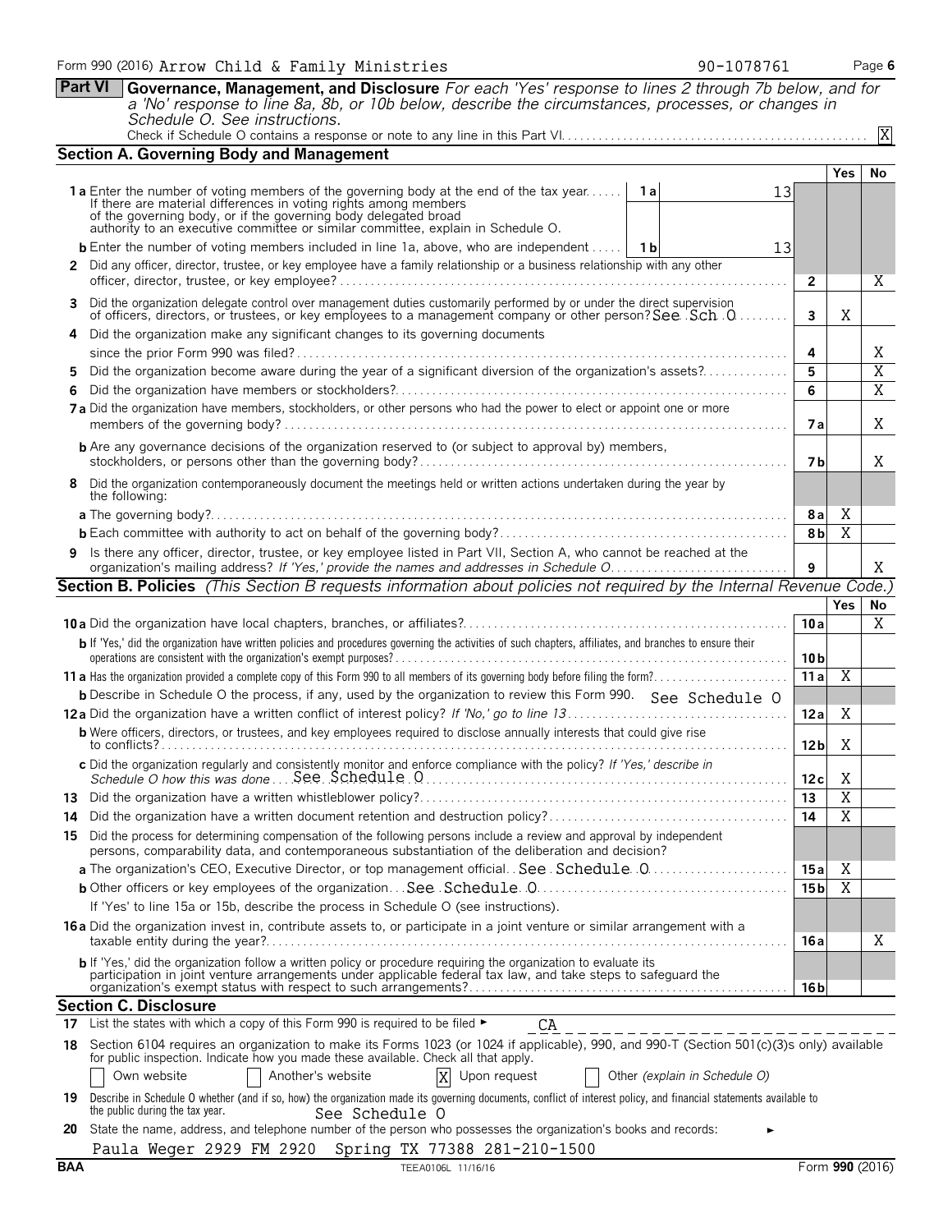Form 990 (2016) Arrow Child & Family Ministries 90-1078761 Page 6

## Part VI Governance, Management, and Disclosure

*For each 'Yes' response to lines 2 through 7b below, and for a 'No' response to line 8a, 8b, or 10b below, describe the circumstances, processes, or changes in Schedule O. See instructions.*

Check if Schedule O contains a response or note to any line in this Part VI . . . [X]

### Section A. Governing Body and Management

| | | | | Yes | No |
|---|---|---|---|---|---|
| **1a** Enter the number of voting members of the governing body at the end of the tax year. If there are material differences in voting rights among members of the governing body, or if the governing body delegated broad authority to an executive committee or similar committee, explain in Schedule O. | 1a | 13 | | | |
| **b** Enter the number of voting members included in line 1a, above, who are independent | 1b | 13 | | | |
| **2** Did any officer, director, trustee, or key employee have a family relationship or a business relationship with any other officer, director, trustee, or key employee? | | | 2 | | X |
| **3** Did the organization delegate control over management duties customarily performed by or under the direct supervision of officers, directors, or trustees, or key employees to a management company or other person? See Sch O | | | 3 | X | |
| **4** Did the organization make any significant changes to its governing documents since the prior Form 990 was filed? | | | 4 | | X |
| **5** Did the organization become aware during the year of a significant diversion of the organization's assets? | | | 5 | | X |
| **6** Did the organization have members or stockholders? | | | 6 | | X |
| **7a** Did the organization have members, stockholders, or other persons who had the power to elect or appoint one or more members of the governing body? | | | 7a | | X |
| **b** Are any governance decisions of the organization reserved to (or subject to approval by) members, stockholders, or persons other than the governing body? | | | 7b | | X |
| **8** Did the organization contemporaneously document the meetings held or written actions undertaken during the year by the following: | | | | | |
| **a** The governing body? | | | 8a | X | |
| **b** Each committee with authority to act on behalf of the governing body? | | | 8b | X | |
| **9** Is there any officer, director, trustee, or key employee listed in Part VII, Section A, who cannot be reached at the organization's mailing address? *If 'Yes,' provide the names and addresses in Schedule O* | | | 9 | | X |

### Section B. Policies *(This Section B requests information about policies not required by the Internal Revenue Code.)*

| | | Yes | No |
|---|---|---|---|
| **10a** Did the organization have local chapters, branches, or affiliates? | 10a | | X |
| **b** If 'Yes,' did the organization have written policies and procedures governing the activities of such chapters, affiliates, and branches to ensure their operations are consistent with the organization's exempt purposes? | 10b | | |
| **11a** Has the organization provided a complete copy of this Form 990 to all members of its governing body before filing the form? | 11a | X | |
| **b** Describe in Schedule O the process, if any, used by the organization to review this Form 990. See Schedule O | | | |
| **12a** Did the organization have a written conflict of interest policy? *If 'No,' go to line 13* | 12a | X | |
| **b** Were officers, directors, or trustees, and key employees required to disclose annually interests that could give rise to conflicts? | 12b | X | |
| **c** Did the organization regularly and consistently monitor and enforce compliance with the policy? *If 'Yes,' describe in Schedule O how this was done* See Schedule O | 12c | X | |
| **13** Did the organization have a written whistleblower policy? | 13 | X | |
| **14** Did the organization have a written document retention and destruction policy? | 14 | X | |
| **15** Did the process for determining compensation of the following persons include a review and approval by independent persons, comparability data, and contemporaneous substantiation of the deliberation and decision? | | | |
| **a** The organization's CEO, Executive Director, or top management official. See Schedule O | 15a | X | |
| **b** Other officers or key employees of the organization. See Schedule O | 15b | X | |
| If 'Yes' to line 15a or 15b, describe the process in Schedule O (see instructions). | | | |
| **16a** Did the organization invest in, contribute assets to, or participate in a joint venture or similar arrangement with a taxable entity during the year? | 16a | | X |
| **b** If 'Yes,' did the organization follow a written policy or procedure requiring the organization to evaluate its participation in joint venture arrangements under applicable federal tax law, and take steps to safeguard the organization's exempt status with respect to such arrangements? | 16b | | |

### Section C. Disclosure

**17** List the states with which a copy of this Form 990 is required to be filed ► CA

**18** Section 6104 requires an organization to make its Forms 1023 (or 1024 if applicable), 990, and 990-T (Section 501(c)(3)s only) available for public inspection. Indicate how you made these available. Check all that apply.

[ ] Own website [ ] Another's website [X] Upon request [ ] Other *(explain in Schedule O)*

**19** Describe in Schedule O whether (and if so, how) the organization made its governing documents, conflict of interest policy, and financial statements available to the public during the tax year. See Schedule O

**20** State the name, address, and telephone number of the person who possesses the organization's books and records: ►

Paula Weger 2929 FM 2920 Spring TX 77388 281-210-1500

BAA TEEA0106L 11/16/16 Form **990** (2016)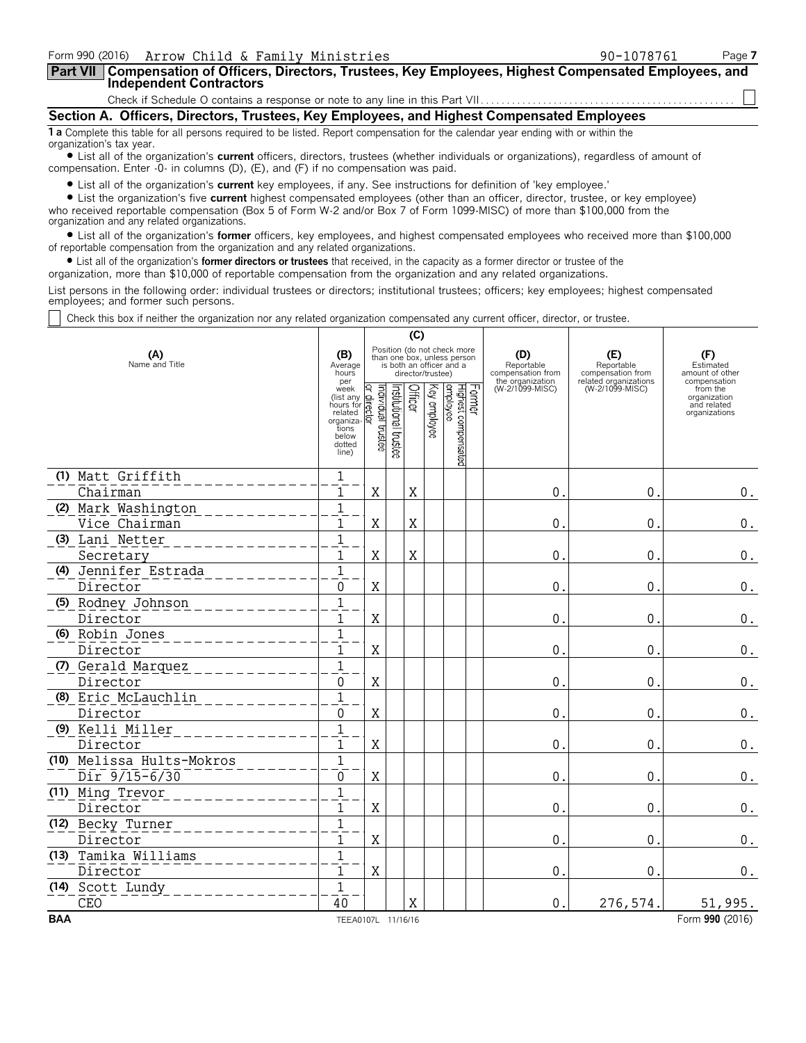Form 990 (2016) Arrow Child & Family Ministries 90-1078761 Page 7

## Part VII Compensation of Officers, Directors, Trustees, Key Employees, Highest Compensated Employees, and Independent Contractors

Check if Schedule O contains a response or note to any line in this Part VII . . . ☐

### Section A. Officers, Directors, Trustees, Key Employees, and Highest Compensated Employees

**1 a** Complete this table for all persons required to be listed. Report compensation for the calendar year ending with or within the organization's tax year.

- List all of the organization's **current** officers, directors, trustees (whether individuals or organizations), regardless of amount of compensation. Enter -0- in columns (D), (E), and (F) if no compensation was paid.
- List all of the organization's **current** key employees, if any. See instructions for definition of 'key employee.'
- List the organization's five **current** highest compensated employees (other than an officer, director, trustee, or key employee) who received reportable compensation (Box 5 of Form W-2 and/or Box 7 of Form 1099-MISC) of more than $100,000 from the organization and any related organizations.
- List all of the organization's **former** officers, key employees, and highest compensated employees who received more than $100,000 of reportable compensation from the organization and any related organizations.
- List all of the organization's **former directors or trustees** that received, in the capacity as a former director or trustee of the organization, more than $10,000 of reportable compensation from the organization and any related organizations.

List persons in the following order: individual trustees or directors; institutional trustees; officers; key employees; highest compensated employees; and former such persons.

☐ Check this box if neither the organization nor any related organization compensated any current officer, director, or trustee.

| (A) Name and Title | (B) Average hours per week (list any hours for related organizations below dotted line) | (C) Individual trustee or director | Institutional trustee | Officer | Key employee | Highest compensated employee | Former | (D) Reportable compensation from the organization (W-2/1099-MISC) | (E) Reportable compensation from related organizations (W-2/1099-MISC) | (F) Estimated amount of other compensation from the organization and related organizations |
|---|---|---|---|---|---|---|---|---|---|---|
| (1) Matt Griffith<br>Chairman | 1<br>1 | X | | X | | | | 0. | 0. | 0. |
| (2) Mark Washington<br>Vice Chairman | 1<br>1 | X | | X | | | | 0. | 0. | 0. |
| (3) Lani Netter<br>Secretary | 1<br>1 | X | | X | | | | 0. | 0. | 0. |
| (4) Jennifer Estrada<br>Director | 1<br>0 | X | | | | | | 0. | 0. | 0. |
| (5) Rodney Johnson<br>Director | 1<br>1 | X | | | | | | 0. | 0. | 0. |
| (6) Robin Jones<br>Director | 1<br>1 | X | | | | | | 0. | 0. | 0. |
| (7) Gerald Marquez<br>Director | 1<br>0 | X | | | | | | 0. | 0. | 0. |
| (8) Eric McLauchlin<br>Director | 1<br>0 | X | | | | | | 0. | 0. | 0. |
| (9) Kelli Miller<br>Director | 1<br>1 | X | | | | | | 0. | 0. | 0. |
| (10) Melissa Hults-Mokros<br>Dir 9/15-6/30 | 1<br>0 | X | | | | | | 0. | 0. | 0. |
| (11) Ming Trevor<br>Director | 1<br>1 | X | | | | | | 0. | 0. | 0. |
| (12) Becky Turner<br>Director | 1<br>1 | X | | | | | | 0. | 0. | 0. |
| (13) Tamika Williams<br>Director | 1<br>1 | X | | | | | | 0. | 0. | 0. |
| (14) Scott Lundy<br>CEO | 1<br>40 | | | X | | | | 0. | 276,574. | 51,995. |

BAA TEEA0107L 11/16/16 Form **990** (2016)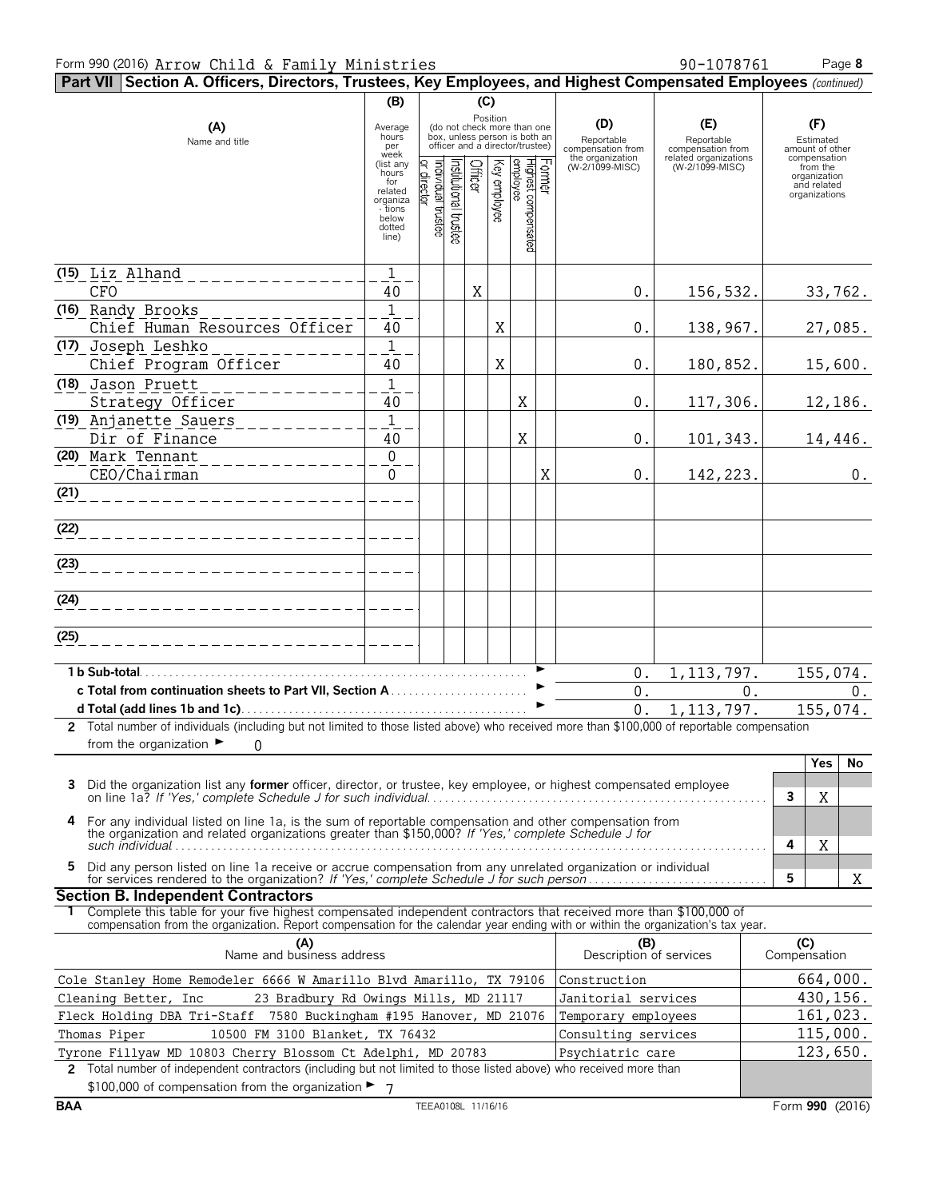Form 990 (2016) Arrow Child & Family Ministries 90-1078761

**Part VII Section A. Officers, Directors, Trustees, Key Employees, and Highest Compensated Employees** *(continued)*

| (A) Name and title | (B) Average hours per week (list any hours for related organizations below dotted line) | (C) Position: Individual trustee or director | Institutional trustee | Officer | Key employee | Highest compensated employee | Former | (D) Reportable compensation from the organization (W-2/1099-MISC) | (E) Reportable compensation from related organizations (W-2/1099-MISC) | (F) Estimated amount of other compensation from the organization and related organizations |
|---|---|---|---|---|---|---|---|---|---|---|
| (15) Liz Alhand<br>CFO | 1<br>40 | | | X | | | | 0. | 156,532. | 33,762. |
| (16) Randy Brooks<br>Chief Human Resources Officer | 1<br>40 | | | | X | | | 0. | 138,967. | 27,085. |
| (17) Joseph Leshko<br>Chief Program Officer | 1<br>40 | | | | X | | | 0. | 180,852. | 15,600. |
| (18) Jason Pruett<br>Strategy Officer | 1<br>40 | | | | | X | | 0. | 117,306. | 12,186. |
| (19) Anjanette Sauers<br>Dir of Finance | 1<br>40 | | | | | X | | 0. | 101,343. | 14,446. |
| (20) Mark Tennant<br>CEO/Chairman | 0<br>0 | | | | | | X | 0. | 142,223. | 0. |
| (21) | | | | | | | | | | |
| (22) | | | | | | | | | | |
| (23) | | | | | | | | | | |
| (24) | | | | | | | | | | |
| (25) | | | | | | | | | | |
| **1 b Sub-total** | | | | | | | | 0. | 1,113,797. | 155,074. |
| **c Total from continuation sheets to Part VII, Section A** | | | | | | | | 0. | 0. | 0. |
| **d Total (add lines 1b and 1c)** | | | | | | | | 0. | 1,113,797. | 155,074. |

**2** Total number of individuals (including but not limited to those listed above) who received more than $100,000 of reportable compensation from the organization ► 0

| | | Yes | No |
|---|---|---|---|
| **3** Did the organization list any **former** officer, director, or trustee, key employee, or highest compensated employee on line 1a? *If 'Yes,' complete Schedule J for such individual* | 3 | X | |
| **4** For any individual listed on line 1a, is the sum of reportable compensation and other compensation from the organization and related organizations greater than $150,000? *If 'Yes,' complete Schedule J for such individual* | 4 | X | |
| **5** Did any person listed on line 1a receive or accrue compensation from any unrelated organization or individual for services rendered to the organization? *If 'Yes,' complete Schedule J for such person* | 5 | | X |

**Section B. Independent Contractors**

**1** Complete this table for your five highest compensated independent contractors that received more than $100,000 of compensation from the organization. Report compensation for the calendar year ending with or within the organization's tax year.

| (A) Name and business address | (B) Description of services | (C) Compensation |
|---|---|---|
| Cole Stanley Home Remodeler 6666 W Amarillo Blvd Amarillo, TX 79106 | Construction | 664,000. |
| Cleaning Better, Inc 23 Bradbury Rd Owings Mills, MD 21117 | Janitorial services | 430,156. |
| Fleck Holding DBA Tri-Staff 7580 Buckingham #195 Hanover, MD 21076 | Temporary employees | 161,023. |
| Thomas Piper 10500 FM 3100 Blanket, TX 76432 | Consulting services | 115,000. |
| Tyrone Fillyaw MD 10803 Cherry Blossom Ct Adelphi, MD 20783 | Psychiatric care | 123,650. |

**2** Total number of independent contractors (including but not limited to those listed above) who received more than $100,000 of compensation from the organization ► 7

BAA TEEA0108L 11/16/16 Form **990** (2016)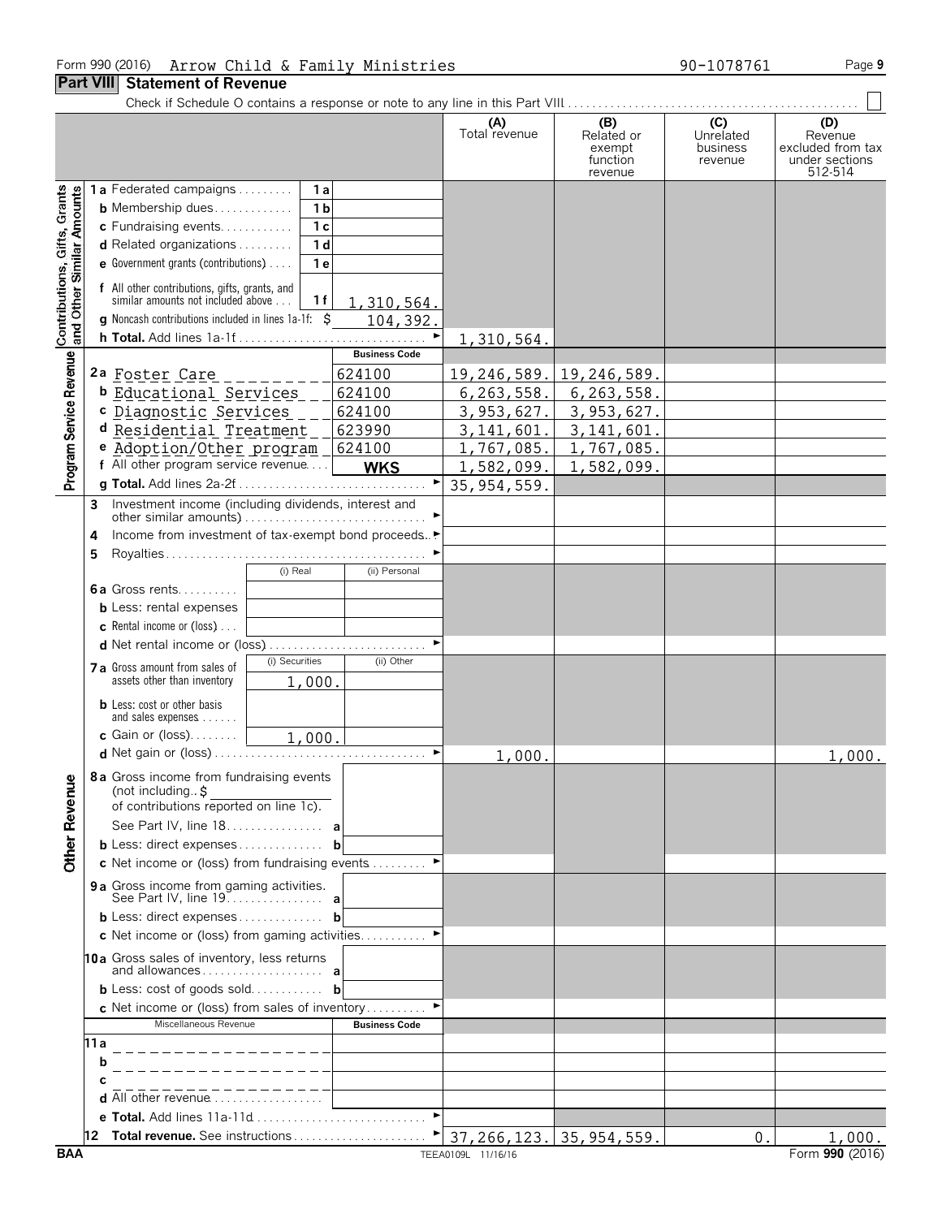Form 990 (2016) Arrow Child & Family Ministries 90-1078761

## Part VIII Statement of Revenue

Check if Schedule O contains a response or note to any line in this Part VIII ☐

| | | | | (A) Total revenue | (B) Related or exempt function revenue | (C) Unrelated business revenue | (D) Revenue excluded from tax under sections 512-514 |
|---|---|---|---|---|---|---|---|
| **Contributions, Gifts, Grants and Other Similar Amounts** | 1a Federated campaigns | 1a | | | | | |
| | b Membership dues | 1b | | | | | |
| | c Fundraising events | 1c | | | | | |
| | d Related organizations | 1d | | | | | |
| | e Government grants (contributions) | 1e | | | | | |
| | f All other contributions, gifts, grants, and similar amounts not included above | 1f | 1,310,564. | | | | |
| | g Noncash contributions included in lines 1a-1f: $ | | 104,392. | | | | |
| | h **Total.** Add lines 1a-1f | | | 1,310,564. | | | |
| **Program Service Revenue** | | | Business Code | | | | |
| | 2a Foster Care | | 624100 | 19,246,589. | 19,246,589. | | |
| | b Educational Services | | 624100 | 6,263,558. | 6,263,558. | | |
| | c Diagnostic Services | | 624100 | 3,953,627. | 3,953,627. | | |
| | d Residential Treatment | | 623990 | 3,141,601. | 3,141,601. | | |
| | e Adoption/Other program | | 624100 | 1,767,085. | 1,767,085. | | |
| | f All other program service revenue | | **WKS** | 1,582,099. | 1,582,099. | | |
| | g **Total.** Add lines 2a-2f | | | 35,954,559. | | | |
| **Other Revenue** | 3 Investment income (including dividends, interest and other similar amounts) | | | | | | |
| | 4 Income from investment of tax-exempt bond proceeds | | | | | | |
| | 5 Royalties | | | | | | |
| | | (i) Real | (ii) Personal | | | | |
| | 6a Gross rents | | | | | | |
| | b Less: rental expenses | | | | | | |
| | c Rental income or (loss) | | | | | | |
| | d Net rental income or (loss) | | | | | | |
| | | (i) Securities | (ii) Other | | | | |
| | 7a Gross amount from sales of assets other than inventory | 1,000. | | | | | |
| | b Less: cost or other basis and sales expenses | | | | | | |
| | c Gain or (loss) | 1,000. | | | | | |
| | d Net gain or (loss) | | | 1,000. | | | 1,000. |
| | 8a Gross income from fundraising events (not including $ of contributions reported on line 1c). See Part IV, line 18 | a | | | | | |
| | b Less: direct expenses | b | | | | | |
| | c Net income or (loss) from fundraising events | | | | | | |
| | 9a Gross income from gaming activities. See Part IV, line 19 | a | | | | | |
| | b Less: direct expenses | b | | | | | |
| | c Net income or (loss) from gaming activities | | | | | | |
| | 10a Gross sales of inventory, less returns and allowances | a | | | | | |
| | b Less: cost of goods sold | b | | | | | |
| | c Net income or (loss) from sales of inventory | | | | | | |
| | Miscellaneous Revenue | | Business Code | | | | |
| | 11a | | | | | | |
| | b | | | | | | |
| | c | | | | | | |
| | d All other revenue | | | | | | |
| | e **Total.** Add lines 11a-11d | | | | | | |
| | 12 **Total revenue.** See instructions | | | 37,266,123. | 35,954,559. | 0. | 1,000. |

BAA TEEA0109L 11/16/16 Form **990** (2016)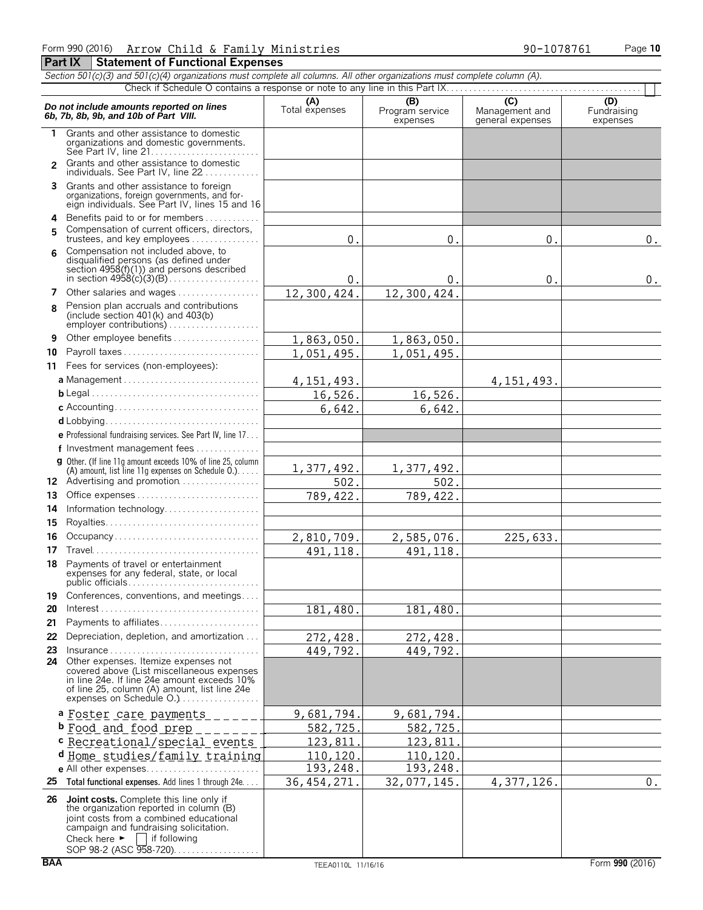Form 990 (2016) Arrow Child & Family Ministries 90-1078761 Page **10**

## Part IX Statement of Functional Expenses

*Section 501(c)(3) and 501(c)(4) organizations must complete all columns. All other organizations must complete column (A).*

Check if Schedule O contains a response or note to any line in this Part IX

| *Do not include amounts reported on lines 6b, 7b, 8b, 9b, and 10b of Part VIII.* | (A) Total expenses | (B) Program service expenses | (C) Management and general expenses | (D) Fundraising expenses |
|---|---|---|---|---|
| 1 Grants and other assistance to domestic organizations and domestic governments. See Part IV, line 21 | | | | |
| 2 Grants and other assistance to domestic individuals. See Part IV, line 22 | | | | |
| 3 Grants and other assistance to foreign organizations, foreign governments, and foreign individuals. See Part IV, lines 15 and 16 | | | | |
| 4 Benefits paid to or for members | | | | |
| 5 Compensation of current officers, directors, trustees, and key employees | 0. | 0. | 0. | 0. |
| 6 Compensation not included above, to disqualified persons (as defined under section 4958(f)(1)) and persons described in section 4958(c)(3)(B) | 0. | 0. | 0. | 0. |
| 7 Other salaries and wages | 12,300,424. | 12,300,424. | | |
| 8 Pension plan accruals and contributions (include section 401(k) and 403(b) employer contributions) | | | | |
| 9 Other employee benefits | 1,863,050. | 1,863,050. | | |
| 10 Payroll taxes | 1,051,495. | 1,051,495. | | |
| 11 Fees for services (non-employees): | | | | |
| a Management | 4,151,493. | | 4,151,493. | |
| b Legal | 16,526. | 16,526. | | |
| c Accounting | 6,642. | 6,642. | | |
| d Lobbying | | | | |
| e Professional fundraising services. See Part IV, line 17 | | | | |
| f Investment management fees | | | | |
| g Other. (If line 11g amount exceeds 10% of line 25, column (A) amount, list line 11g expenses on Schedule O.) | 1,377,492. | 1,377,492. | | |
| 12 Advertising and promotion | 502. | 502. | | |
| 13 Office expenses | 789,422. | 789,422. | | |
| 14 Information technology | | | | |
| 15 Royalties | | | | |
| 16 Occupancy | 2,810,709. | 2,585,076. | 225,633. | |
| 17 Travel | 491,118. | 491,118. | | |
| 18 Payments of travel or entertainment expenses for any federal, state, or local public officials | | | | |
| 19 Conferences, conventions, and meetings | | | | |
| 20 Interest | 181,480. | 181,480. | | |
| 21 Payments to affiliates | | | | |
| 22 Depreciation, depletion, and amortization | 272,428. | 272,428. | | |
| 23 Insurance | 449,792. | 449,792. | | |
| 24 Other expenses. Itemize expenses not covered above (List miscellaneous expenses in line 24e. If line 24e amount exceeds 10% of line 25, column (A) amount, list line 24e expenses on Schedule O.) | | | | |
| a Foster care payments | 9,681,794. | 9,681,794. | | |
| b Food and food prep | 582,725. | 582,725. | | |
| c Recreational/special events | 123,811. | 123,811. | | |
| d Home studies/family training | 110,120. | 110,120. | | |
| e All other expenses | 193,248. | 193,248. | | |
| 25 Total functional expenses. Add lines 1 through 24e | 36,454,271. | 32,077,145. | 4,377,126. | 0. |
| 26 Joint costs. Complete this line only if the organization reported in column (B) joint costs from a combined educational campaign and fundraising solicitation. Check here ► ☐ if following SOP 98-2 (ASC 958-720) | | | | |

BAA TEEA0110L 11/16/16 Form **990** (2016)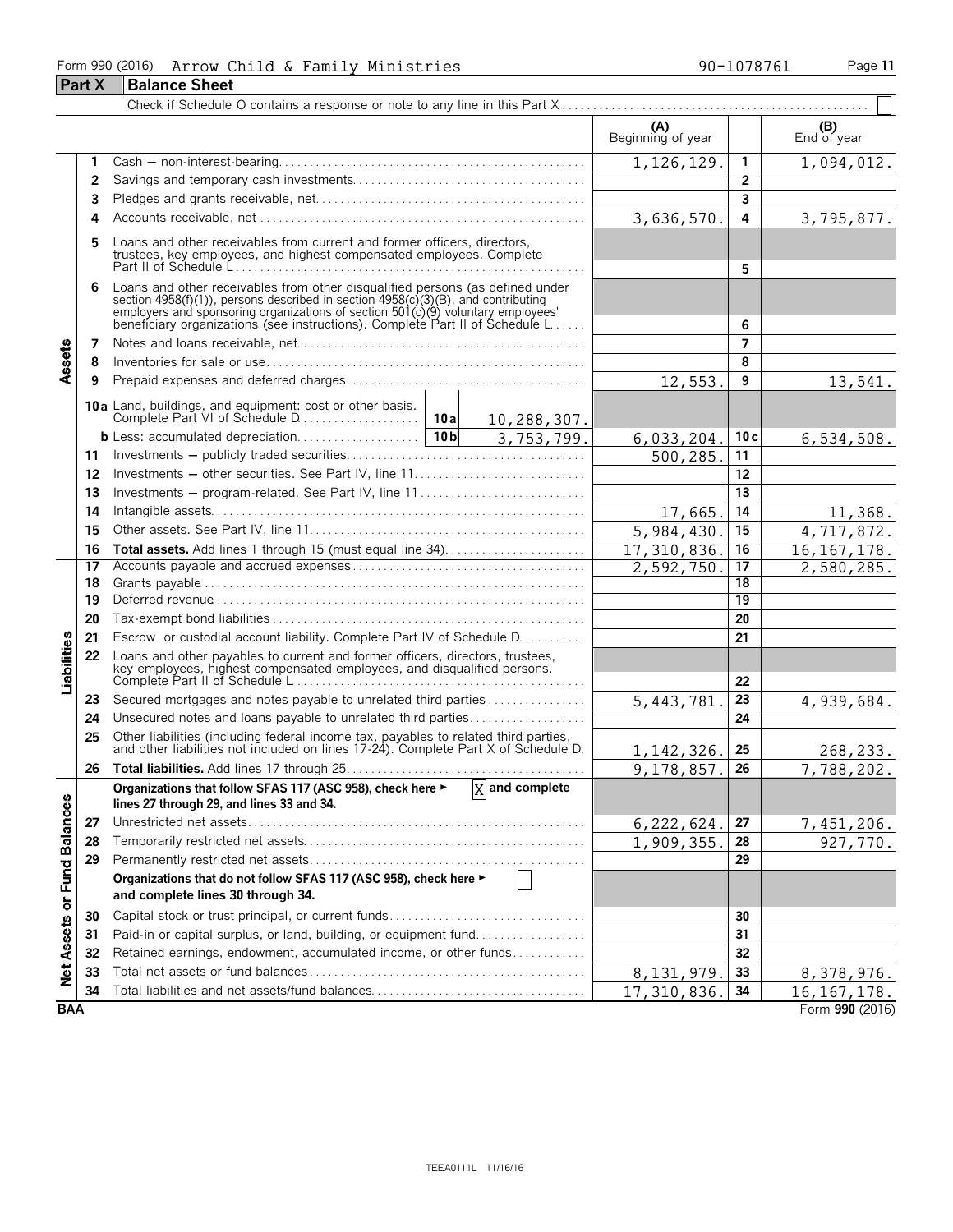Form 990 (2016) Arrow Child & Family Ministries 90-1078761

## Part X Balance Sheet

Check if Schedule O contains a response or note to any line in this Part X . . . . . . . . . . . . . . . . ☐

| Section | Line | Description | | | (A) Beginning of year | Line | (B) End of year |
|---|---|---|---|---|---|---|---|
| Assets | 1 | Cash — non-interest-bearing | | | 1,126,129. | 1 | 1,094,012. |
| | 2 | Savings and temporary cash investments | | | | 2 | |
| | 3 | Pledges and grants receivable, net | | | | 3 | |
| | 4 | Accounts receivable, net | | | 3,636,570. | 4 | 3,795,877. |
| | 5 | Loans and other receivables from current and former officers, directors, trustees, key employees, and highest compensated employees. Complete Part II of Schedule L | | | | 5 | |
| | 6 | Loans and other receivables from other disqualified persons (as defined under section 4958(f)(1)), persons described in section 4958(c)(3)(B), and contributing employers and sponsoring organizations of section 501(c)(9) voluntary employees' beneficiary organizations (see instructions). Complete Part II of Schedule L | | | | 6 | |
| | 7 | Notes and loans receivable, net | | | | 7 | |
| | 8 | Inventories for sale or use | | | | 8 | |
| | 9 | Prepaid expenses and deferred charges | | | 12,553. | 9 | 13,541. |
| | 10a | Land, buildings, and equipment: cost or other basis. Complete Part VI of Schedule D | 10a | 10,288,307. | | | |
| | b | Less: accumulated depreciation | 10b | 3,753,799. | 6,033,204. | 10c | 6,534,508. |
| | 11 | Investments — publicly traded securities | | | 500,285. | 11 | |
| | 12 | Investments — other securities. See Part IV, line 11 | | | | 12 | |
| | 13 | Investments — program-related. See Part IV, line 11 | | | | 13 | |
| | 14 | Intangible assets | | | 17,665. | 14 | 11,368. |
| | 15 | Other assets. See Part IV, line 11 | | | 5,984,430. | 15 | 4,717,872. |
| | 16 | **Total assets.** Add lines 1 through 15 (must equal line 34) | | | 17,310,836. | 16 | 16,167,178. |
| Liabilities | 17 | Accounts payable and accrued expenses | | | 2,592,750. | 17 | 2,580,285. |
| | 18 | Grants payable | | | | 18 | |
| | 19 | Deferred revenue | | | | 19 | |
| | 20 | Tax-exempt bond liabilities | | | | 20 | |
| | 21 | Escrow or custodial account liability. Complete Part IV of Schedule D | | | | 21 | |
| | 22 | Loans and other payables to current and former officers, directors, trustees, key employees, highest compensated employees, and disqualified persons. Complete Part II of Schedule L | | | | 22 | |
| | 23 | Secured mortgages and notes payable to unrelated third parties | | | 5,443,781. | 23 | 4,939,684. |
| | 24 | Unsecured notes and loans payable to unrelated third parties | | | | 24 | |
| | 25 | Other liabilities (including federal income tax, payables to related third parties, and other liabilities not included on lines 17-24). Complete Part X of Schedule D | | | 1,142,326. | 25 | 268,233. |
| | 26 | **Total liabilities.** Add lines 17 through 25 | | | 9,178,857. | 26 | 7,788,202. |
| Net Assets or Fund Balances | | **Organizations that follow SFAS 117 (ASC 958), check here ▶ [X] and complete lines 27 through 29, and lines 33 and 34.** | | | | | |
| | 27 | Unrestricted net assets | | | 6,222,624. | 27 | 7,451,206. |
| | 28 | Temporarily restricted net assets | | | 1,909,355. | 28 | 927,770. |
| | 29 | Permanently restricted net assets | | | | 29 | |
| | | **Organizations that do not follow SFAS 117 (ASC 958), check here ▶ [ ] and complete lines 30 through 34.** | | | | | |
| | 30 | Capital stock or trust principal, or current funds | | | | 30 | |
| | 31 | Paid-in or capital surplus, or land, building, or equipment fund | | | | 31 | |
| | 32 | Retained earnings, endowment, accumulated income, or other funds | | | | 32 | |
| | 33 | Total net assets or fund balances | | | 8,131,979. | 33 | 8,378,976. |
| | 34 | Total liabilities and net assets/fund balances | | | 17,310,836. | 34 | 16,167,178. |

BAA Form **990** (2016)

TEEA0111L 11/16/16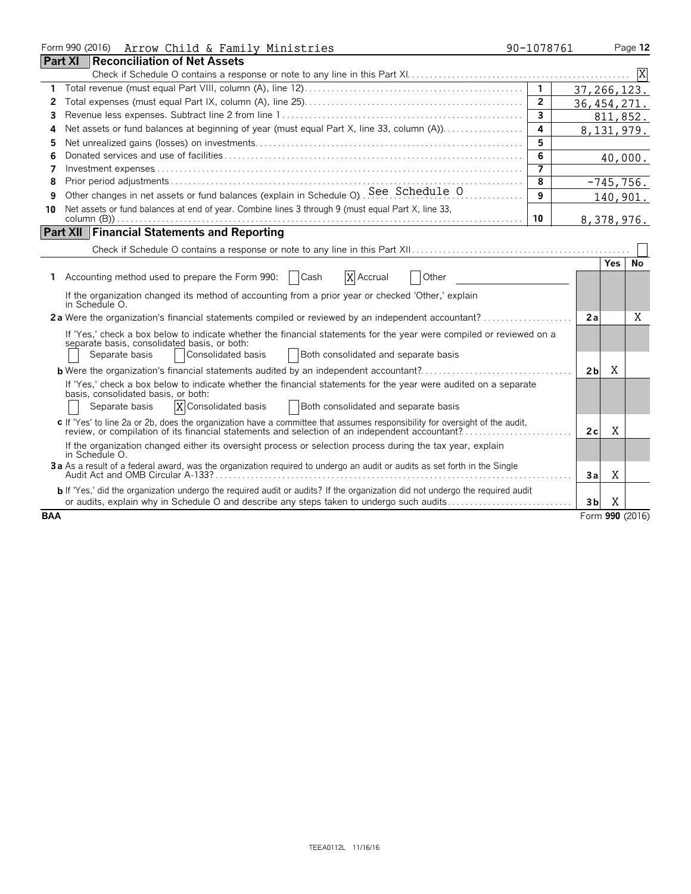Form 990 (2016) Arrow Child & Family Ministries 90-1078761

## Part XI Reconciliation of Net Assets

Check if Schedule O contains a response or note to any line in this Part XI. [X]

| | | | |
|---|---|---|---|
| 1 | Total revenue (must equal Part VIII, column (A), line 12) | 1 | 37,266,123. |
| 2 | Total expenses (must equal Part IX, column (A), line 25) | 2 | 36,454,271. |
| 3 | Revenue less expenses. Subtract line 2 from line 1 | 3 | 811,852. |
| 4 | Net assets or fund balances at beginning of year (must equal Part X, line 33, column (A)) | 4 | 8,131,979. |
| 5 | Net unrealized gains (losses) on investments | 5 | |
| 6 | Donated services and use of facilities | 6 | 40,000. |
| 7 | Investment expenses | 7 | |
| 8 | Prior period adjustments | 8 | -745,756. |
| 9 | Other changes in net assets or fund balances (explain in Schedule O) See Schedule O | 9 | 140,901. |
| 10 | Net assets or fund balances at end of year. Combine lines 3 through 9 (must equal Part X, line 33, column (B)) | 10 | 8,378,976. |

## Part XII Financial Statements and Reporting

Check if Schedule O contains a response or note to any line in this Part XII [ ]

| | | | Yes | No |
|---|---|---|---|---|
| 1 | Accounting method used to prepare the Form 990: [ ] Cash [X] Accrual [ ] Other | | | |
| | If the organization changed its method of accounting from a prior year or checked 'Other,' explain in Schedule O. | | | |
| 2a | Were the organization's financial statements compiled or reviewed by an independent accountant? | 2a | | X |
| | If 'Yes,' check a box below to indicate whether the financial statements for the year were compiled or reviewed on a separate basis, consolidated basis, or both: [ ] Separate basis [ ] Consolidated basis [ ] Both consolidated and separate basis | | | |
| b | Were the organization's financial statements audited by an independent accountant? | 2b | X | |
| | If 'Yes,' check a box below to indicate whether the financial statements for the year were audited on a separate basis, consolidated basis, or both: [ ] Separate basis [X] Consolidated basis [ ] Both consolidated and separate basis | | | |
| c | If 'Yes' to line 2a or 2b, does the organization have a committee that assumes responsibility for oversight of the audit, review, or compilation of its financial statements and selection of an independent accountant? | 2c | X | |
| | If the organization changed either its oversight process or selection process during the tax year, explain in Schedule O. | | | |
| 3a | As a result of a federal award, was the organization required to undergo an audit or audits as set forth in the Single Audit Act and OMB Circular A-133? | 3a | X | |
| b | If 'Yes,' did the organization undergo the required audit or audits? If the organization did not undergo the required audit or audits, explain why in Schedule O and describe any steps taken to undergo such audits | 3b | X | |

BAA Form **990** (2016)

TEEA0112L 11/16/16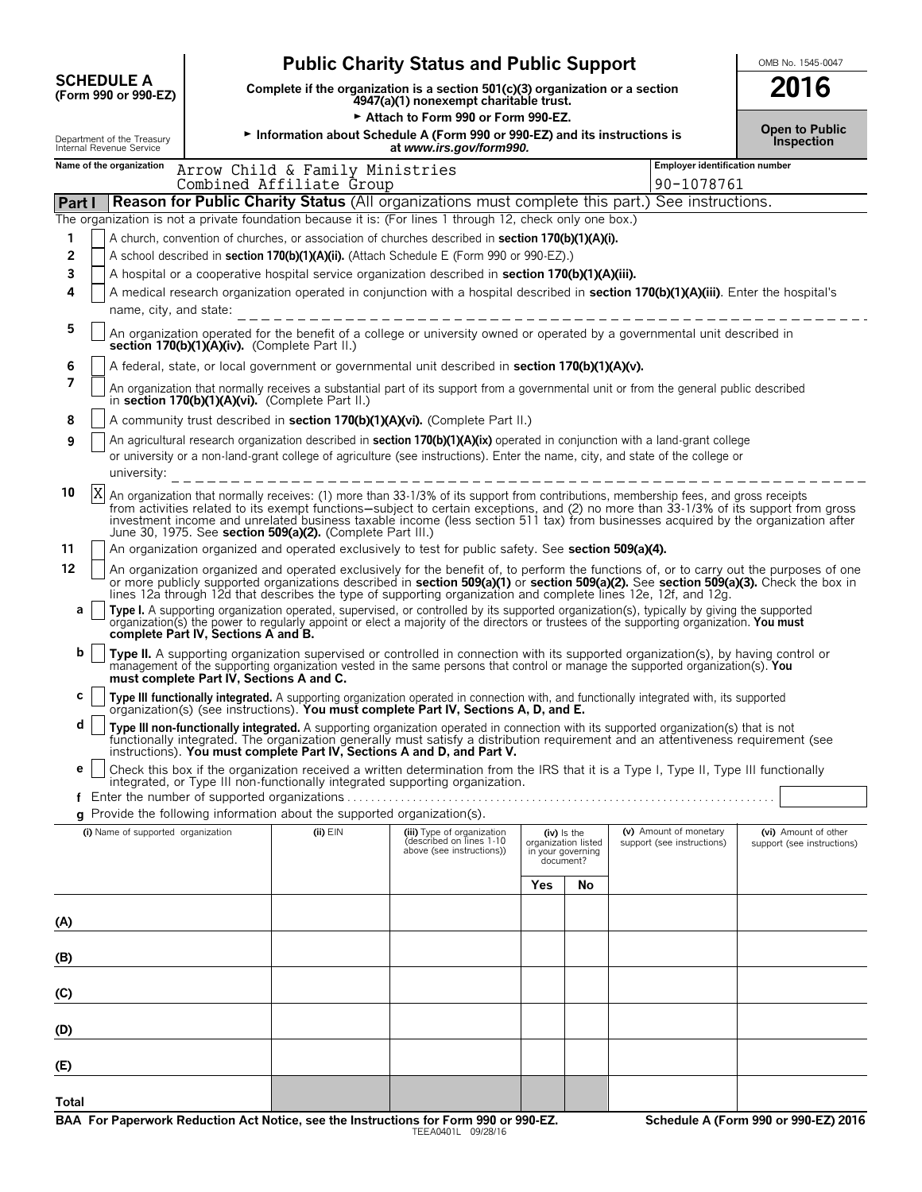**SCHEDULE A (Form 990 or 990-EZ)**

Department of the Treasury
Internal Revenue Service

# Public Charity Status and Public Support

**Complete if the organization is a section 501(c)(3) organization or a section 4947(a)(1) nonexempt charitable trust.**

► **Attach to Form 990 or Form 990-EZ.**

► **Information about Schedule A (Form 990 or 990-EZ) and its instructions is at *www.irs.gov/form990.***

OMB No. 1545-0047

**2016**

**Open to Public Inspection**

**Name of the organization:** Arrow Child & Family Ministries Combined Affiliate Group

**Employer identification number:** 90-1078761

## Part I Reason for Public Charity Status (All organizations must complete this part.) See instructions.

The organization is not a private foundation because it is: (For lines 1 through 12, check only one box.)

1 [ ] A church, convention of churches, or association of churches described in **section 170(b)(1)(A)(i).**

2 [ ] A school described in **section 170(b)(1)(A)(ii).** (Attach Schedule E (Form 990 or 990-EZ).)

3 [ ] A hospital or a cooperative hospital service organization described in **section 170(b)(1)(A)(iii).**

4 [ ] A medical research organization operated in conjunction with a hospital described in **section 170(b)(1)(A)(iii)**. Enter the hospital's name, city, and state:

5 [ ] An organization operated for the benefit of a college or university owned or operated by a governmental unit described in **section 170(b)(1)(A)(iv).** (Complete Part II.)

6 [ ] A federal, state, or local government or governmental unit described in **section 170(b)(1)(A)(v).**

7 [ ] An organization that normally receives a substantial part of its support from a governmental unit or from the general public described in **section 170(b)(1)(A)(vi).** (Complete Part II.)

8 [ ] A community trust described in **section 170(b)(1)(A)(vi).** (Complete Part II.)

9 [ ] An agricultural research organization described in **section 170(b)(1)(A)(ix)** operated in conjunction with a land-grant college or university or a non-land-grant college of agriculture (see instructions). Enter the name, city, and state of the college or university:

10 [X] An organization that normally receives: (1) more than 33-1/3% of its support from contributions, membership fees, and gross receipts from activities related to its exempt functions—subject to certain exceptions, and (2) no more than 33-1/3% of its support from gross investment income and unrelated business taxable income (less section 511 tax) from businesses acquired by the organization after June 30, 1975. See **section 509(a)(2).** (Complete Part III.)

11 [ ] An organization organized and operated exclusively to test for public safety. See **section 509(a)(4).**

12 [ ] An organization organized and operated exclusively for the benefit of, to perform the functions of, or to carry out the purposes of one or more publicly supported organizations described in **section 509(a)(1)** or **section 509(a)(2).** See **section 509(a)(3).** Check the box in lines 12a through 12d that describes the type of supporting organization and complete lines 12e, 12f, and 12g.

a [ ] **Type I.** A supporting organization operated, supervised, or controlled by its supported organization(s), typically by giving the supported organization(s) the power to regularly appoint or elect a majority of the directors or trustees of the supporting organization. **You must complete Part IV, Sections A and B.**

b [ ] **Type II.** A supporting organization supervised or controlled in connection with its supported organization(s), by having control or management of the supporting organization vested in the same persons that control or manage the supported organization(s). **You must complete Part IV, Sections A and C.**

c [ ] **Type III functionally integrated.** A supporting organization operated in connection with, and functionally integrated with, its supported organization(s) (see instructions). **You must complete Part IV, Sections A, D, and E.**

d [ ] **Type III non-functionally integrated.** A supporting organization operated in connection with its supported organization(s) that is not functionally integrated. The organization generally must satisfy a distribution requirement and an attentiveness requirement (see instructions). **You must complete Part IV, Sections A and D, and Part V.**

e [ ] Check this box if the organization received a written determination from the IRS that it is a Type I, Type II, Type III functionally integrated, or Type III non-functionally integrated supporting organization.

f Enter the number of supported organizations

g Provide the following information about the supported organization(s).

| (i) Name of supported organization | (ii) EIN | (iii) Type of organization (described on lines 1-10 above (see instructions)) | (iv) Is the organization listed in your governing document? Yes | No | (v) Amount of monetary support (see instructions) | (vi) Amount of other support (see instructions) |
|---|---|---|---|---|---|---|
| (A) | | | | | | |
| (B) | | | | | | |
| (C) | | | | | | |
| (D) | | | | | | |
| (E) | | | | | | |
| Total | | | | | | |

**BAA For Paperwork Reduction Act Notice, see the Instructions for Form 990 or 990-EZ.** TEEA0401L 09/28/16 **Schedule A (Form 990 or 990-EZ) 2016**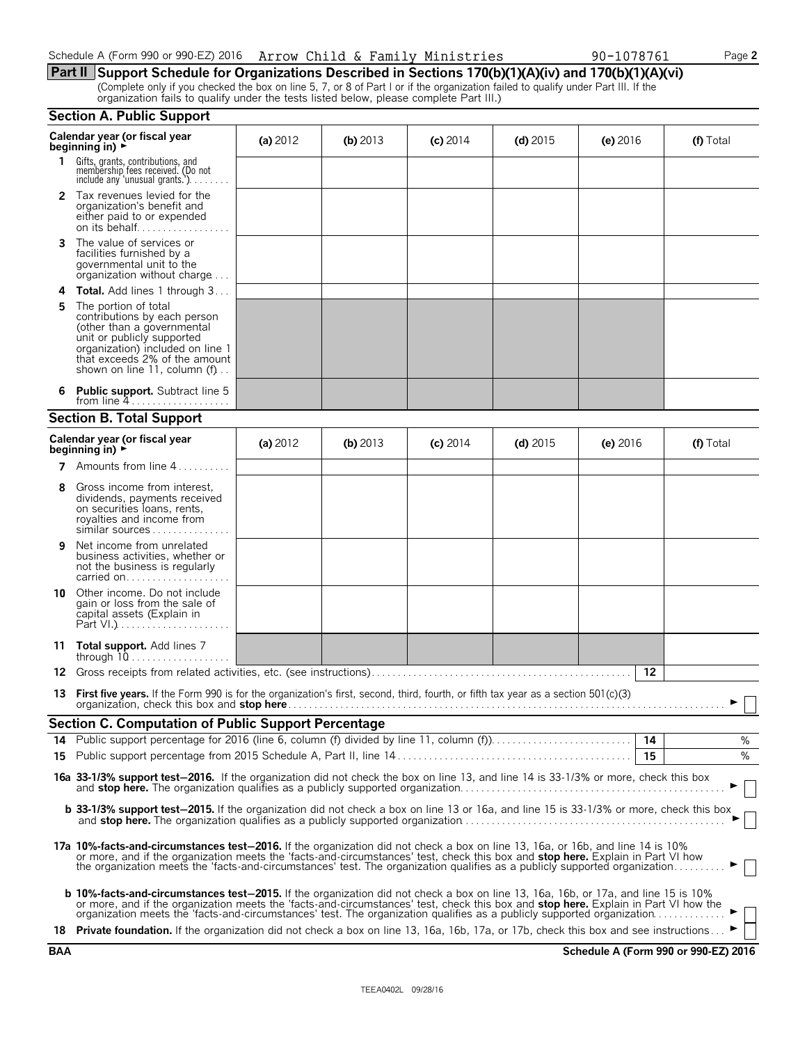**Part II Support Schedule for Organizations Described in Sections 170(b)(1)(A)(iv) and 170(b)(1)(A)(vi)**

(Complete only if you checked the box on line 5, 7, or 8 of Part I or if the organization failed to qualify under Part III. If the organization fails to qualify under the tests listed below, please complete Part III.)

## Section A. Public Support

| Calendar year (or fiscal year beginning in) ► | (a) 2012 | (b) 2013 | (c) 2014 | (d) 2015 | (e) 2016 | (f) Total |
|---|---|---|---|---|---|---|
| 1 Gifts, grants, contributions, and membership fees received. (Do not include any 'unusual grants.') | | | | | | |
| 2 Tax revenues levied for the organization's benefit and either paid to or expended on its behalf | | | | | | |
| 3 The value of services or facilities furnished by a governmental unit to the organization without charge | | | | | | |
| 4 **Total.** Add lines 1 through 3 | | | | | | |
| 5 The portion of total contributions by each person (other than a governmental unit or publicly supported organization) included on line 1 that exceeds 2% of the amount shown on line 11, column (f) | | | | | | |
| 6 **Public support.** Subtract line 5 from line 4 | | | | | | |

## Section B. Total Support

| Calendar year (or fiscal year beginning in) ► | (a) 2012 | (b) 2013 | (c) 2014 | (d) 2015 | (e) 2016 | (f) Total |
|---|---|---|---|---|---|---|
| 7 Amounts from line 4 | | | | | | |
| 8 Gross income from interest, dividends, payments received on securities loans, rents, royalties and income from similar sources | | | | | | |
| 9 Net income from unrelated business activities, whether or not the business is regularly carried on | | | | | | |
| 10 Other income. Do not include gain or loss from the sale of capital assets (Explain in Part VI.) | | | | | | |
| 11 **Total support.** Add lines 7 through 10 | | | | | | |

12 Gross receipts from related activities, etc. (see instructions) | 12 |

13 **First five years.** If the Form 990 is for the organization's first, second, third, fourth, or fifth tax year as a section 501(c)(3) organization, check this box and **stop here** ► ☐

## Section C. Computation of Public Support Percentage

14 Public support percentage for 2016 (line 6, column (f) divided by line 11, column (f)) | 14 | %

15 Public support percentage from 2015 Schedule A, Part II, line 14 | 15 | %

**16a 33-1/3% support test–2016.** If the organization did not check the box on line 13, and line 14 is 33-1/3% or more, check this box and **stop here.** The organization qualifies as a publicly supported organization ► ☐

**b 33-1/3% support test–2015.** If the organization did not check a box on line 13 or 16a, and line 15 is 33-1/3% or more, check this box and **stop here.** The organization qualifies as a publicly supported organization ► ☐

**17a 10%-facts-and-circumstances test–2016.** If the organization did not check a box on line 13, 16a, or 16b, and line 14 is 10% or more, and if the organization meets the 'facts-and-circumstances' test, check this box and **stop here.** Explain in Part VI how the organization meets the 'facts-and-circumstances' test. The organization qualifies as a publicly supported organization ► ☐

**b 10%-facts-and-circumstances test–2015.** If the organization did not check a box on line 13, 16a, 16b, or 17a, and line 15 is 10% or more, and if the organization meets the 'facts-and-circumstances' test, check this box and **stop here.** Explain in Part VI how the organization meets the 'facts-and-circumstances' test. The organization qualifies as a publicly supported organization ► ☐

**18 Private foundation.** If the organization did not check a box on line 13, 16a, 16b, 17a, or 17b, check this box and see instructions ► ☐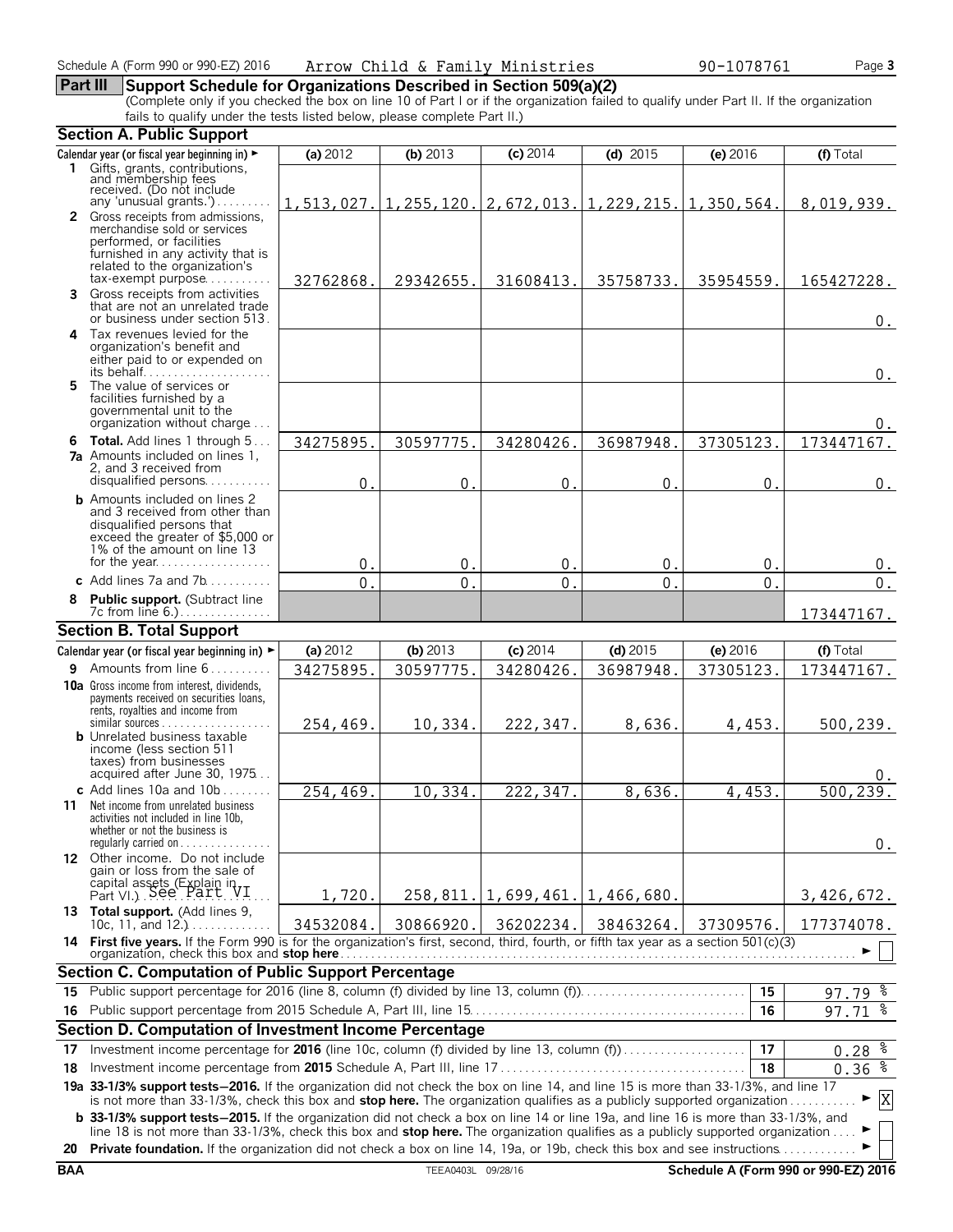Schedule A (Form 990 or 990-EZ) 2016 Arrow Child & Family Ministries 90-1078761

## Part III Support Schedule for Organizations Described in Section 509(a)(2)

(Complete only if you checked the box on line 10 of Part I or if the organization failed to qualify under Part II. If the organization fails to qualify under the tests listed below, please complete Part II.)

### Section A. Public Support

| Calendar year (or fiscal year beginning in) ► | (a) 2012 | (b) 2013 | (c) 2014 | (d) 2015 | (e) 2016 | (f) Total |
|---|---|---|---|---|---|---|
| **1** Gifts, grants, contributions, and membership fees received. (Do not include any 'unusual grants.') | 1,513,027. | 1,255,120. | 2,672,013. | 1,229,215. | 1,350,564. | 8,019,939. |
| **2** Gross receipts from admissions, merchandise sold or services performed, or facilities furnished in any activity that is related to the organization's tax-exempt purpose | 32762868. | 29342655. | 31608413. | 35758733. | 35954559. | 165427228. |
| **3** Gross receipts from activities that are not an unrelated trade or business under section 513 | | | | | | 0. |
| **4** Tax revenues levied for the organization's benefit and either paid to or expended on its behalf | | | | | | 0. |
| **5** The value of services or facilities furnished by a governmental unit to the organization without charge | | | | | | 0. |
| **6 Total.** Add lines 1 through 5 | 34275895. | 30597775. | 34280426. | 36987948. | 37305123. | 173447167. |
| **7a** Amounts included on lines 1, 2, and 3 received from disqualified persons | 0. | 0. | 0. | 0. | 0. | 0. |
| **b** Amounts included on lines 2 and 3 received from other than disqualified persons that exceed the greater of $5,000 or 1% of the amount on line 13 for the year | 0. | 0. | 0. | 0. | 0. | 0. |
| **c** Add lines 7a and 7b | 0. | 0. | 0. | 0. | 0. | 0. |
| **8 Public support.** (Subtract line 7c from line 6.) | | | | | | 173447167. |

### Section B. Total Support

| Calendar year (or fiscal year beginning in) ► | (a) 2012 | (b) 2013 | (c) 2014 | (d) 2015 | (e) 2016 | (f) Total |
|---|---|---|---|---|---|---|
| **9** Amounts from line 6 | 34275895. | 30597775. | 34280426. | 36987948. | 37305123. | 173447167. |
| **10a** Gross income from interest, dividends, payments received on securities loans, rents, royalties and income from similar sources | 254,469. | 10,334. | 222,347. | 8,636. | 4,453. | 500,239. |
| **b** Unrelated business taxable income (less section 511 taxes) from businesses acquired after June 30, 1975 | | | | | | 0. |
| **c** Add lines 10a and 10b | 254,469. | 10,334. | 222,347. | 8,636. | 4,453. | 500,239. |
| **11** Net income from unrelated business activities not included in line 10b, whether or not the business is regularly carried on | | | | | | 0. |
| **12** Other income. Do not include gain or loss from the sale of capital assets (Explain in Part VI.) See Part VI | 1,720. | 258,811. | 1,699,461. | 1,466,680. | | 3,426,672. |
| **13 Total support.** (Add lines 9, 10c, 11, and 12.) | 34532084. | 30866920. | 36202234. | 38463264. | 37309576. | 177374078. |

**14 First five years.** If the Form 990 is for the organization's first, second, third, fourth, or fifth tax year as a section 501(c)(3) organization, check this box and **stop here** ► [ ]

### Section C. Computation of Public Support Percentage

| | | | |
|---|---|---|---|
| **15** | Public support percentage for 2016 (line 8, column (f) divided by line 13, column (f)) | 15 | 97.79 % |
| **16** | Public support percentage from 2015 Schedule A, Part III, line 15 | 16 | 97.71 % |

### Section D. Computation of Investment Income Percentage

| | | | |
|---|---|---|---|
| **17** | Investment income percentage for **2016** (line 10c, column (f) divided by line 13, column (f)) | 17 | 0.28 % |
| **18** | Investment income percentage from **2015** Schedule A, Part III, line 17 | 18 | 0.36 % |

**19a 33-1/3% support tests—2016.** If the organization did not check the box on line 14, and line 15 is more than 33-1/3%, and line 17 is not more than 33-1/3%, check this box and **stop here.** The organization qualifies as a publicly supported organization ► [X]

**b 33-1/3% support tests—2015.** If the organization did not check a box on line 14 or line 19a, and line 16 is more than 33-1/3%, and line 18 is not more than 33-1/3%, check this box and **stop here.** The organization qualifies as a publicly supported organization ► [ ]

**20 Private foundation.** If the organization did not check a box on line 14, 19a, or 19b, check this box and see instructions ► [ ]

BAA TEEA0403L 09/28/16 Schedule A (Form 990 or 990-EZ) 2016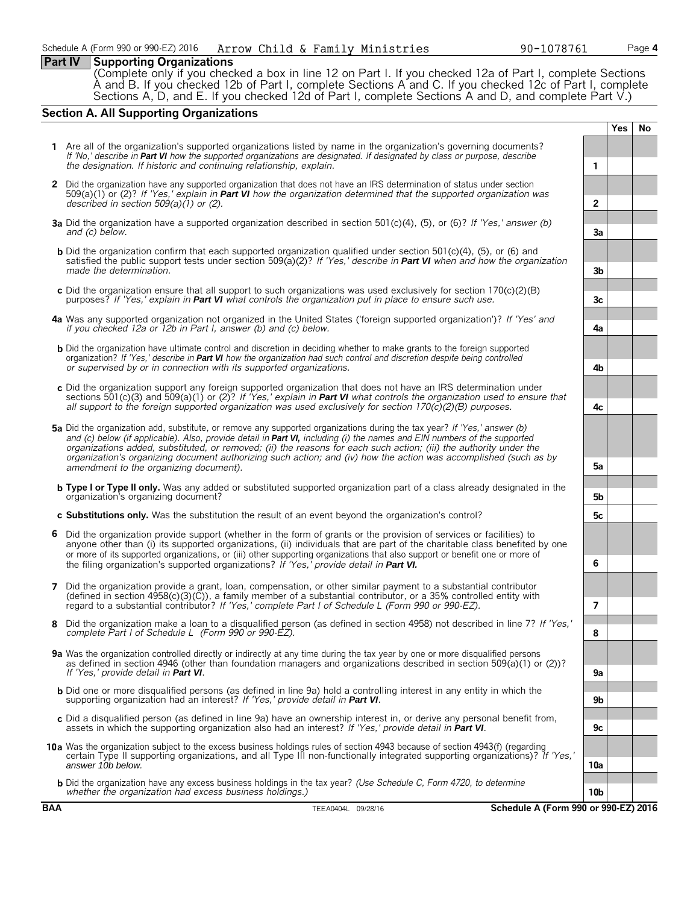Schedule A (Form 990 or 990-EZ) 2016 Arrow Child & Family Ministries 90-1078761 Page 4

## Part IV Supporting Organizations

(Complete only if you checked a box in line 12 on Part I. If you checked 12a of Part I, complete Sections A and B. If you checked 12b of Part I, complete Sections A and C. If you checked 12c of Part I, complete Sections A, D, and E. If you checked 12d of Part I, complete Sections A and D, and complete Part V.)

### Section A. All Supporting Organizations

| | | | Yes | No |
|---|---|---|---|---|
| **1** | Are all of the organization's supported organizations listed by name in the organization's governing documents? *If 'No,' describe in **Part VI** how the supported organizations are designated. If designated by class or purpose, describe the designation. If historic and continuing relationship, explain.* | 1 | | |
| **2** | Did the organization have any supported organization that does not have an IRS determination of status under section 509(a)(1) or (2)? *If 'Yes,' explain in **Part VI** how the organization determined that the supported organization was described in section 509(a)(1) or (2).* | 2 | | |
| **3a** | Did the organization have a supported organization described in section 501(c)(4), (5), or (6)? *If 'Yes,' answer (b) and (c) below.* | 3a | | |
| **b** | Did the organization confirm that each supported organization qualified under section 501(c)(4), (5), or (6) and satisfied the public support tests under section 509(a)(2)? *If 'Yes,' describe in **Part VI** when and how the organization made the determination.* | 3b | | |
| **c** | Did the organization ensure that all support to such organizations was used exclusively for section 170(c)(2)(B) purposes? *If 'Yes,' explain in **Part VI** what controls the organization put in place to ensure such use.* | 3c | | |
| **4a** | Was any supported organization not organized in the United States ('foreign supported organization')? *If 'Yes' and if you checked 12a or 12b in Part I, answer (b) and (c) below.* | 4a | | |
| **b** | Did the organization have ultimate control and discretion in deciding whether to make grants to the foreign supported organization? *If 'Yes,' describe in **Part VI** how the organization had such control and discretion despite being controlled or supervised by or in connection with its supported organizations.* | 4b | | |
| **c** | Did the organization support any foreign supported organization that does not have an IRS determination under sections 501(c)(3) and 509(a)(1) or (2)? *If 'Yes,' explain in **Part VI** what controls the organization used to ensure that all support to the foreign supported organization was used exclusively for section 170(c)(2)(B) purposes.* | 4c | | |
| **5a** | Did the organization add, substitute, or remove any supported organizations during the tax year? *If 'Yes,' answer (b) and (c) below (if applicable). Also, provide detail in **Part VI,** including (i) the names and EIN numbers of the supported organizations added, substituted, or removed; (ii) the reasons for each such action; (iii) the authority under the organization's organizing document authorizing such action; and (iv) how the action was accomplished (such as by amendment to the organizing document).* | 5a | | |
| **b** | **Type I or Type II only.** Was any added or substituted supported organization part of a class already designated in the organization's organizing document? | 5b | | |
| **c** | **Substitutions only.** Was the substitution the result of an event beyond the organization's control? | 5c | | |
| **6** | Did the organization provide support (whether in the form of grants or the provision of services or facilities) to anyone other than (i) its supported organizations, (ii) individuals that are part of the charitable class benefited by one or more of its supported organizations, or (iii) other supporting organizations that also support or benefit one or more of the filing organization's supported organizations? *If 'Yes,' provide detail in **Part VI.*** | 6 | | |
| **7** | Did the organization provide a grant, loan, compensation, or other similar payment to a substantial contributor (defined in section 4958(c)(3)(C)), a family member of a substantial contributor, or a 35% controlled entity with regard to a substantial contributor? *If 'Yes,' complete Part I of Schedule L (Form 990 or 990-EZ).* | 7 | | |
| **8** | Did the organization make a loan to a disqualified person (as defined in section 4958) not described in line 7? *If 'Yes,' complete Part I of Schedule L (Form 990 or 990-EZ).* | 8 | | |
| **9a** | Was the organization controlled directly or indirectly at any time during the tax year by one or more disqualified persons as defined in section 4946 (other than foundation managers and organizations described in section 509(a)(1) or (2))? *If 'Yes,' provide detail in **Part VI**.* | 9a | | |
| **b** | Did one or more disqualified persons (as defined in line 9a) hold a controlling interest in any entity in which the supporting organization had an interest? *If 'Yes,' provide detail in **Part VI**.* | 9b | | |
| **c** | Did a disqualified person (as defined in line 9a) have an ownership interest in, or derive any personal benefit from, assets in which the supporting organization also had an interest? *If 'Yes,' provide detail in **Part VI**.* | 9c | | |
| **10a** | Was the organization subject to the excess business holdings rules of section 4943 because of section 4943(f) (regarding certain Type II supporting organizations, and all Type III non-functionally integrated supporting organizations)? *If 'Yes,' answer 10b below.* | 10a | | |
| **b** | Did the organization have any excess business holdings in the tax year? *(Use Schedule C, Form 4720, to determine whether the organization had excess business holdings.)* | 10b | | |

BAA TEEA0404L 09/28/16 Schedule A (Form 990 or 990-EZ) 2016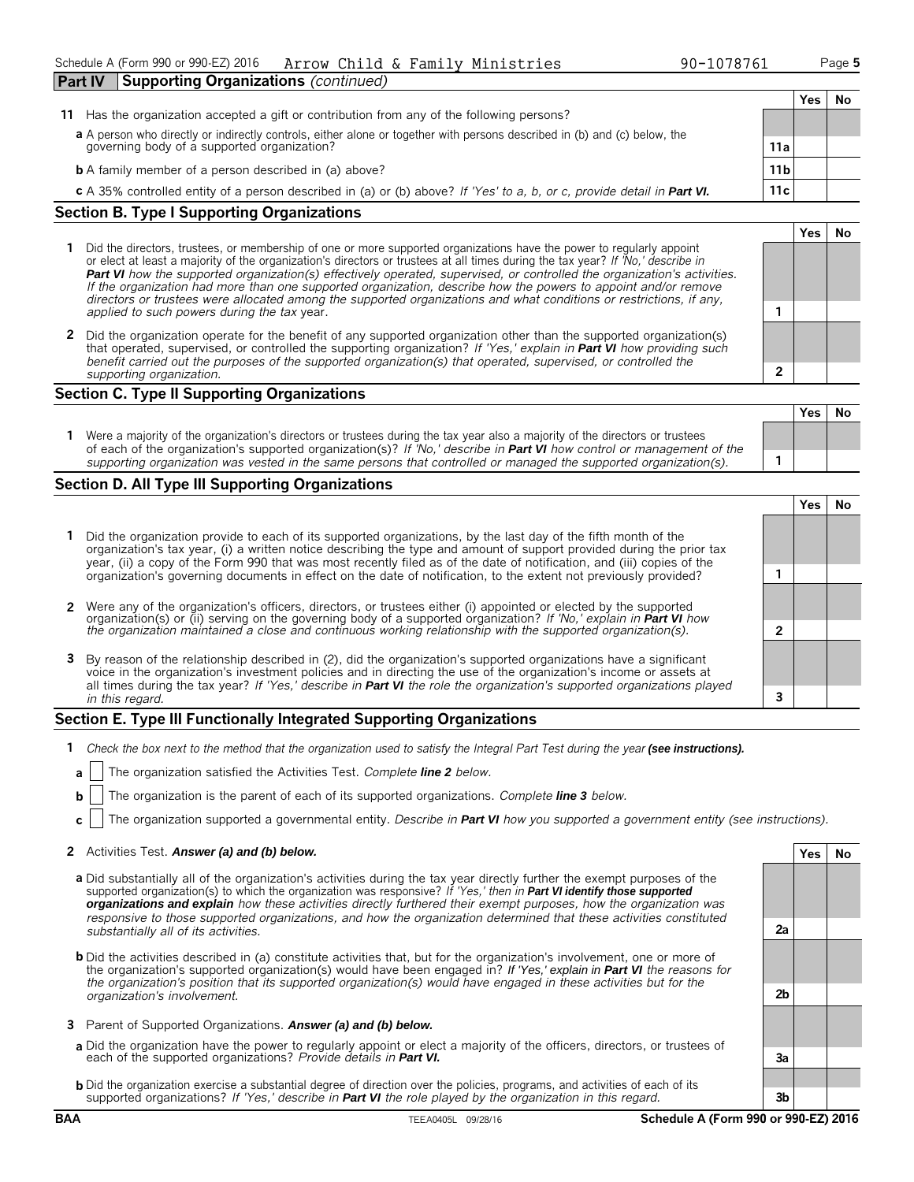## Part IV Supporting Organizations *(continued)*

| | | | Yes | No |
|---|---|---|---|---|
| **11** | Has the organization accepted a gift or contribution from any of the following persons? | | | |
| | **a** A person who directly or indirectly controls, either alone or together with persons described in (b) and (c) below, the governing body of a supported organization? | 11a | | |
| | **b** A family member of a person described in (a) above? | 11b | | |
| | **c** A 35% controlled entity of a person described in (a) or (b) above? *If 'Yes' to a, b, or c, provide detail in* ***Part VI.*** | 11c | | |

## Section B. Type I Supporting Organizations

| | | | Yes | No |
|---|---|---|---|---|
| **1** | Did the directors, trustees, or membership of one or more supported organizations have the power to regularly appoint or elect at least a majority of the organization's directors or trustees at all times during the tax year? *If 'No,' describe in* ***Part VI*** *how the supported organization(s) effectively operated, supervised, or controlled the organization's activities. If the organization had more than one supported organization, describe how the powers to appoint and/or remove directors or trustees were allocated among the supported organizations and what conditions or restrictions, if any, applied to such powers during the tax* year. | 1 | | |
| **2** | Did the organization operate for the benefit of any supported organization other than the supported organization(s) that operated, supervised, or controlled the supporting organization? *If 'Yes,' explain in* ***Part VI*** *how providing such benefit carried out the purposes of the supported organization(s) that operated, supervised, or controlled the supporting organization.* | 2 | | |

## Section C. Type II Supporting Organizations

| | | | Yes | No |
|---|---|---|---|---|
| **1** | Were a majority of the organization's directors or trustees during the tax year also a majority of the directors or trustees of each of the organization's supported organization(s)? *If 'No,' describe in* ***Part VI*** *how control or management of the supporting organization was vested in the same persons that controlled or managed the supported organization(s).* | 1 | | |

## Section D. All Type III Supporting Organizations

| | | | Yes | No |
|---|---|---|---|---|
| **1** | Did the organization provide to each of its supported organizations, by the last day of the fifth month of the organization's tax year, (i) a written notice describing the type and amount of support provided during the prior tax year, (ii) a copy of the Form 990 that was most recently filed as of the date of notification, and (iii) copies of the organization's governing documents in effect on the date of notification, to the extent not previously provided? | 1 | | |
| **2** | Were any of the organization's officers, directors, or trustees either (i) appointed or elected by the supported organization(s) or (ii) serving on the governing body of a supported organization? *If 'No,' explain in* ***Part VI*** *how the organization maintained a close and continuous working relationship with the supported organization(s).* | 2 | | |
| **3** | By reason of the relationship described in (2), did the organization's supported organizations have a significant voice in the organization's investment policies and in directing the use of the organization's income or assets at all times during the tax year? *If 'Yes,' describe in* ***Part VI*** *the role the organization's supported organizations played in this regard.* | 3 | | |

## Section E. Type III Functionally Integrated Supporting Organizations

**1** *Check the box next to the method that the organization used to satisfy the Integral Part Test during the year* ***(see instructions).***

- **a** ☐ The organization satisfied the Activities Test. *Complete* ***line 2*** *below.*
- **b** ☐ The organization is the parent of each of its supported organizations. *Complete* ***line 3*** *below.*
- **c** ☐ The organization supported a governmental entity. *Describe in* ***Part VI*** *how you supported a government entity (see instructions).*

| | | | Yes | No |
|---|---|---|---|---|
| **2** | Activities Test. ***Answer (a) and (b) below.*** | | | |
| | **a** Did substantially all of the organization's activities during the tax year directly further the exempt purposes of the supported organization(s) to which the organization was responsive? *If 'Yes,' then in* ***Part VI identify those supported organizations and explain*** *how these activities directly furthered their exempt purposes, how the organization was responsive to those supported organizations, and how the organization determined that these activities constituted substantially all of its activities.* | 2a | | |
| | **b** Did the activities described in (a) constitute activities that, but for the organization's involvement, one or more of the organization's supported organization(s) would have been engaged in? ***If 'Yes,' explain in Part VI*** *the reasons for the organization's position that its supported organization(s) would have engaged in these activities but for the organization's involvement.* | 2b | | |
| **3** | Parent of Supported Organizations. ***Answer (a) and (b) below.*** | | | |
| | **a** Did the organization have the power to regularly appoint or elect a majority of the officers, directors, or trustees of each of the supported organizations? *Provide details in* ***Part VI.*** | 3a | | |
| | **b** Did the organization exercise a substantial degree of direction over the policies, programs, and activities of each of its supported organizations? *If 'Yes,' describe in* ***Part VI*** *the role played by the organization in this regard.* | 3b | | |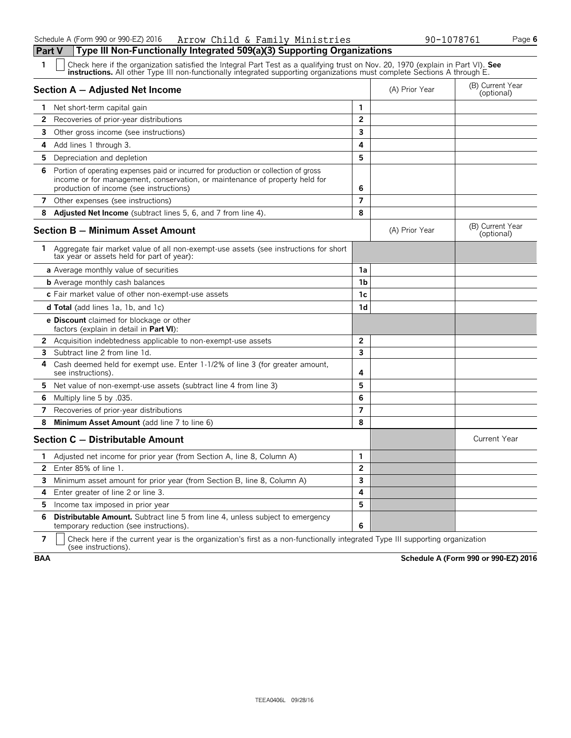Schedule A (Form 990 or 990-EZ) 2016 Arrow Child & Family Ministries 90-1078761

## Part V Type III Non-Functionally Integrated 509(a)(3) Supporting Organizations

**1** ☐ Check here if the organization satisfied the Integral Part Test as a qualifying trust on Nov. 20, 1970 (explain in Part VI). **See instructions.** All other Type III non-functionally integrated supporting organizations must complete Sections A through E.

| **Section A — Adjusted Net Income** | | (A) Prior Year | (B) Current Year (optional) |
|---|---|---|---|
| **1** Net short-term capital gain | 1 | | |
| **2** Recoveries of prior-year distributions | 2 | | |
| **3** Other gross income (see instructions) | 3 | | |
| **4** Add lines 1 through 3. | 4 | | |
| **5** Depreciation and depletion | 5 | | |
| **6** Portion of operating expenses paid or incurred for production or collection of gross income or for management, conservation, or maintenance of property held for production of income (see instructions) | 6 | | |
| **7** Other expenses (see instructions) | 7 | | |
| **8** **Adjusted Net Income** (subtract lines 5, 6, and 7 from line 4). | 8 | | |

| **Section B — Minimum Asset Amount** | | (A) Prior Year | (B) Current Year (optional) |
|---|---|---|---|
| **1** Aggregate fair market value of all non-exempt-use assets (see instructions for short tax year or assets held for part of year): | | | |
| **a** Average monthly value of securities | 1a | | |
| **b** Average monthly cash balances | 1b | | |
| **c** Fair market value of other non-exempt-use assets | 1c | | |
| **d Total** (add lines 1a, 1b, and 1c) | 1d | | |
| **e Discount** claimed for blockage or other factors (explain in detail in **Part VI**): | | | |
| **2** Acquisition indebtedness applicable to non-exempt-use assets | 2 | | |
| **3** Subtract line 2 from line 1d. | 3 | | |
| **4** Cash deemed held for exempt use. Enter 1-1/2% of line 3 (for greater amount, see instructions). | 4 | | |
| **5** Net value of non-exempt-use assets (subtract line 4 from line 3) | 5 | | |
| **6** Multiply line 5 by .035. | 6 | | |
| **7** Recoveries of prior-year distributions | 7 | | |
| **8** **Minimum Asset Amount** (add line 7 to line 6) | 8 | | |

| **Section C — Distributable Amount** | | | Current Year |
|---|---|---|---|
| **1** Adjusted net income for prior year (from Section A, line 8, Column A) | 1 | | |
| **2** Enter 85% of line 1. | 2 | | |
| **3** Minimum asset amount for prior year (from Section B, line 8, Column A) | 3 | | |
| **4** Enter greater of line 2 or line 3. | 4 | | |
| **5** Income tax imposed in prior year | 5 | | |
| **6** **Distributable Amount.** Subtract line 5 from line 4, unless subject to emergency temporary reduction (see instructions). | 6 | | |

**7** ☐ Check here if the current year is the organization's first as a non-functionally integrated Type III supporting organization (see instructions).

**BAA** **Schedule A (Form 990 or 990-EZ) 2016**

TEEA0406L 09/28/16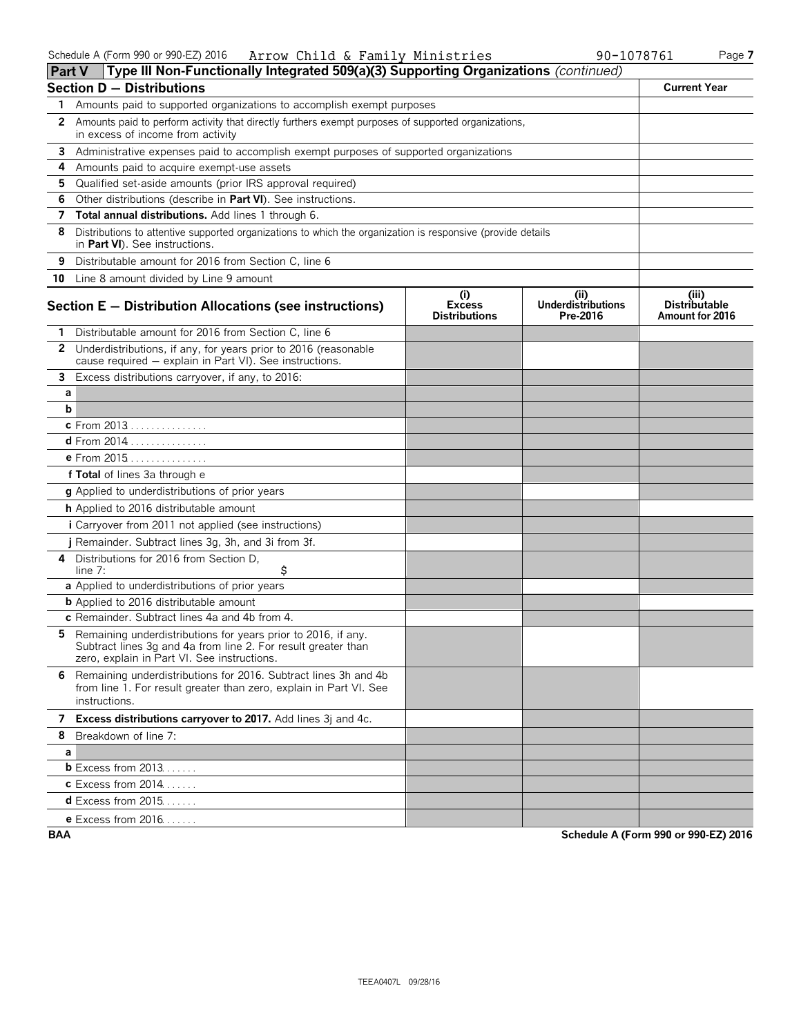Schedule A (Form 990 or 990-EZ) 2016 Arrow Child & Family Ministries 90-1078761 Page 7

## Part V Type III Non-Functionally Integrated 509(a)(3) Supporting Organizations *(continued)*

| **Section D — Distributions** | **Current Year** |
|---|---|
| **1** Amounts paid to supported organizations to accomplish exempt purposes | |
| **2** Amounts paid to perform activity that directly furthers exempt purposes of supported organizations, in excess of income from activity | |
| **3** Administrative expenses paid to accomplish exempt purposes of supported organizations | |
| **4** Amounts paid to acquire exempt-use assets | |
| **5** Qualified set-aside amounts (prior IRS approval required) | |
| **6** Other distributions (describe in **Part VI**). See instructions. | |
| **7** **Total annual distributions.** Add lines 1 through 6. | |
| **8** Distributions to attentive supported organizations to which the organization is responsive (provide details in **Part VI**). See instructions. | |
| **9** Distributable amount for 2016 from Section C, line 6 | |
| **10** Line 8 amount divided by Line 9 amount | |

| **Section E — Distribution Allocations (see instructions)** | **(i) Excess Distributions** | **(ii) Underdistributions Pre-2016** | **(iii) Distributable Amount for 2016** |
|---|---|---|---|
| **1** Distributable amount for 2016 from Section C, line 6 | | | |
| **2** Underdistributions, if any, for years prior to 2016 (reasonable cause required – explain in Part VI). See instructions. | | | |
| **3** Excess distributions carryover, if any, to 2016: | | | |
| **a** | | | |
| **b** | | | |
| **c** From 2013 | | | |
| **d** From 2014 | | | |
| **e** From 2015 | | | |
| **f Total** of lines 3a through e | | | |
| **g** Applied to underdistributions of prior years | | | |
| **h** Applied to 2016 distributable amount | | | |
| **i** Carryover from 2011 not applied (see instructions) | | | |
| **j** Remainder. Subtract lines 3g, 3h, and 3i from 3f. | | | |
| **4** Distributions for 2016 from Section D, line 7: $ | | | |
| **a** Applied to underdistributions of prior years | | | |
| **b** Applied to 2016 distributable amount | | | |
| **c** Remainder. Subtract lines 4a and 4b from 4. | | | |
| **5** Remaining underdistributions for years prior to 2016, if any. Subtract lines 3g and 4a from line 2. For result greater than zero, explain in Part VI. See instructions. | | | |
| **6** Remaining underdistributions for 2016. Subtract lines 3h and 4b from line 1. For result greater than zero, explain in Part VI. See instructions. | | | |
| **7** **Excess distributions carryover to 2017.** Add lines 3j and 4c. | | | |
| **8** Breakdown of line 7: | | | |
| **a** | | | |
| **b** Excess from 2013 | | | |
| **c** Excess from 2014 | | | |
| **d** Excess from 2015 | | | |
| **e** Excess from 2016 | | | |

BAA Schedule A (Form 990 or 990-EZ) 2016

TEEA0407L 09/28/16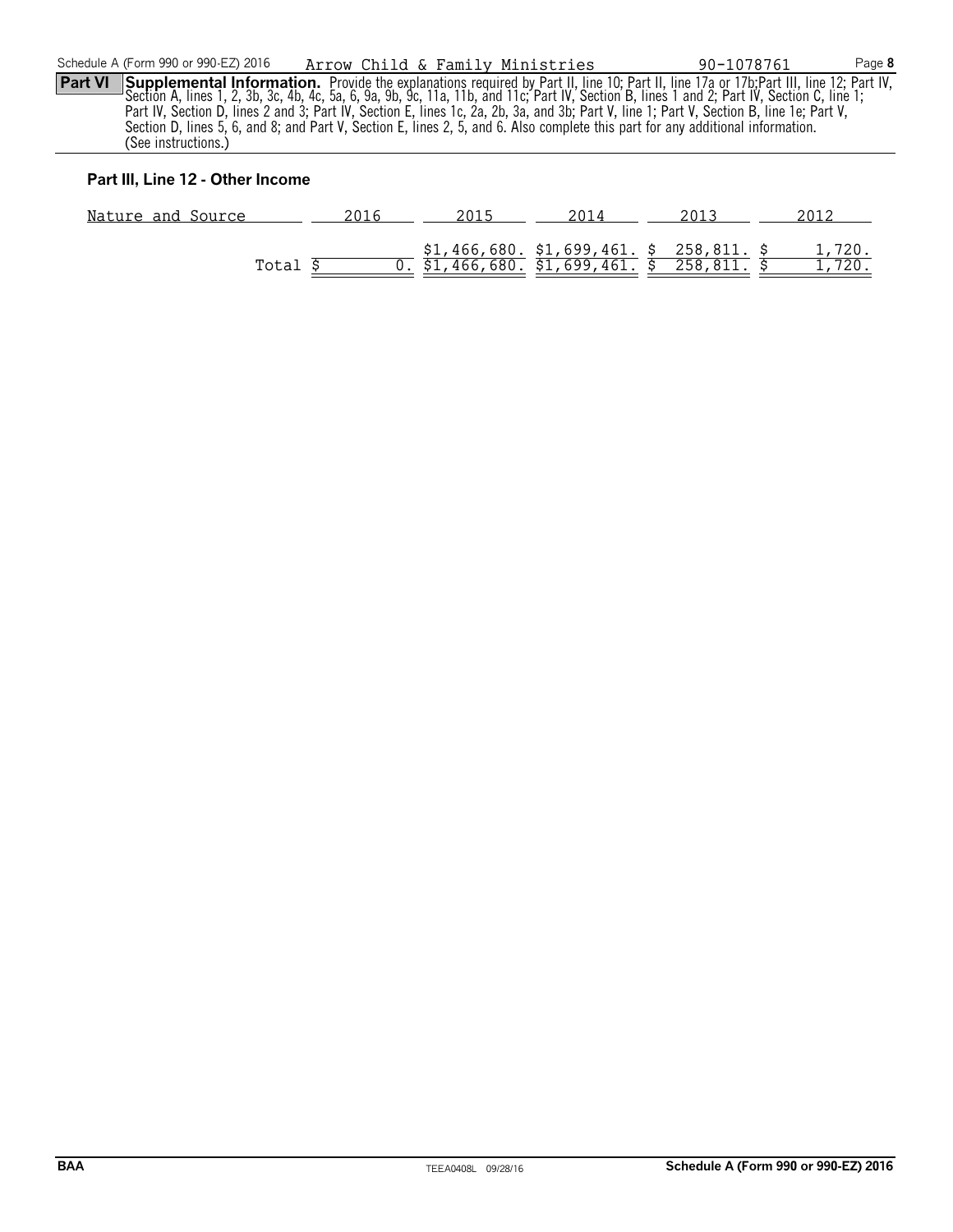Schedule A (Form 990 or 990-EZ) 2016 Arrow Child & Family Ministries 90-1078761

**Part VI** **Supplemental Information.** Provide the explanations required by Part II, line 10; Part II, line 17a or 17b;Part III, line 12; Part IV, Section A, lines 1, 2, 3b, 3c, 4b, 4c, 5a, 6, 9a, 9b, 9c, 11a, 11b, and 11c; Part IV, Section B, lines 1 and 2; Part IV, Section C, line 1; Part IV, Section D, lines 2 and 3; Part IV, Section E, lines 1c, 2a, 2b, 3a, and 3b; Part V, line 1; Part V, Section B, line 1e; Part V, Section D, lines 5, 6, and 8; and Part V, Section E, lines 2, 5, and 6. Also complete this part for any additional information. (See instructions.)

### Part III, Line 12 - Other Income

| Nature and Source | 2016 | 2015 | 2014 | 2013 | 2012 |
|---|---|---|---|---|---|
| | | $1,466,680. | $1,699,461. | $ 258,811. | $ 1,720. |
| Total | $ 0. | $1,466,680. | $1,699,461. | $ 258,811. | $ 1,720. |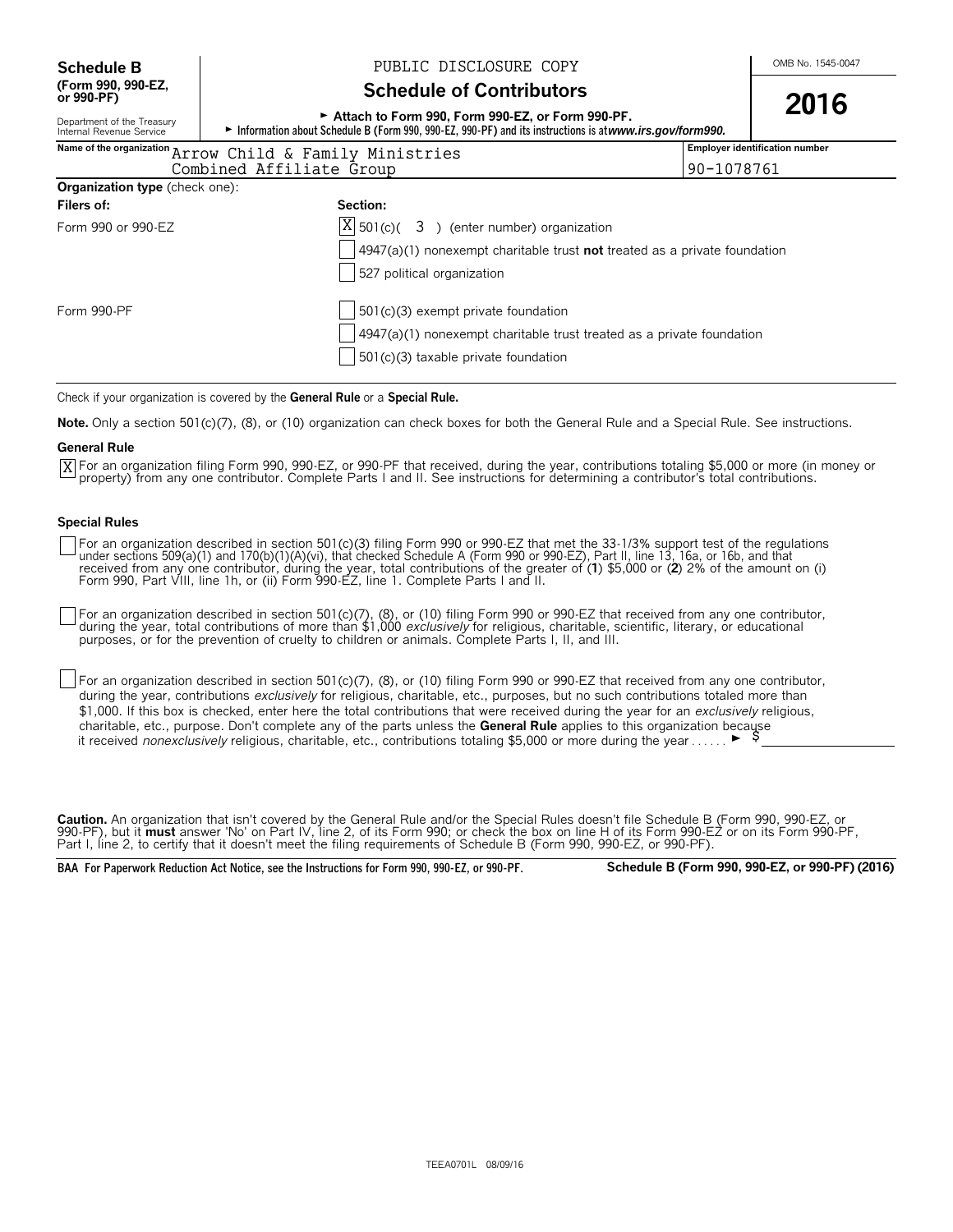**Schedule B**
**(Form 990, 990-EZ, or 990-PF)**

Department of the Treasury
Internal Revenue Service

PUBLIC DISCLOSURE COPY

# Schedule of Contributors

► Attach to Form 990, Form 990-EZ, or Form 990-PF.
► Information about Schedule B (Form 990, 990-EZ, 990-PF) and its instructions is at *www.irs.gov/form990.*

OMB No. 1545-0047

**2016**

| Name of the organization | Employer identification number |
|---|---|
| Arrow Child & Family Ministries Combined Affiliate Group | 90-1078761 |

**Organization type** (check one):

| **Filers of:** | **Section:** |
|---|---|
| Form 990 or 990-EZ | [X] 501(c)( 3 ) (enter number) organization |
| | [ ] 4947(a)(1) nonexempt charitable trust **not** treated as a private foundation |
| | [ ] 527 political organization |
| Form 990-PF | [ ] 501(c)(3) exempt private foundation |
| | [ ] 4947(a)(1) nonexempt charitable trust treated as a private foundation |
| | [ ] 501(c)(3) taxable private foundation |

Check if your organization is covered by the **General Rule** or a **Special Rule.**

**Note.** Only a section 501(c)(7), (8), or (10) organization can check boxes for both the General Rule and a Special Rule. See instructions.

**General Rule**

[X] For an organization filing Form 990, 990-EZ, or 990-PF that received, during the year, contributions totaling $5,000 or more (in money or property) from any one contributor. Complete Parts I and II. See instructions for determining a contributor's total contributions.

**Special Rules**

[ ] For an organization described in section 501(c)(3) filing Form 990 or 990-EZ that met the 33-1/3% support test of the regulations under sections 509(a)(1) and 170(b)(1)(A)(vi), that checked Schedule A (Form 990 or 990-EZ), Part II, line 13, 16a, or 16b, and that received from any one contributor, during the year, total contributions of the greater of (**1**) $5,000 or (**2**) 2% of the amount on (i) Form 990, Part VIII, line 1h, or (ii) Form 990-EZ, line 1. Complete Parts I and II.

[ ] For an organization described in section 501(c)(7), (8), or (10) filing Form 990 or 990-EZ that received from any one contributor, during the year, total contributions of more than $1,000 *exclusively* for religious, charitable, scientific, literary, or educational purposes, or for the prevention of cruelty to children or animals. Complete Parts I, II, and III.

[ ] For an organization described in section 501(c)(7), (8), or (10) filing Form 990 or 990-EZ that received from any one contributor, during the year, contributions *exclusively* for religious, charitable, etc., purposes, but no such contributions totaled more than $1,000. If this box is checked, enter here the total contributions that were received during the year for an *exclusively* religious, charitable, etc., purpose. Don't complete any of the parts unless the **General Rule** applies to this organization because it received *nonexclusively* religious, charitable, etc., contributions totaling $5,000 or more during the year . . . . . . ► $ ________

**Caution.** An organization that isn't covered by the General Rule and/or the Special Rules doesn't file Schedule B (Form 990, 990-EZ, or 990-PF), but it **must** answer 'No' on Part IV, line 2, of its Form 990; or check the box on line H of its Form 990-EZ or on its Form 990-PF, Part I, line 2, to certify that it doesn't meet the filing requirements of Schedule B (Form 990, 990-EZ, or 990-PF).

**BAA For Paperwork Reduction Act Notice, see the Instructions for Form 990, 990-EZ, or 990-PF.** **Schedule B (Form 990, 990-EZ, or 990-PF) (2016)**

TEEA0701L 08/09/16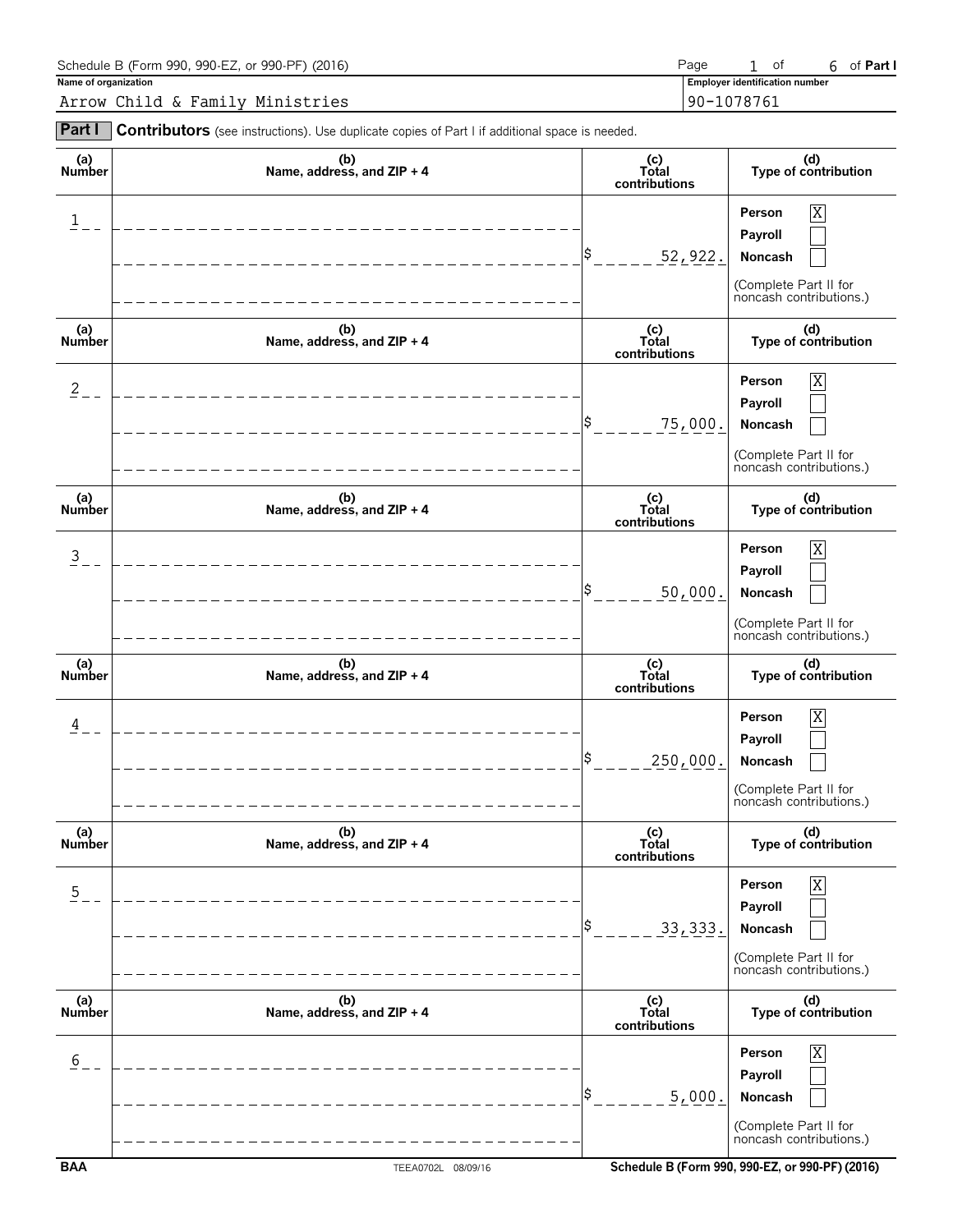Schedule B (Form 990, 990-EZ, or 990-PF) (2016)

Page 1 of 6 of **Part I**

**Name of organization**

Arrow Child & Family Ministries

**Employer identification number**

90-1078761

**Part I** **Contributors** (see instructions). Use duplicate copies of Part I if additional space is needed.

| (a) Number | (b) Name, address, and ZIP + 4 | (c) Total contributions | (d) Type of contribution |
|---|---|---|---|
| 1 | | $ 52,922. | Person [X] Payroll [ ] Noncash [ ] (Complete Part II for noncash contributions.) |
| 2 | | $ 75,000. | Person [X] Payroll [ ] Noncash [ ] (Complete Part II for noncash contributions.) |
| 3 | | $ 50,000. | Person [X] Payroll [ ] Noncash [ ] (Complete Part II for noncash contributions.) |
| 4 | | $ 250,000. | Person [X] Payroll [ ] Noncash [ ] (Complete Part II for noncash contributions.) |
| 5 | | $ 33,333. | Person [X] Payroll [ ] Noncash [ ] (Complete Part II for noncash contributions.) |
| 6 | | $ 5,000. | Person [X] Payroll [ ] Noncash [ ] (Complete Part II for noncash contributions.) |

BAA TEEA0702L 08/09/16 Schedule B (Form 990, 990-EZ, or 990-PF) (2016)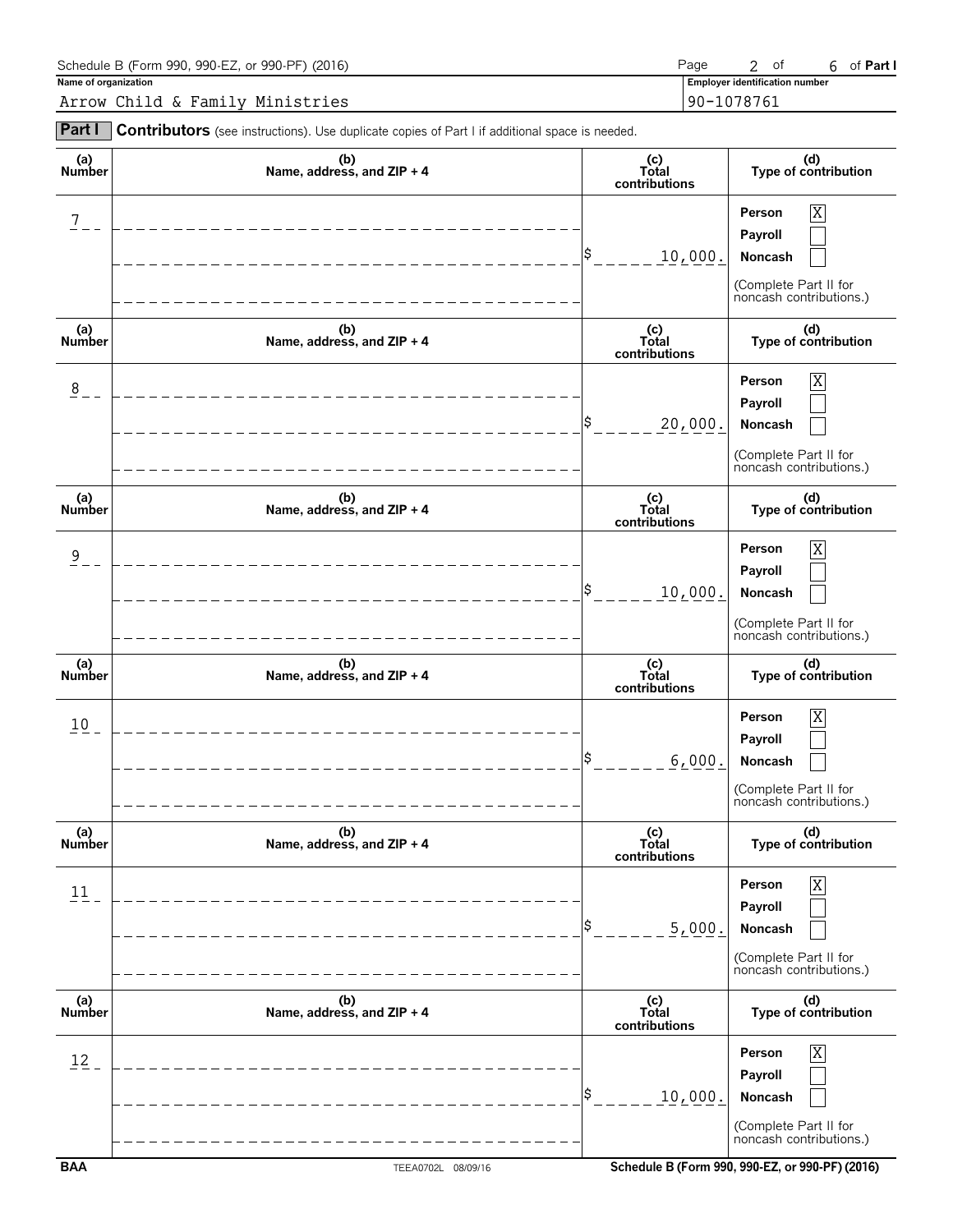Schedule B (Form 990, 990-EZ, or 990-PF) (2016)

**Name of organization**

Arrow Child & Family Ministries

**Employer identification number**

90-1078761

**Part I** **Contributors** (see instructions). Use duplicate copies of Part I if additional space is needed.

| (a) Number | (b) Name, address, and ZIP + 4 | (c) Total contributions | (d) Type of contribution |
|---|---|---|---|
| 7 | | $ 10,000. | Person [X] Payroll [ ] Noncash [ ] (Complete Part II for noncash contributions.) |
| 8 | | $ 20,000. | Person [X] Payroll [ ] Noncash [ ] (Complete Part II for noncash contributions.) |
| 9 | | $ 10,000. | Person [X] Payroll [ ] Noncash [ ] (Complete Part II for noncash contributions.) |
| 10 | | $ 6,000. | Person [X] Payroll [ ] Noncash [ ] (Complete Part II for noncash contributions.) |
| 11 | | $ 5,000. | Person [X] Payroll [ ] Noncash [ ] (Complete Part II for noncash contributions.) |
| 12 | | $ 10,000. | Person [X] Payroll [ ] Noncash [ ] (Complete Part II for noncash contributions.) |

BAA TEEA0702L 08/09/16 Schedule B (Form 990, 990-EZ, or 990-PF) (2016)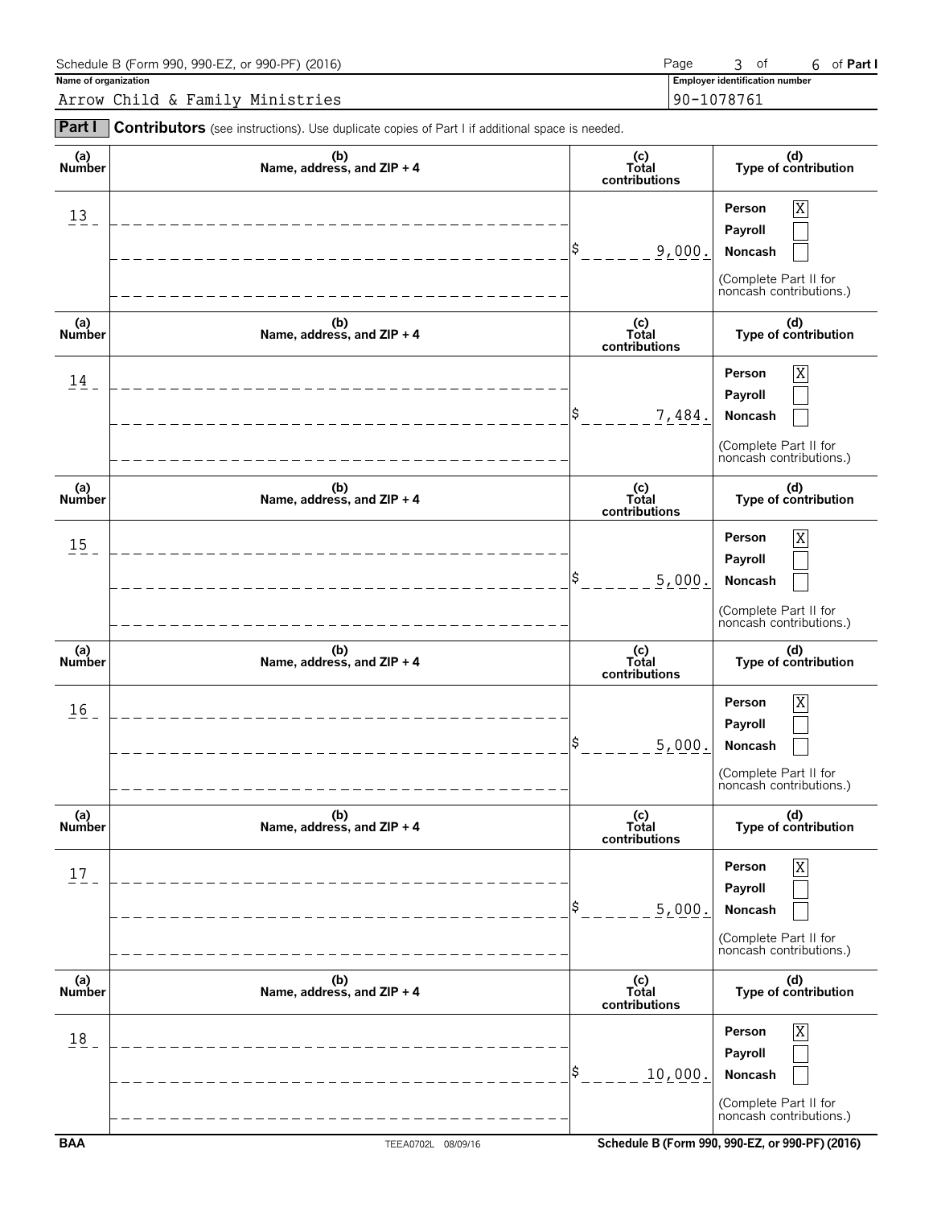Schedule B (Form 990, 990-EZ, or 990-PF) (2016) Page 3 of 6 of **Part I**

**Name of organization**

Arrow Child & Family Ministries

**Employer identification number**

90-1078761

**Part I** **Contributors** (see instructions). Use duplicate copies of Part I if additional space is needed.

| (a) Number | (b) Name, address, and ZIP + 4 | (c) Total contributions | (d) Type of contribution |
|---|---|---|---|
| 13 | | $ 9,000. | Person [X] Payroll [ ] Noncash [ ] (Complete Part II for noncash contributions.) |
| 14 | | $ 7,484. | Person [X] Payroll [ ] Noncash [ ] (Complete Part II for noncash contributions.) |
| 15 | | $ 5,000. | Person [X] Payroll [ ] Noncash [ ] (Complete Part II for noncash contributions.) |
| 16 | | $ 5,000. | Person [X] Payroll [ ] Noncash [ ] (Complete Part II for noncash contributions.) |
| 17 | | $ 5,000. | Person [X] Payroll [ ] Noncash [ ] (Complete Part II for noncash contributions.) |
| 18 | | $ 10,000. | Person [X] Payroll [ ] Noncash [ ] (Complete Part II for noncash contributions.) |

BAA TEEA0702L 08/09/16 Schedule B (Form 990, 990-EZ, or 990-PF) (2016)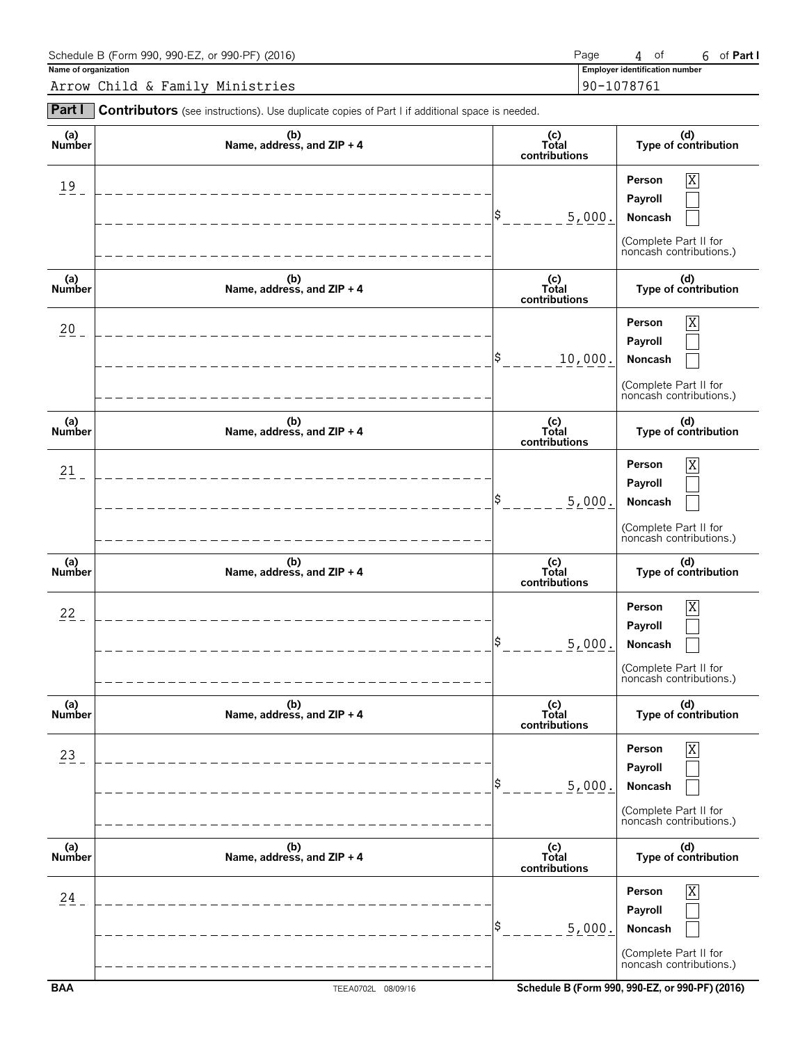Schedule B (Form 990, 990-EZ, or 990-PF) (2016)

**Name of organization**
Arrow Child & Family Ministries

**Employer identification number**
90-1078761

**Part I** **Contributors** (see instructions). Use duplicate copies of Part I if additional space is needed.

| (a) Number | (b) Name, address, and ZIP + 4 | (c) Total contributions | (d) Type of contribution |
|---|---|---|---|
| 19 | | $ 5,000. | Person [X] Payroll [ ] Noncash [ ] (Complete Part II for noncash contributions.) |
| 20 | | $ 10,000. | Person [X] Payroll [ ] Noncash [ ] (Complete Part II for noncash contributions.) |
| 21 | | $ 5,000. | Person [X] Payroll [ ] Noncash [ ] (Complete Part II for noncash contributions.) |
| 22 | | $ 5,000. | Person [X] Payroll [ ] Noncash [ ] (Complete Part II for noncash contributions.) |
| 23 | | $ 5,000. | Person [X] Payroll [ ] Noncash [ ] (Complete Part II for noncash contributions.) |
| 24 | | $ 5,000. | Person [X] Payroll [ ] Noncash [ ] (Complete Part II for noncash contributions.) |

BAA TEEA0702L 08/09/16 Schedule B (Form 990, 990-EZ, or 990-PF) (2016)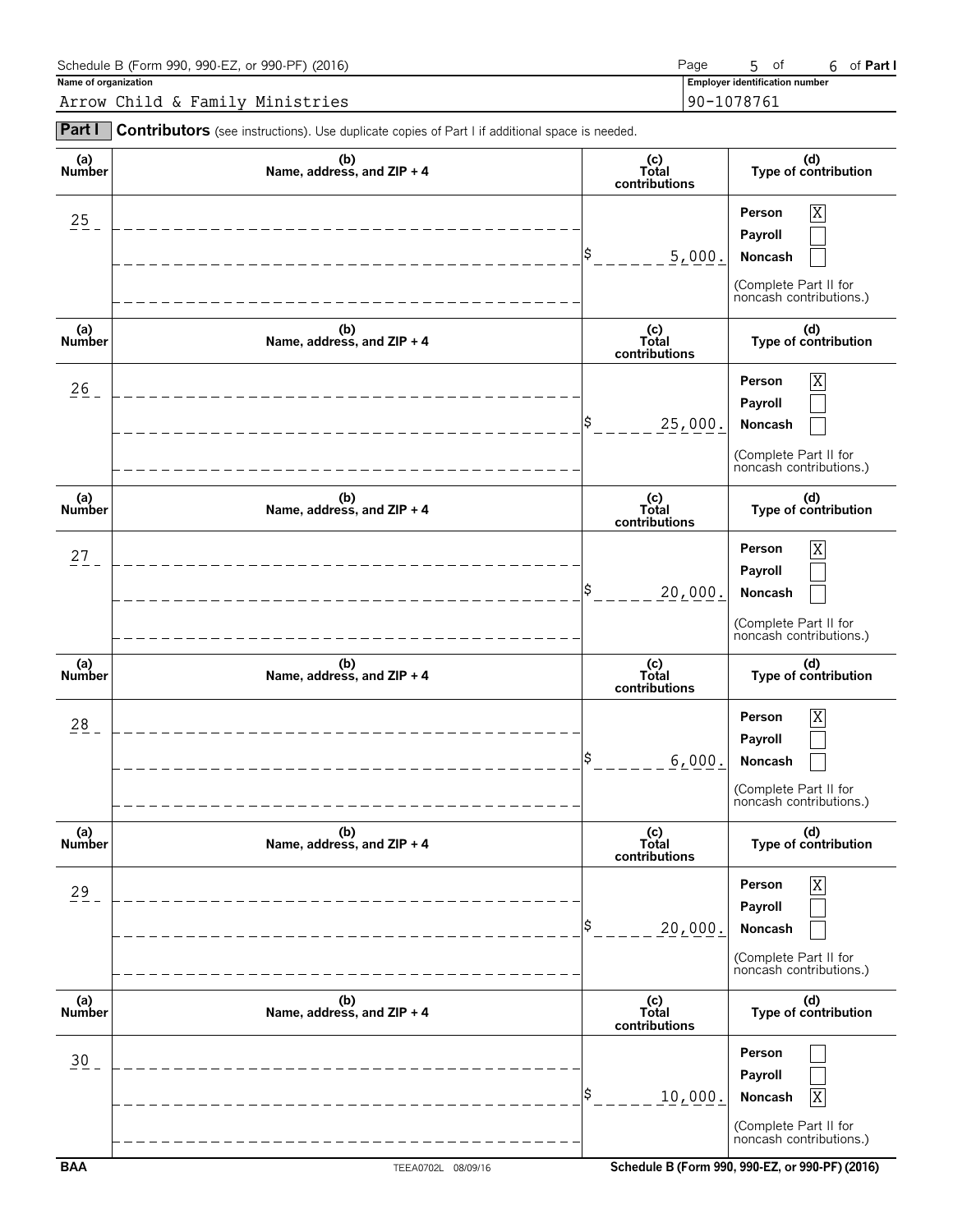Schedule B (Form 990, 990-EZ, or 990-PF) (2016)

**Name of organization**

Arrow Child & Family Ministries

**Employer identification number**

90-1078761

**Part I** **Contributors** (see instructions). Use duplicate copies of Part I if additional space is needed.

| (a) Number | (b) Name, address, and ZIP + 4 | (c) Total contributions | (d) Type of contribution |
|---|---|---|---|
| 25 | | $ 5,000. | Person [X] Payroll [ ] Noncash [ ] (Complete Part II for noncash contributions.) |
| 26 | | $ 25,000. | Person [X] Payroll [ ] Noncash [ ] (Complete Part II for noncash contributions.) |
| 27 | | $ 20,000. | Person [X] Payroll [ ] Noncash [ ] (Complete Part II for noncash contributions.) |
| 28 | | $ 6,000. | Person [X] Payroll [ ] Noncash [ ] (Complete Part II for noncash contributions.) |
| 29 | | $ 20,000. | Person [X] Payroll [ ] Noncash [ ] (Complete Part II for noncash contributions.) |
| 30 | | $ 10,000. | Person [ ] Payroll [ ] Noncash [X] (Complete Part II for noncash contributions.) |

BAA TEEA0702L 08/09/16 Schedule B (Form 990, 990-EZ, or 990-PF) (2016)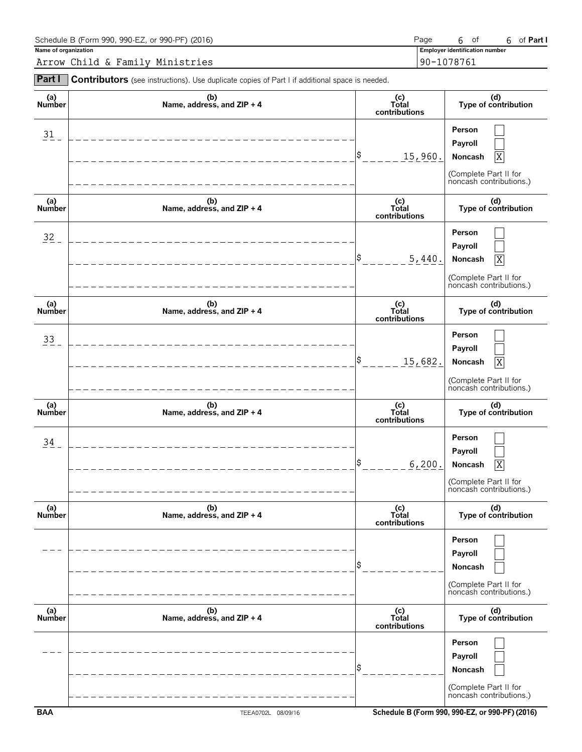Schedule B (Form 990, 990-EZ, or 990-PF) (2016)

Page 6 of 6 of **Part I**

**Name of organization**

Arrow Child & Family Ministries

**Employer identification number**

90-1078761

**Part I** **Contributors** (see instructions). Use duplicate copies of Part I if additional space is needed.

| (a) Number | (b) Name, address, and ZIP + 4 | (c) Total contributions | (d) Type of contribution |
|---|---|---|---|
| 31 | | $ 15,960. | Person [ ] Payroll [ ] Noncash [X] (Complete Part II for noncash contributions.) |
| 32 | | $ 5,440. | Person [ ] Payroll [ ] Noncash [X] (Complete Part II for noncash contributions.) |
| 33 | | $ 15,682. | Person [ ] Payroll [ ] Noncash [X] (Complete Part II for noncash contributions.) |
| 34 | | $ 6,200. | Person [ ] Payroll [ ] Noncash [X] (Complete Part II for noncash contributions.) |
| | | $ | Person [ ] Payroll [ ] Noncash [ ] (Complete Part II for noncash contributions.) |
| | | $ | Person [ ] Payroll [ ] Noncash [ ] (Complete Part II for noncash contributions.) |

BAA TEEA0702L 08/09/16 Schedule B (Form 990, 990-EZ, or 990-PF) (2016)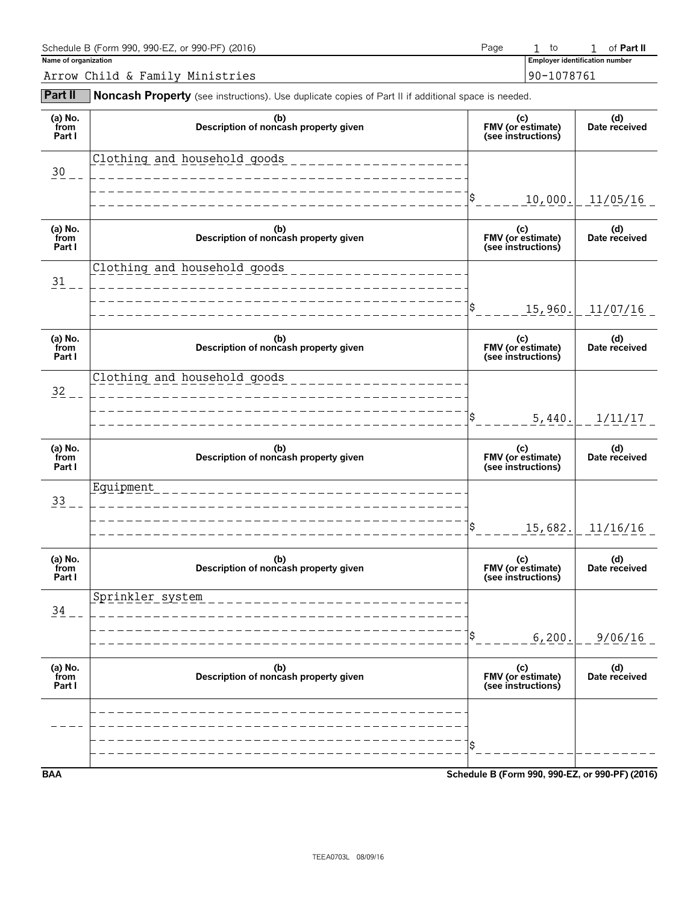Schedule B (Form 990, 990-EZ, or 990-PF) (2016) Page 1 to 1 of **Part II**

**Name of organization**
Arrow Child & Family Ministries

**Employer identification number**
90-1078761

## Part II Noncash Property (see instructions). Use duplicate copies of Part II if additional space is needed.

| (a) No. from Part I | (b) Description of noncash property given | (c) FMV (or estimate) (see instructions) | (d) Date received |
|---|---|---|---|
| 30 | Clothing and household goods | $ 10,000. | 11/05/16 |
| 31 | Clothing and household goods | $ 15,960. | 11/07/16 |
| 32 | Clothing and household goods | $ 5,440. | 1/11/17 |
| 33 | Equipment | $ 15,682. | 11/16/16 |
| 34 | Sprinkler system | $ 6,200. | 9/06/16 |
| | | $ | |

BAA

Schedule B (Form 990, 990-EZ, or 990-PF) (2016)

TEEA0703L 08/09/16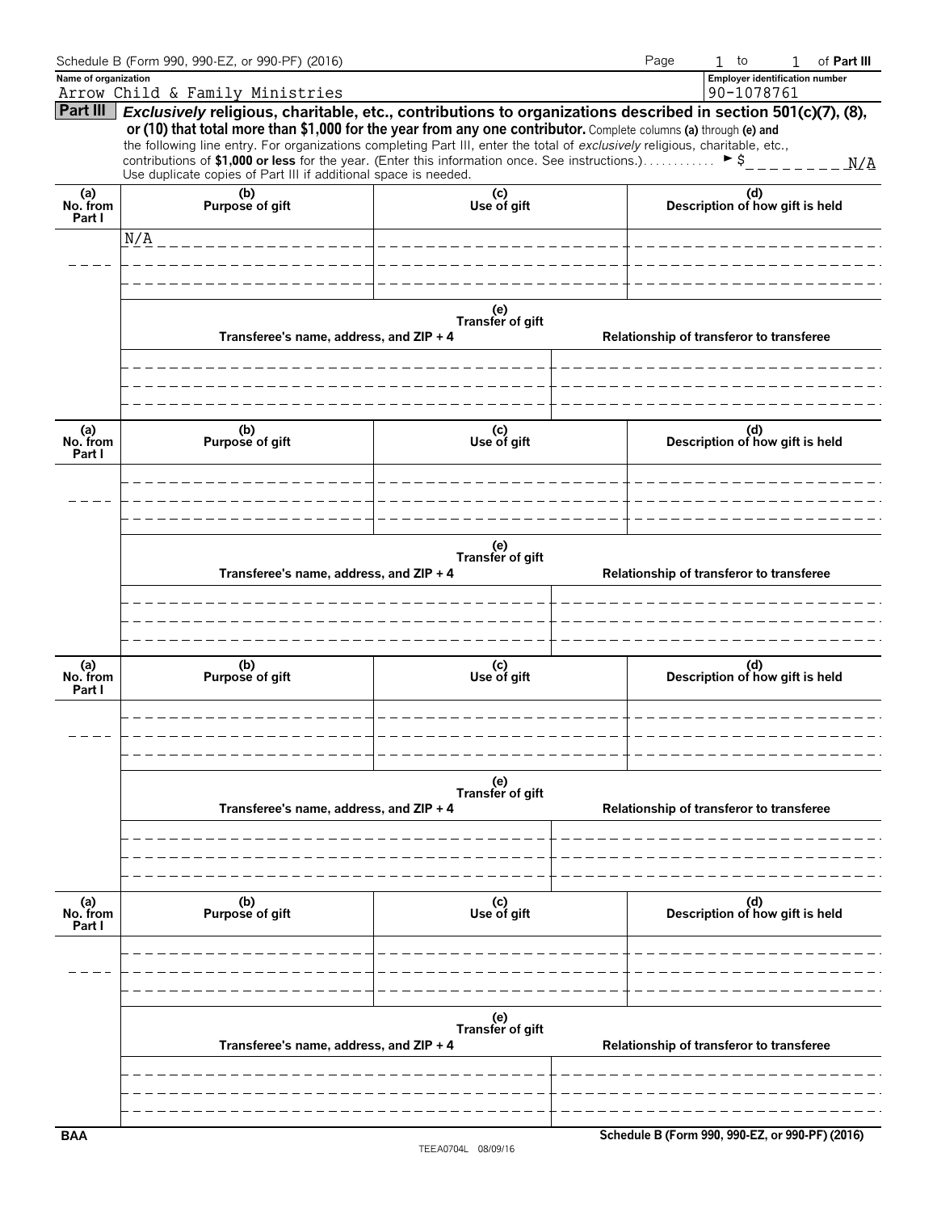Schedule B (Form 990, 990-EZ, or 990-PF) (2016) Page 1 to 1 of **Part III**

**Name of organization**
Arrow Child & Family Ministries

**Employer identification number**
90-1078761

**Part III** ***Exclusively* religious, charitable, etc., contributions to organizations described in section 501(c)(7), (8), or (10) that total more than $1,000 for the year from any one contributor.** Complete columns **(a)** through **(e)** and the following line entry. For organizations completing Part III, enter the total of *exclusively* religious, charitable, etc., contributions of **$1,000 or less** for the year. (Enter this information once. See instructions.) ► $ N/A

Use duplicate copies of Part III if additional space is needed.

| (a) No. from Part I | (b) Purpose of gift | (c) Use of gift | (d) Description of how gift is held |
|---|---|---|---|
|  | N/A |  |  |

| (e) Transfer of gift | |
|---|---|
| **Transferee's name, address, and ZIP + 4** | **Relationship of transferor to transferee** |
|  |  |

| (a) No. from Part I | (b) Purpose of gift | (c) Use of gift | (d) Description of how gift is held |
|---|---|---|---|
|  |  |  |  |

| (e) Transfer of gift | |
|---|---|
| **Transferee's name, address, and ZIP + 4** | **Relationship of transferor to transferee** |
|  |  |

| (a) No. from Part I | (b) Purpose of gift | (c) Use of gift | (d) Description of how gift is held |
|---|---|---|---|
|  |  |  |  |

| (e) Transfer of gift | |
|---|---|
| **Transferee's name, address, and ZIP + 4** | **Relationship of transferor to transferee** |
|  |  |

| (a) No. from Part I | (b) Purpose of gift | (c) Use of gift | (d) Description of how gift is held |
|---|---|---|---|
|  |  |  |  |

| (e) Transfer of gift | |
|---|---|
| **Transferee's name, address, and ZIP + 4** | **Relationship of transferor to transferee** |
|  |  |

BAA TEEA0704L 08/09/16 **Schedule B (Form 990, 990-EZ, or 990-PF) (2016)**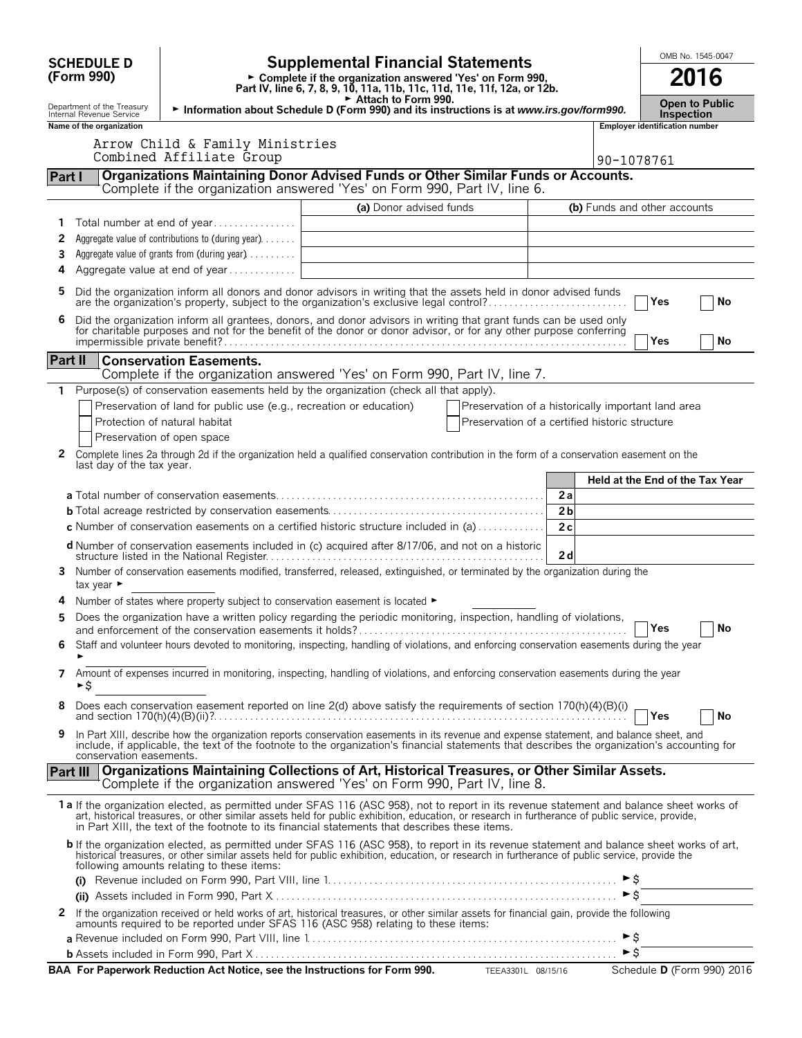**SCHEDULE D (Form 990)**

Department of the Treasury
Internal Revenue Service

# Supplemental Financial Statements

► Complete if the organization answered 'Yes' on Form 990, Part IV, line 6, 7, 8, 9, 10, 11a, 11b, 11c, 11d, 11e, 11f, 12a, or 12b.
► Attach to Form 990.
► Information about Schedule D (Form 990) and its instructions is at *www.irs.gov/form990.*

OMB No. 1545-0047

**2016**

**Open to Public Inspection**

Name of the organization: Arrow Child & Family Ministries Combined Affiliate Group

Employer identification number: 90-1078761

## Part I — Organizations Maintaining Donor Advised Funds or Other Similar Funds or Accounts.

Complete if the organization answered 'Yes' on Form 990, Part IV, line 6.

| | | (a) Donor advised funds | (b) Funds and other accounts |
|---|---|---|---|
| 1 | Total number at end of year | | |
| 2 | Aggregate value of contributions to (during year) | | |
| 3 | Aggregate value of grants from (during year) | | |
| 4 | Aggregate value at end of year | | |

5 Did the organization inform all donors and donor advisors in writing that the assets held in donor advised funds are the organization's property, subject to the organization's exclusive legal control? ☐ Yes ☐ No

6 Did the organization inform all grantees, donors, and donor advisors in writing that grant funds can be used only for charitable purposes and not for the benefit of the donor or donor advisor, or for any other purpose conferring impermissible private benefit? ☐ Yes ☐ No

## Part II — Conservation Easements.

Complete if the organization answered 'Yes' on Form 990, Part IV, line 7.

1 Purpose(s) of conservation easements held by the organization (check all that apply).

- ☐ Preservation of land for public use (e.g., recreation or education)
- ☐ Protection of natural habitat
- ☐ Preservation of open space
- ☐ Preservation of a historically important land area
- ☐ Preservation of a certified historic structure

2 Complete lines 2a through 2d if the organization held a qualified conservation contribution in the form of a conservation easement on the last day of the tax year.

| | | | Held at the End of the Tax Year |
|---|---|---|---|
| a | Total number of conservation easements | 2a | |
| b | Total acreage restricted by conservation easements | 2b | |
| c | Number of conservation easements on a certified historic structure included in (a) | 2c | |
| d | Number of conservation easements included in (c) acquired after 8/17/06, and not on a historic structure listed in the National Register | 2d | |

3 Number of conservation easements modified, transferred, released, extinguished, or terminated by the organization during the tax year ►

4 Number of states where property subject to conservation easement is located ►

5 Does the organization have a written policy regarding the periodic monitoring, inspection, handling of violations, and enforcement of the conservation easements it holds? ☐ Yes ☐ No

6 Staff and volunteer hours devoted to monitoring, inspecting, handling of violations, and enforcing conservation easements during the year ►

7 Amount of expenses incurred in monitoring, inspecting, handling of violations, and enforcing conservation easements during the year ►$

8 Does each conservation easement reported on line 2(d) above satisfy the requirements of section 170(h)(4)(B)(i) and section 170(h)(4)(B)(ii)? ☐ Yes ☐ No

9 In Part XIII, describe how the organization reports conservation easements in its revenue and expense statement, and balance sheet, and include, if applicable, the text of the footnote to the organization's financial statements that describes the organization's accounting for conservation easements.

## Part III — Organizations Maintaining Collections of Art, Historical Treasures, or Other Similar Assets.

Complete if the organization answered 'Yes' on Form 990, Part IV, line 8.

1a If the organization elected, as permitted under SFAS 116 (ASC 958), not to report in its revenue statement and balance sheet works of art, historical treasures, or other similar assets held for public exhibition, education, or research in furtherance of public service, provide, in Part XIII, the text of the footnote to its financial statements that describes these items.

b If the organization elected, as permitted under SFAS 116 (ASC 958), to report in its revenue statement and balance sheet works of art, historical treasures, or other similar assets held for public exhibition, education, or research in furtherance of public service, provide the following amounts relating to these items:

(i) Revenue included on Form 990, Part VIII, line 1 ►$

(ii) Assets included in Form 990, Part X ►$

2 If the organization received or held works of art, historical treasures, or other similar assets for financial gain, provide the following amounts required to be reported under SFAS 116 (ASC 958) relating to these items:

a Revenue included on Form 990, Part VIII, line 1 ►$

b Assets included in Form 990, Part X ►$

**BAA For Paperwork Reduction Act Notice, see the Instructions for Form 990.** TEEA3301L 08/15/16 Schedule **D** (Form 990) 2016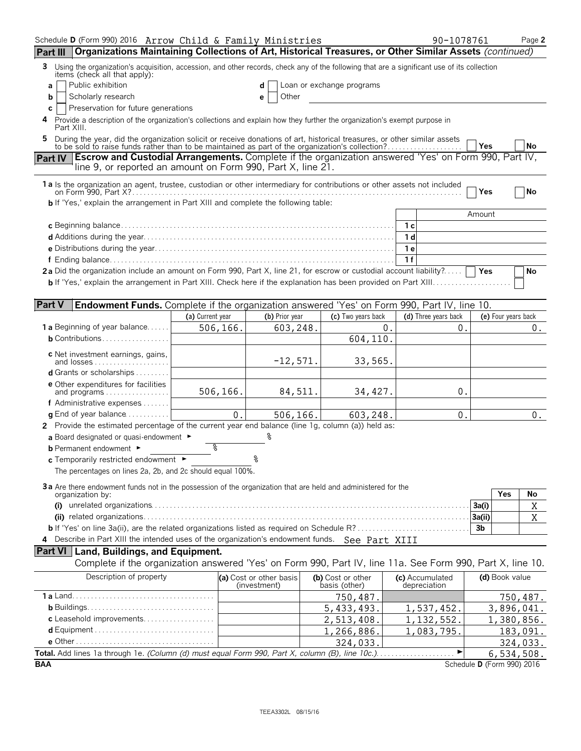Schedule D (Form 990) 2016 Arrow Child & Family Ministries 90-1078761 Page 2

## Part III Organizations Maintaining Collections of Art, Historical Treasures, or Other Similar Assets *(continued)*

**3** Using the organization's acquisition, accession, and other records, check any of the following that are a significant use of its collection items (check all that apply):

- **a** ☐ Public exhibition
- **b** ☐ Scholarly research
- **c** ☐ Preservation for future generations
- **d** ☐ Loan or exchange programs
- **e** ☐ Other

**4** Provide a description of the organization's collections and explain how they further the organization's exempt purpose in Part XIII.

**5** During the year, did the organization solicit or receive donations of art, historical treasures, or other similar assets to be sold to raise funds rather than to be maintained as part of the organization's collection? ☐ Yes ☐ No

## Part IV Escrow and Custodial Arrangements. Complete if the organization answered 'Yes' on Form 990, Part IV, line 9, or reported an amount on Form 990, Part X, line 21.

**1a** Is the organization an agent, trustee, custodian or other intermediary for contributions or other assets not included on Form 990, Part X? ☐ Yes ☐ No

**b** If 'Yes,' explain the arrangement in Part XIII and complete the following table:

| | | Amount |
|---|---|---|
| **c** Beginning balance | 1c | |
| **d** Additions during the year | 1d | |
| **e** Distributions during the year | 1e | |
| **f** Ending balance | 1f | |

**2a** Did the organization include an amount on Form 990, Part X, line 21, for escrow or custodial account liability? ☐ Yes ☐ No

**b** If 'Yes,' explain the arrangement in Part XIII. Check here if the explanation has been provided on Part XIII ☐

## Part V Endowment Funds. Complete if the organization answered 'Yes' on Form 990, Part IV, line 10.

| | (a) Current year | (b) Prior year | (c) Two years back | (d) Three years back | (e) Four years back |
|---|---|---|---|---|---|
| **1a** Beginning of year balance | 506,166. | 603,248. | 0. | 0. | 0. |
| **b** Contributions | | | 604,110. | | |
| **c** Net investment earnings, gains, and losses | | -12,571. | 33,565. | | |
| **d** Grants or scholarships | | | | | |
| **e** Other expenditures for facilities and programs | 506,166. | 84,511. | 34,427. | 0. | |
| **f** Administrative expenses | | | | | |
| **g** End of year balance | 0. | 506,166. | 603,248. | 0. | 0. |

**2** Provide the estimated percentage of the current year end balance (line 1g, column (a)) held as:

- **a** Board designated or quasi-endowment ► %
- **b** Permanent endowment ► %
- **c** Temporarily restricted endowment ► %

The percentages on lines 2a, 2b, and 2c should equal 100%.

**3a** Are there endowment funds not in the possession of the organization that are held and administered for the organization by:

| | | Yes | No |
|---|---|---|---|
| **(i)** unrelated organizations | 3a(i) | | X |
| **(ii)** related organizations | 3a(ii) | | X |
| **b** If 'Yes' on line 3a(ii), are the related organizations listed as required on Schedule R? | 3b | | |

**4** Describe in Part XIII the intended uses of the organization's endowment funds. See Part XIII

## Part VI Land, Buildings, and Equipment.

Complete if the organization answered 'Yes' on Form 990, Part IV, line 11a. See Form 990, Part X, line 10.

| Description of property | (a) Cost or other basis (investment) | (b) Cost or other basis (other) | (c) Accumulated depreciation | (d) Book value |
|---|---|---|---|---|
| **1a** Land | | 750,487. | | 750,487. |
| **b** Buildings | | 5,433,493. | 1,537,452. | 3,896,041. |
| **c** Leasehold improvements | | 2,513,408. | 1,132,552. | 1,380,856. |
| **d** Equipment | | 1,266,886. | 1,083,795. | 183,091. |
| **e** Other | | 324,033. | | 324,033. |
| **Total.** Add lines 1a through 1e. *(Column (d) must equal Form 990, Part X, column (B), line 10c.)* ► | | | | 6,534,508. |

BAA Schedule D (Form 990) 2016

TEEA3302L 08/15/16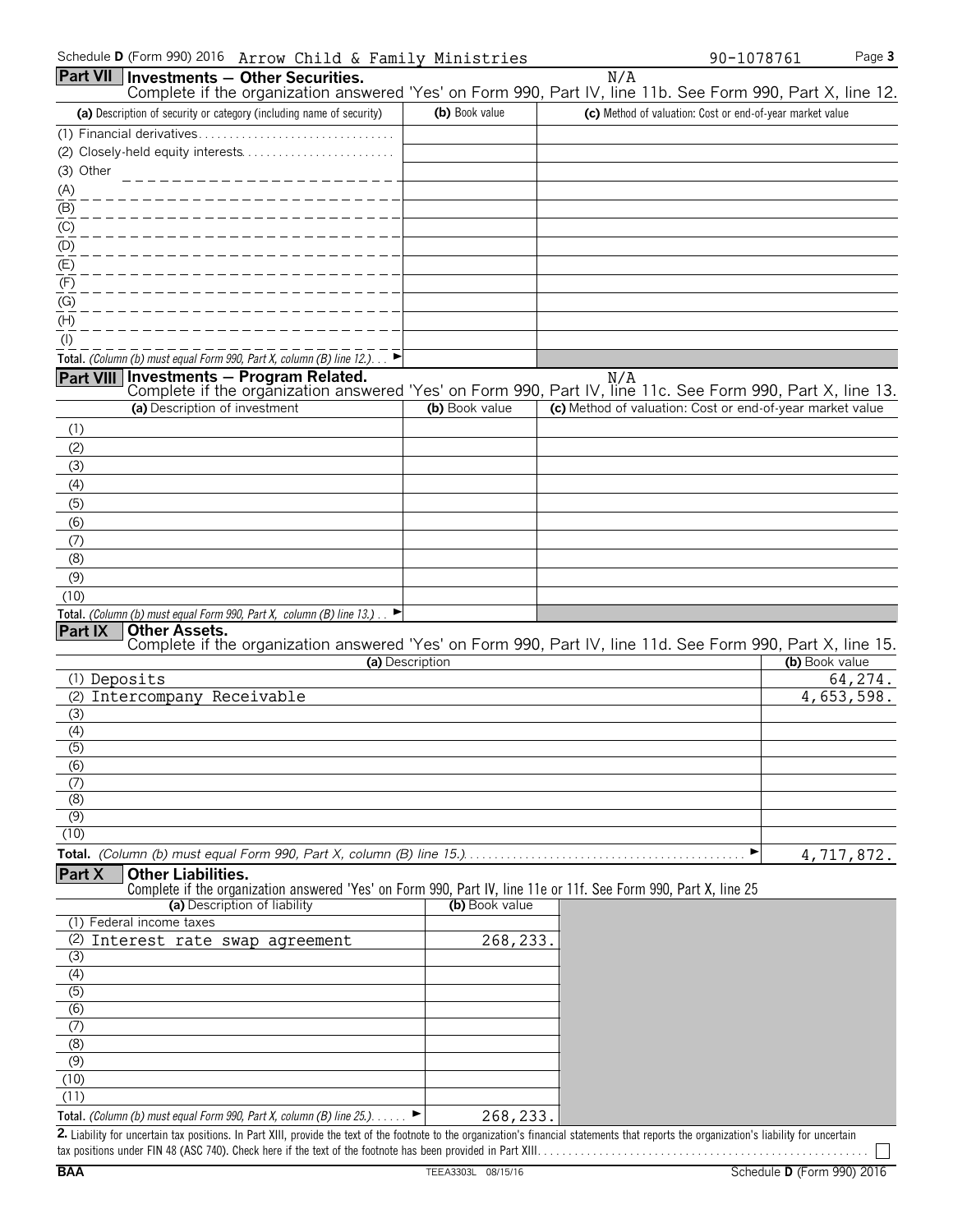Schedule D (Form 990) 2016 Arrow Child & Family Ministries 90-1078761

## Part VII Investments — Other Securities.

N/A

Complete if the organization answered 'Yes' on Form 990, Part IV, line 11b. See Form 990, Part X, line 12.

| (a) Description of security or category (including name of security) | (b) Book value | (c) Method of valuation: Cost or end-of-year market value |
|---|---|---|
| (1) Financial derivatives | | |
| (2) Closely-held equity interests | | |
| (3) Other | | |
| (A) | | |
| (B) | | |
| (C) | | |
| (D) | | |
| (E) | | |
| (F) | | |
| (G) | | |
| (H) | | |
| (I) | | |
| **Total.** *(Column (b) must equal Form 990, Part X, column (B) line 12.)* ► | | |

## Part VIII Investments — Program Related.

N/A

Complete if the organization answered 'Yes' on Form 990, Part IV, line 11c. See Form 990, Part X, line 13.

| (a) Description of investment | (b) Book value | (c) Method of valuation: Cost or end-of-year market value |
|---|---|---|
| (1) | | |
| (2) | | |
| (3) | | |
| (4) | | |
| (5) | | |
| (6) | | |
| (7) | | |
| (8) | | |
| (9) | | |
| (10) | | |
| **Total.** *(Column (b) must equal Form 990, Part X, column (B) line 13.)* ► | | |

## Part IX Other Assets.

Complete if the organization answered 'Yes' on Form 990, Part IV, line 11d. See Form 990, Part X, line 15.

| (a) Description | (b) Book value |
|---|---|
| (1) Deposits | 64,274. |
| (2) Intercompany Receivable | 4,653,598. |
| (3) | |
| (4) | |
| (5) | |
| (6) | |
| (7) | |
| (8) | |
| (9) | |
| (10) | |
| **Total.** *(Column (b) must equal Form 990, Part X, column (B) line 15.)* ► | 4,717,872. |

## Part X Other Liabilities.

Complete if the organization answered 'Yes' on Form 990, Part IV, line 11e or 11f. See Form 990, Part X, line 25

| (a) Description of liability | (b) Book value |
|---|---|
| (1) Federal income taxes | |
| (2) Interest rate swap agreement | 268,233. |
| (3) | |
| (4) | |
| (5) | |
| (6) | |
| (7) | |
| (8) | |
| (9) | |
| (10) | |
| (11) | |
| **Total.** *(Column (b) must equal Form 990, Part X, column (B) line 25.)* ► | 268,233. |

**2.** Liability for uncertain tax positions. In Part XIII, provide the text of the footnote to the organization's financial statements that reports the organization's liability for uncertain tax positions under FIN 48 (ASC 740). Check here if the text of the footnote has been provided in Part XIII ☐

BAA TEEA3303L 08/15/16 Schedule D (Form 990) 2016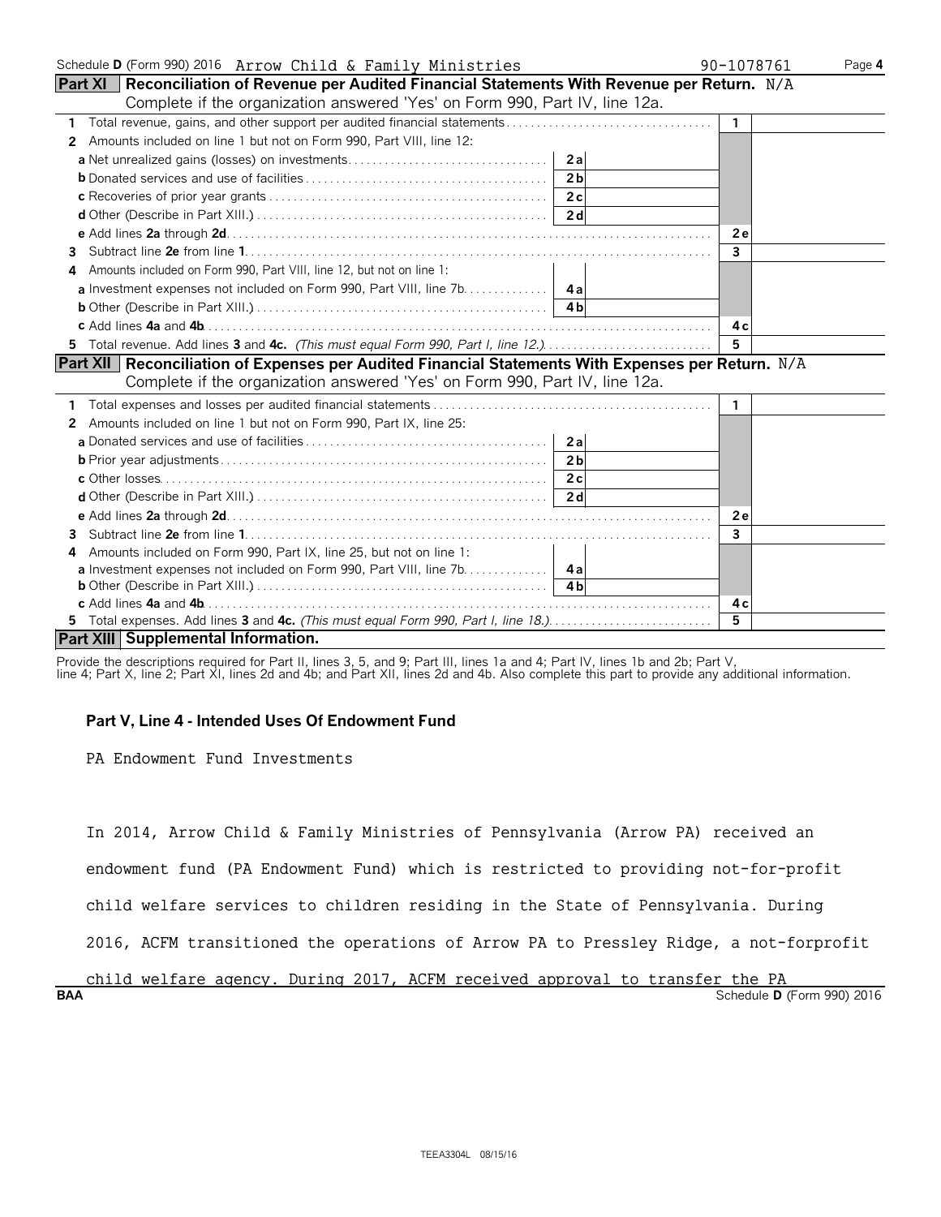Schedule D (Form 990) 2016 Arrow Child & Family Ministries 90-1078761 Page 4

## Part XI Reconciliation of Revenue per Audited Financial Statements With Revenue per Return. N/A

Complete if the organization answered 'Yes' on Form 990, Part IV, line 12a.

| | | | | |
|---|---|---|---|---|
| **1** Total revenue, gains, and other support per audited financial statements | | | 1 | |
| **2** Amounts included on line 1 but not on Form 990, Part VIII, line 12: | | | | |
| **a** Net unrealized gains (losses) on investments | 2a | | | |
| **b** Donated services and use of facilities | 2b | | | |
| **c** Recoveries of prior year grants | 2c | | | |
| **d** Other (Describe in Part XIII.) | 2d | | | |
| **e** Add lines **2a** through **2d** | | | 2e | |
| **3** Subtract line **2e** from line **1** | | | 3 | |
| **4** Amounts included on Form 990, Part VIII, line 12, but not on line 1: | | | | |
| **a** Investment expenses not included on Form 990, Part VIII, line 7b | 4a | | | |
| **b** Other (Describe in Part XIII.) | 4b | | | |
| **c** Add lines **4a** and **4b** | | | 4c | |
| **5** Total revenue. Add lines **3** and **4c.** *(This must equal Form 990, Part I, line 12.)* | | | 5 | |

## Part XII Reconciliation of Expenses per Audited Financial Statements With Expenses per Return. N/A

Complete if the organization answered 'Yes' on Form 990, Part IV, line 12a.

| | | | | |
|---|---|---|---|---|
| **1** Total expenses and losses per audited financial statements | | | 1 | |
| **2** Amounts included on line 1 but not on Form 990, Part IX, line 25: | | | | |
| **a** Donated services and use of facilities | 2a | | | |
| **b** Prior year adjustments | 2b | | | |
| **c** Other losses | 2c | | | |
| **d** Other (Describe in Part XIII.) | 2d | | | |
| **e** Add lines **2a** through **2d** | | | 2e | |
| **3** Subtract line **2e** from line **1** | | | 3 | |
| **4** Amounts included on Form 990, Part IX, line 25, but not on line 1: | | | | |
| **a** Investment expenses not included on Form 990, Part VIII, line 7b | 4a | | | |
| **b** Other (Describe in Part XIII.) | 4b | | | |
| **c** Add lines **4a** and **4b** | | | 4c | |
| **5** Total expenses. Add lines **3** and **4c.** *(This must equal Form 990, Part I, line 18.)* | | | 5 | |

## Part XIII Supplemental Information.

Provide the descriptions required for Part II, lines 3, 5, and 9; Part III, lines 1a and 4; Part IV, lines 1b and 2b; Part V, line 4; Part X, line 2; Part XI, lines 2d and 4b; and Part XII, lines 2d and 4b. Also complete this part to provide any additional information.

**Part V, Line 4 - Intended Uses Of Endowment Fund**

PA Endowment Fund Investments

In 2014, Arrow Child & Family Ministries of Pennsylvania (Arrow PA) received an endowment fund (PA Endowment Fund) which is restricted to providing not-for-profit child welfare services to children residing in the State of Pennsylvania. During 2016, ACFM transitioned the operations of Arrow PA to Pressley Ridge, a not-forprofit child welfare agency. During 2017, ACFM received approval to transfer the PA

BAA Schedule D (Form 990) 2016

TEEA3304L 08/15/16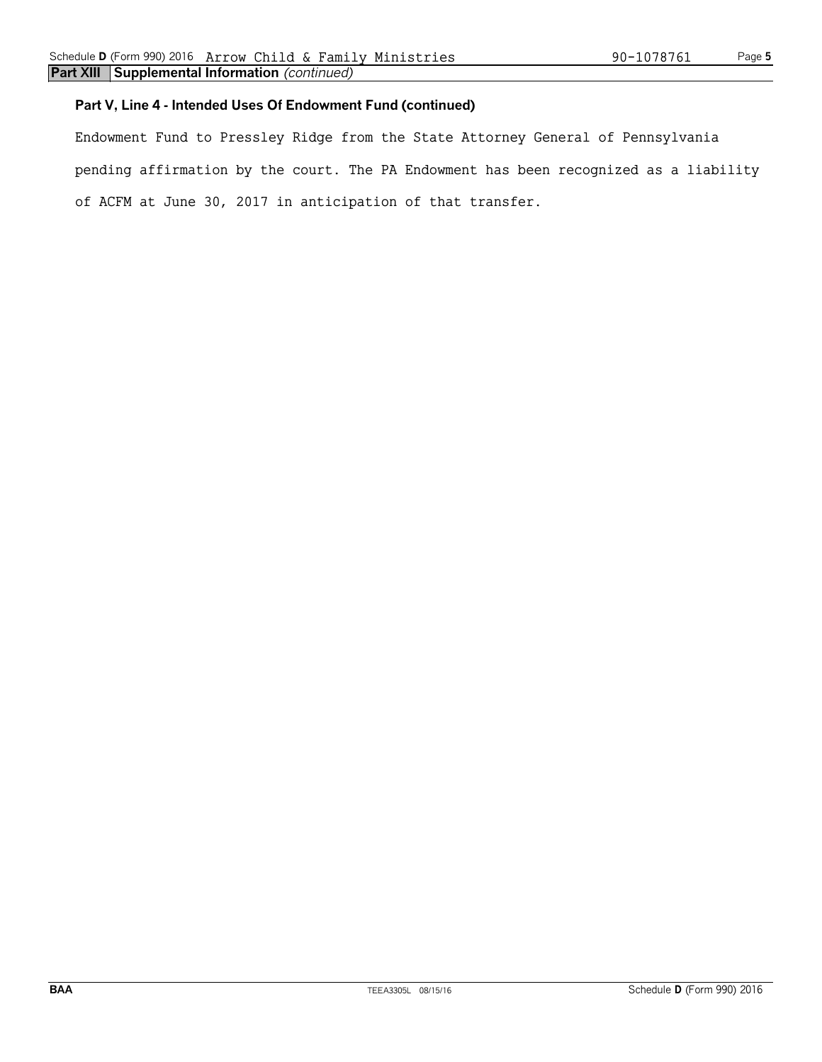**Part XIII Supplemental Information** *(continued)*

**Part V, Line 4 - Intended Uses Of Endowment Fund (continued)**

Endowment Fund to Pressley Ridge from the State Attorney General of Pennsylvania pending affirmation by the court. The PA Endowment has been recognized as a liability of ACFM at June 30, 2017 in anticipation of that transfer.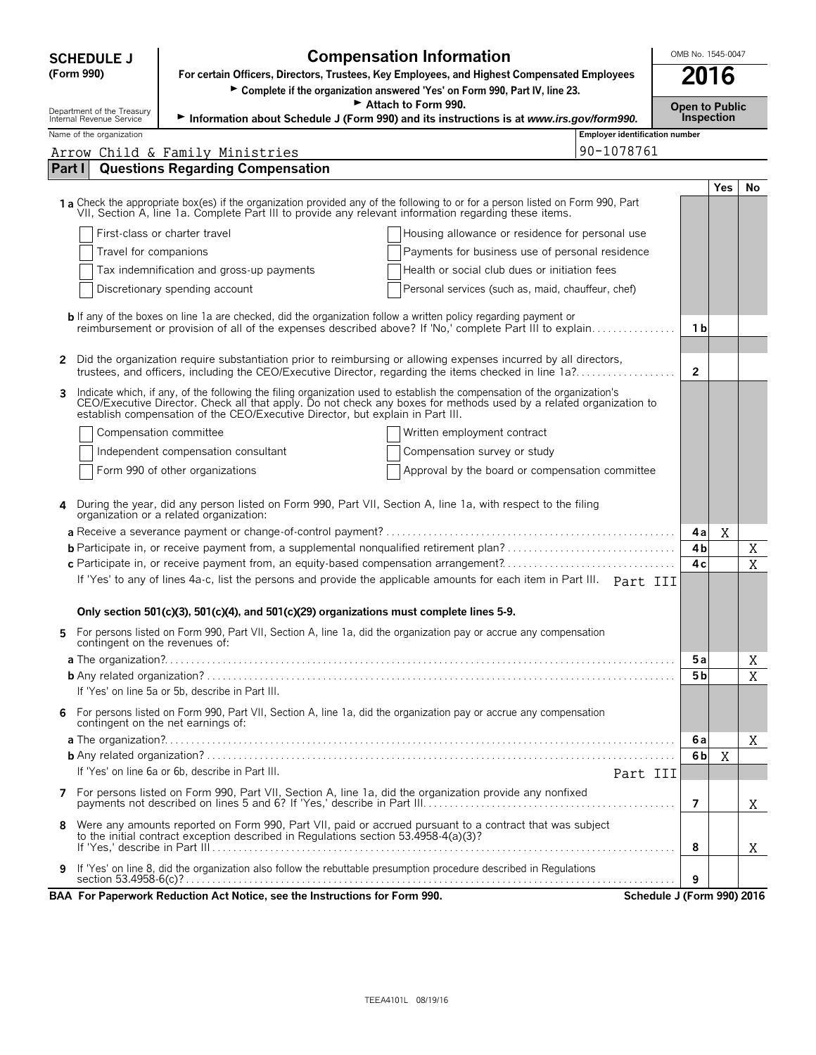**SCHEDULE J (Form 990)**

Department of the Treasury Internal Revenue Service

# Compensation Information

**For certain Officers, Directors, Trustees, Key Employees, and Highest Compensated Employees**

► Complete if the organization answered 'Yes' on Form 990, Part IV, line 23.

► Attach to Form 990.

► Information about Schedule J (Form 990) and its instructions is at *www.irs.gov/form990.*

OMB No. 1545-0047

**2016**

**Open to Public Inspection**

Name of the organization: Arrow Child & Family Ministries

Employer identification number: 90-1078761

## Part I Questions Regarding Compensation

| | | Yes | No |
|---|---|---|---|
| **1a** Check the appropriate box(es) if the organization provided any of the following to or for a person listed on Form 990, Part VII, Section A, line 1a. Complete Part III to provide any relevant information regarding these items. | | | |
| ☐ First-class or charter travel ☐ Housing allowance or residence for personal use | | | |
| ☐ Travel for companions ☐ Payments for business use of personal residence | | | |
| ☐ Tax indemnification and gross-up payments ☐ Health or social club dues or initiation fees | | | |
| ☐ Discretionary spending account ☐ Personal services (such as, maid, chauffeur, chef) | | | |
| **b** If any of the boxes on line 1a are checked, did the organization follow a written policy regarding payment or reimbursement or provision of all of the expenses described above? If 'No,' complete Part III to explain | 1b | | |
| **2** Did the organization require substantiation prior to reimbursing or allowing expenses incurred by all directors, trustees, and officers, including the CEO/Executive Director, regarding the items checked in line 1a? | 2 | | |
| **3** Indicate which, if any, of the following the filing organization used to establish the compensation of the organization's CEO/Executive Director. Check all that apply. Do not check any boxes for methods used by a related organization to establish compensation of the CEO/Executive Director, but explain in Part III. | | | |
| ☐ Compensation committee ☐ Written employment contract | | | |
| ☐ Independent compensation consultant ☐ Compensation survey or study | | | |
| ☐ Form 990 of other organizations ☐ Approval by the board or compensation committee | | | |
| **4** During the year, did any person listed on Form 990, Part VII, Section A, line 1a, with respect to the filing organization or a related organization: | | | |
| **a** Receive a severance payment or change-of-control payment? | 4a | X | |
| **b** Participate in, or receive payment from, a supplemental nonqualified retirement plan? | 4b | | X |
| **c** Participate in, or receive payment from, an equity-based compensation arrangement? | 4c | | X |
| If 'Yes' to any of lines 4a-c, list the persons and provide the applicable amounts for each item in Part III. Part III | | | |
| **Only section 501(c)(3), 501(c)(4), and 501(c)(29) organizations must complete lines 5-9.** | | | |
| **5** For persons listed on Form 990, Part VII, Section A, line 1a, did the organization pay or accrue any compensation contingent on the revenues of: | | | |
| **a** The organization? | 5a | | X |
| **b** Any related organization? | 5b | | X |
| If 'Yes' on line 5a or 5b, describe in Part III. | | | |
| **6** For persons listed on Form 990, Part VII, Section A, line 1a, did the organization pay or accrue any compensation contingent on the net earnings of: | | | |
| **a** The organization? | 6a | | X |
| **b** Any related organization? | 6b | X | |
| If 'Yes' on line 6a or 6b, describe in Part III. Part III | | | |
| **7** For persons listed on Form 990, Part VII, Section A, line 1a, did the organization provide any nonfixed payments not described on lines 5 and 6? If 'Yes,' describe in Part III | 7 | | X |
| **8** Were any amounts reported on Form 990, Part VII, paid or accrued pursuant to a contract that was subject to the initial contract exception described in Regulations section 53.4958-4(a)(3)? If 'Yes,' describe in Part III | 8 | | X |
| **9** If 'Yes' on line 8, did the organization also follow the rebuttable presumption procedure described in Regulations section 53.4958-6(c)? | 9 | | |

**BAA For Paperwork Reduction Act Notice, see the Instructions for Form 990.** **Schedule J (Form 990) 2016**

TEEA4101L 08/19/16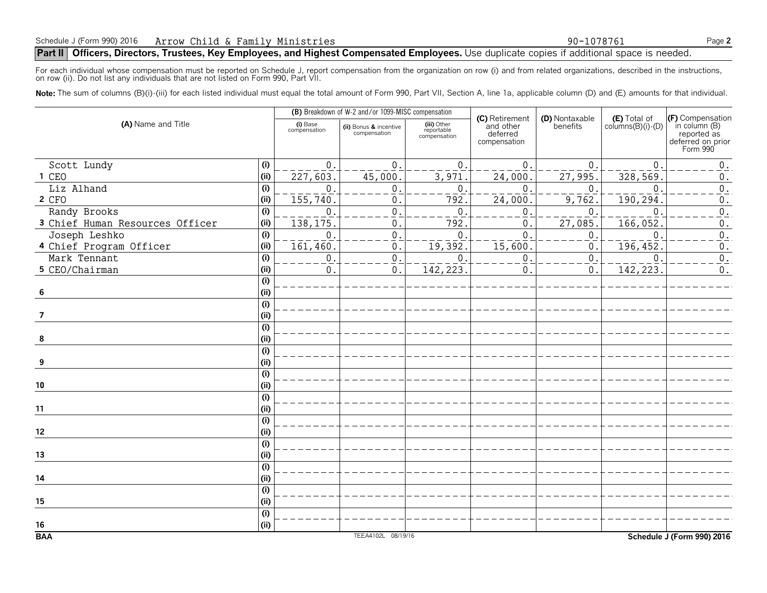Schedule J (Form 990) 2016 Arrow Child & Family Ministries 90-1078761

## Part II Officers, Directors, Trustees, Key Employees, and Highest Compensated Employees. Use duplicate copies if additional space is needed.

For each individual whose compensation must be reported on Schedule J, report compensation from the organization on row (i) and from related organizations, described in the instructions, on row (ii). Do not list any individuals that are not listed on Form 990, Part VII.

**Note:** The sum of columns (B)(i)-(iii) for each listed individual must equal the total amount of Form 990, Part VII, Section A, line 1a, applicable column (D) and (E) amounts for that individual.

| (A) Name and Title | | (B) Breakdown of W-2 and/or 1099-MISC compensation | | | (C) Retirement and other deferred compensation | (D) Nontaxable benefits | (E) Total of columns(B)(i)-(D) | (F) Compensation in column (B) reported as deferred on prior Form 990 |
|---|---|---|---|---|---|---|---|---|
| | | (i) Base compensation | (ii) Bonus & incentive compensation | (iii) Other reportable compensation | | | | |
| 1 Scott Lundy<br>CEO | (i) | 0. | 0. | 0. | 0. | 0. | 0. | 0. |
| | (ii) | 227,603. | 45,000. | 3,971. | 24,000. | 27,995. | 328,569. | 0. |
| 2 Liz Alhand<br>CFO | (i) | 0. | 0. | 0. | 0. | 0. | 0. | 0. |
| | (ii) | 155,740. | 0. | 792. | 24,000. | 9,762. | 190,294. | 0. |
| 3 Randy Brooks<br>Chief Human Resources Officer | (i) | 0. | 0. | 0. | 0. | 0. | 0. | 0. |
| | (ii) | 138,175. | 0. | 792. | 0. | 27,085. | 166,052. | 0. |
| 4 Joseph Leshko<br>Chief Program Officer | (i) | 0. | 0. | 0. | 0. | 0. | 0. | 0. |
| | (ii) | 161,460. | 0. | 19,392. | 15,600. | 0. | 196,452. | 0. |
| 5 Mark Tennant<br>CEO/Chairman | (i) | 0. | 0. | 0. | 0. | 0. | 0. | 0. |
| | (ii) | 0. | 0. | 142,223. | 0. | 0. | 142,223. | 0. |
| 6 | (i) | | | | | | | |
| | (ii) | | | | | | | |
| 7 | (i) | | | | | | | |
| | (ii) | | | | | | | |
| 8 | (i) | | | | | | | |
| | (ii) | | | | | | | |
| 9 | (i) | | | | | | | |
| | (ii) | | | | | | | |
| 10 | (i) | | | | | | | |
| | (ii) | | | | | | | |
| 11 | (i) | | | | | | | |
| | (ii) | | | | | | | |
| 12 | (i) | | | | | | | |
| | (ii) | | | | | | | |
| 13 | (i) | | | | | | | |
| | (ii) | | | | | | | |
| 14 | (i) | | | | | | | |
| | (ii) | | | | | | | |
| 15 | (i) | | | | | | | |
| | (ii) | | | | | | | |
| 16 | (i) | | | | | | | |
| | (ii) | | | | | | | |

BAA TEEA4102L 08/19/16 Schedule J (Form 990) 2016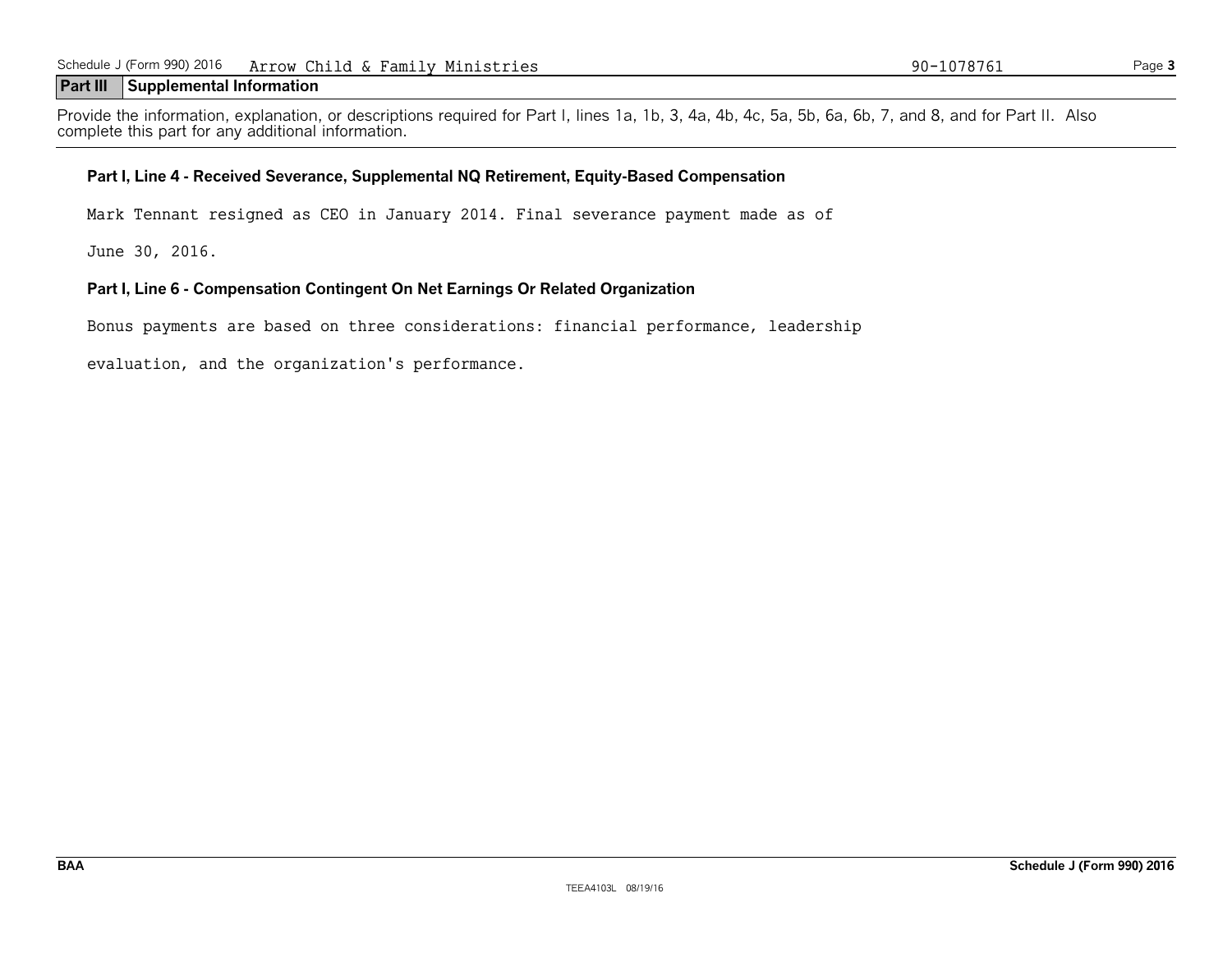## Part III Supplemental Information

Provide the information, explanation, or descriptions required for Part I, lines 1a, 1b, 3, 4a, 4b, 4c, 5a, 5b, 6a, 6b, 7, and 8, and for Part II. Also complete this part for any additional information.

**Part I, Line 4 - Received Severance, Supplemental NQ Retirement, Equity-Based Compensation**

Mark Tennant resigned as CEO in January 2014. Final severance payment made as of June 30, 2016.

**Part I, Line 6 - Compensation Contingent On Net Earnings Or Related Organization**

Bonus payments are based on three considerations: financial performance, leadership evaluation, and the organization's performance.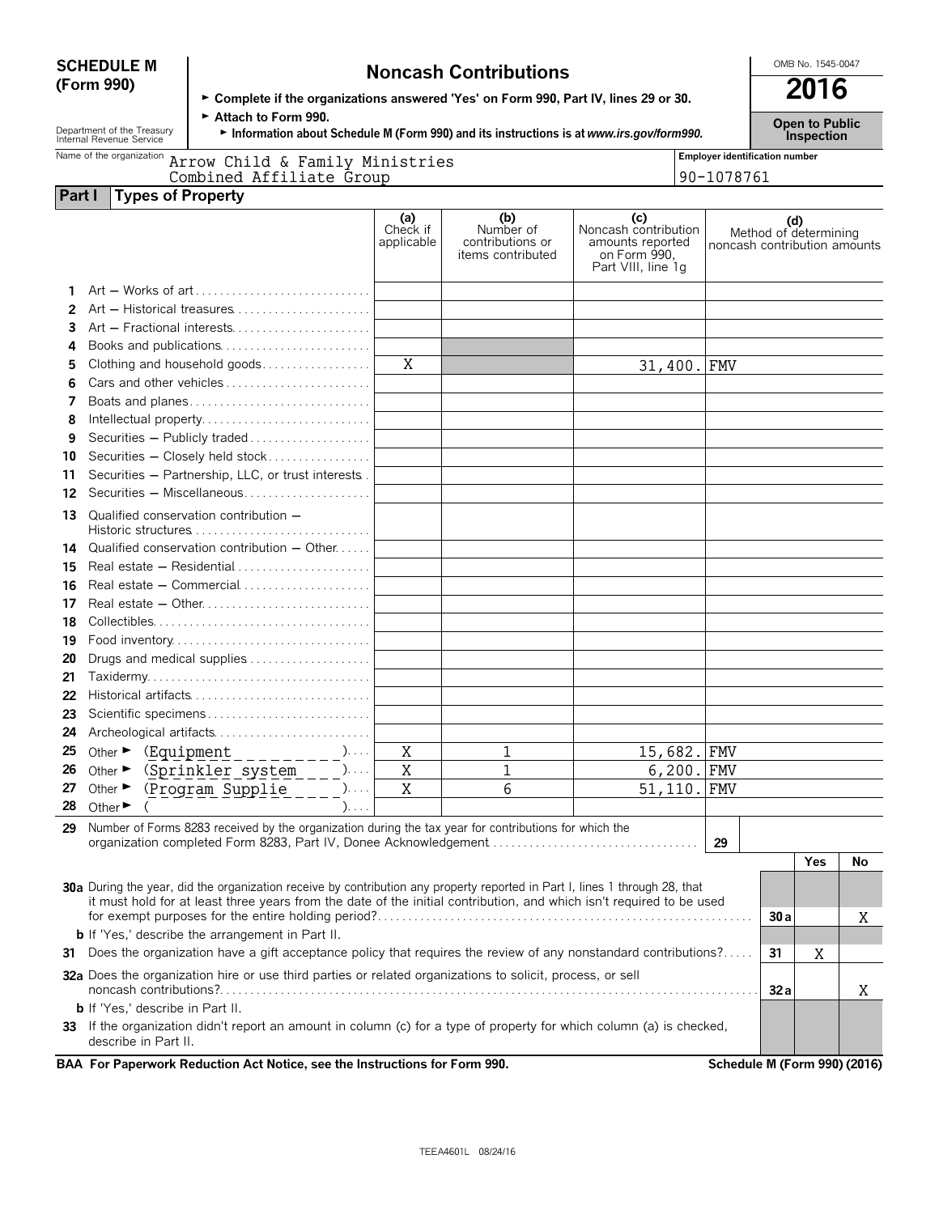**SCHEDULE M (Form 990)**

# Noncash Contributions

► Complete if the organizations answered 'Yes' on Form 990, Part IV, lines 29 or 30.
► Attach to Form 990.
► Information about Schedule M (Form 990) and its instructions is at *www.irs.gov/form990.*

OMB No. 1545-0047

**2016**

**Open to Public Inspection**

Department of the Treasury
Internal Revenue Service

Name of the organization: Arrow Child & Family Ministries Combined Affiliate Group

Employer identification number: 90-1078761

## Part I Types of Property

| | | (a) Check if applicable | (b) Number of contributions or items contributed | (c) Noncash contribution amounts reported on Form 990, Part VIII, line 1g | (d) Method of determining noncash contribution amounts |
|---|---|---|---|---|---|
| 1 | Art — Works of art | | | | |
| 2 | Art — Historical treasures | | | | |
| 3 | Art — Fractional interests | | | | |
| 4 | Books and publications | | | | |
| 5 | Clothing and household goods | X | | 31,400. | FMV |
| 6 | Cars and other vehicles | | | | |
| 7 | Boats and planes | | | | |
| 8 | Intellectual property | | | | |
| 9 | Securities — Publicly traded | | | | |
| 10 | Securities — Closely held stock | | | | |
| 11 | Securities — Partnership, LLC, or trust interests | | | | |
| 12 | Securities — Miscellaneous | | | | |
| 13 | Qualified conservation contribution — Historic structures | | | | |
| 14 | Qualified conservation contribution — Other | | | | |
| 15 | Real estate — Residential | | | | |
| 16 | Real estate — Commercial | | | | |
| 17 | Real estate — Other | | | | |
| 18 | Collectibles | | | | |
| 19 | Food inventory | | | | |
| 20 | Drugs and medical supplies | | | | |
| 21 | Taxidermy | | | | |
| 22 | Historical artifacts | | | | |
| 23 | Scientific specimens | | | | |
| 24 | Archeological artifacts | | | | |
| 25 | Other ► (Equipment) | X | 1 | 15,682. | FMV |
| 26 | Other ► (Sprinkler system) | X | 1 | 6,200. | FMV |
| 27 | Other ► (Program Supplie) | X | 6 | 51,110. | FMV |
| 28 | Other ► ( ) | | | | |

29 Number of Forms 8283 received by the organization during the tax year for contributions for which the organization completed Form 8283, Part IV, Donee Acknowledgement — **29**

| | | | Yes | No |
|---|---|---|---|---|
| 30a | During the year, did the organization receive by contribution any property reported in Part I, lines 1 through 28, that it must hold for at least three years from the date of the initial contribution, and which isn't required to be used for exempt purposes for the entire holding period? | 30a | | X |
| b | If 'Yes,' describe the arrangement in Part II. | | | |
| 31 | Does the organization have a gift acceptance policy that requires the review of any nonstandard contributions? | 31 | X | |
| 32a | Does the organization hire or use third parties or related organizations to solicit, process, or sell noncash contributions? | 32a | | X |
| b | If 'Yes,' describe in Part II. | | | |
| 33 | If the organization didn't report an amount in column (c) for a type of property for which column (a) is checked, describe in Part II. | | | |

**BAA For Paperwork Reduction Act Notice, see the Instructions for Form 990.** **Schedule M (Form 990) (2016)**

TEEA4601L 08/24/16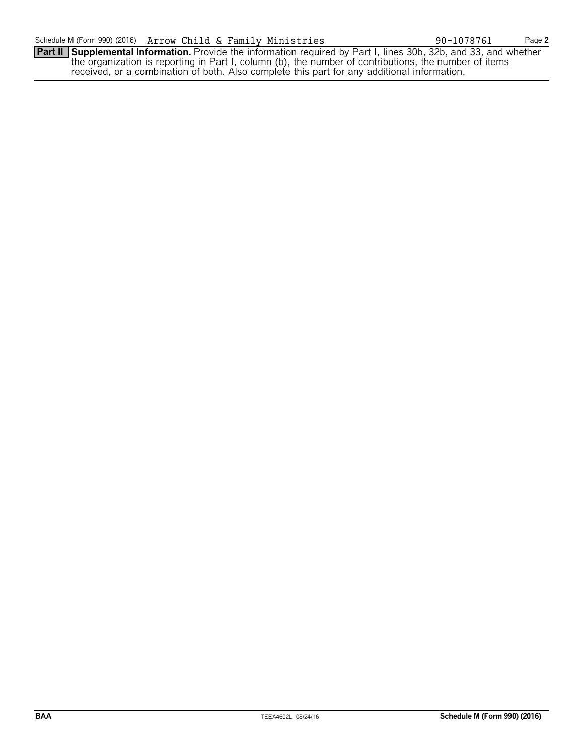Schedule M (Form 990) (2016) Arrow Child & Family Ministries 90-1078761

**Part II** **Supplemental Information.** Provide the information required by Part I, lines 30b, 32b, and 33, and whether the organization is reporting in Part I, column (b), the number of contributions, the number of items received, or a combination of both. Also complete this part for any additional information.

**BAA** TEEA4602L 08/24/16 **Schedule M (Form 990) (2016)**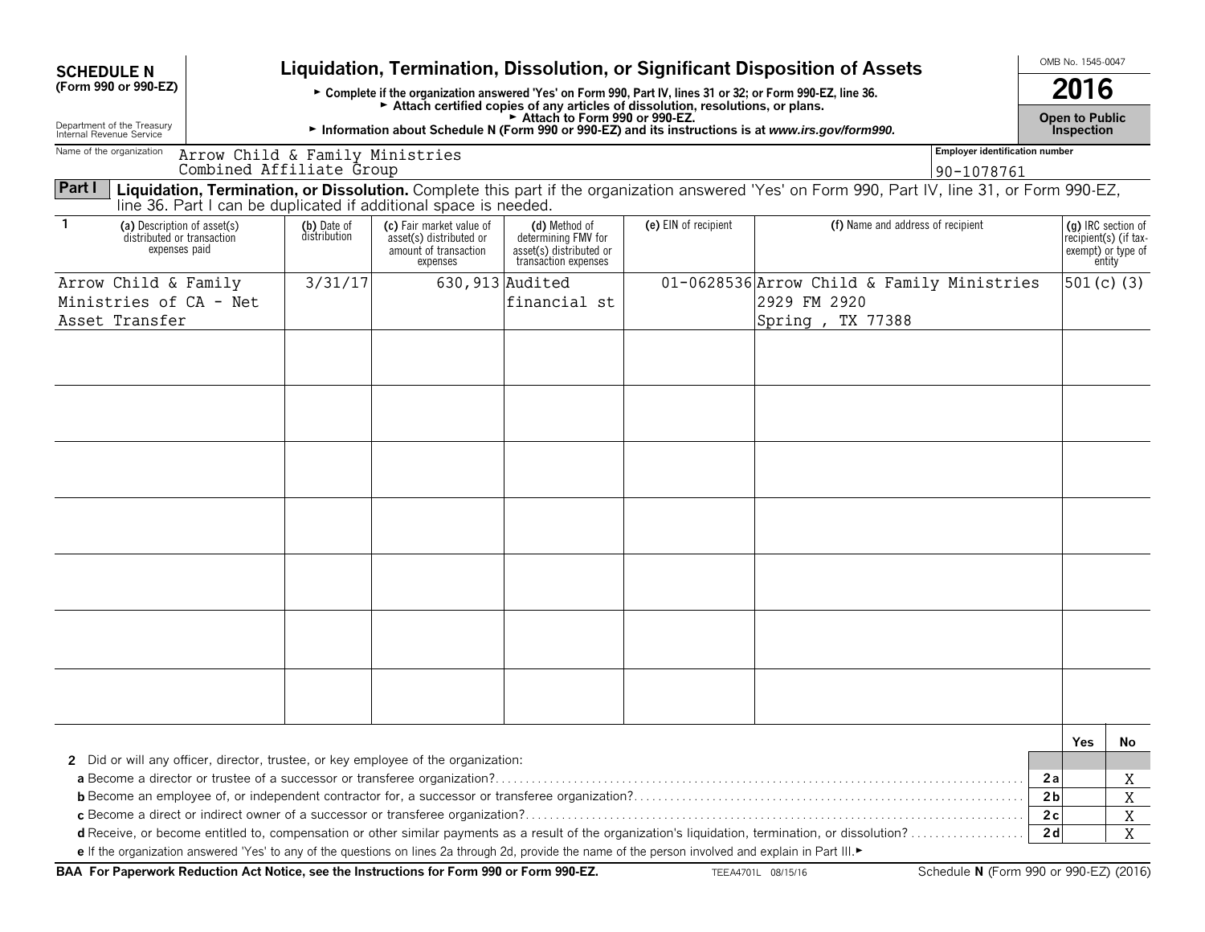**SCHEDULE N**
**(Form 990 or 990-EZ)**

Department of the Treasury
Internal Revenue Service

# Liquidation, Termination, Dissolution, or Significant Disposition of Assets

► **Complete if the organization answered 'Yes' on Form 990, Part IV, lines 31 or 32; or Form 990-EZ, line 36.**
► **Attach certified copies of any articles of dissolution, resolutions, or plans.**
► **Attach to Form 990 or 990-EZ.**
► **Information about Schedule N (Form 990 or 990-EZ) and its instructions is at *www.irs.gov/form990*.**

OMB No. 1545-0047
**2016**
**Open to Public Inspection**

Name of the organization: Arrow Child & Family Ministries Combined Affiliate Group

Employer identification number: 90-1078761

**Part I** **Liquidation, Termination, or Dissolution.** Complete this part if the organization answered 'Yes' on Form 990, Part IV, line 31, or Form 990-EZ, line 36. Part I can be duplicated if additional space is needed.

| 1 | (a) Description of asset(s) distributed or transaction expenses paid | (b) Date of distribution | (c) Fair market value of asset(s) distributed or amount of transaction expenses | (d) Method of determining FMV for asset(s) distributed or transaction expenses | (e) EIN of recipient | (f) Name and address of recipient | (g) IRC section of recipient(s) (if tax-exempt) or type of entity |
|---|---|---|---|---|---|---|---|
| | Arrow Child & Family Ministries of CA - Net Asset Transfer | 3/31/17 | 630,913 | Audited financial st | 01-0628536 | Arrow Child & Family Ministries 2929 FM 2920 Spring , TX 77388 | 501(c)(3) |
| | | | | | | | |
| | | | | | | | |
| | | | | | | | |
| | | | | | | | |
| | | | | | | | |
| | | | | | | | |
| | | | | | | | |

| | | Yes | No |
|---|---|---|---|
| **2** Did or will any officer, director, trustee, or key employee of the organization: | | | |
| **a** Become a director or trustee of a successor or transferee organization? | **2a** | | X |
| **b** Become an employee of, or independent contractor for, a successor or transferee organization? | **2b** | | X |
| **c** Become a direct or indirect owner of a successor or transferee organization? | **2c** | | X |
| **d** Receive, or become entitled to, compensation or other similar payments as a result of the organization's liquidation, termination, or dissolution? | **2d** | | X |

**e** If the organization answered 'Yes' to any of the questions on lines 2a through 2d, provide the name of the person involved and explain in Part III.►

**BAA For Paperwork Reduction Act Notice, see the Instructions for Form 990 or Form 990-EZ.** TEEA4701L 08/15/16 Schedule **N** (Form 990 or 990-EZ) (2016)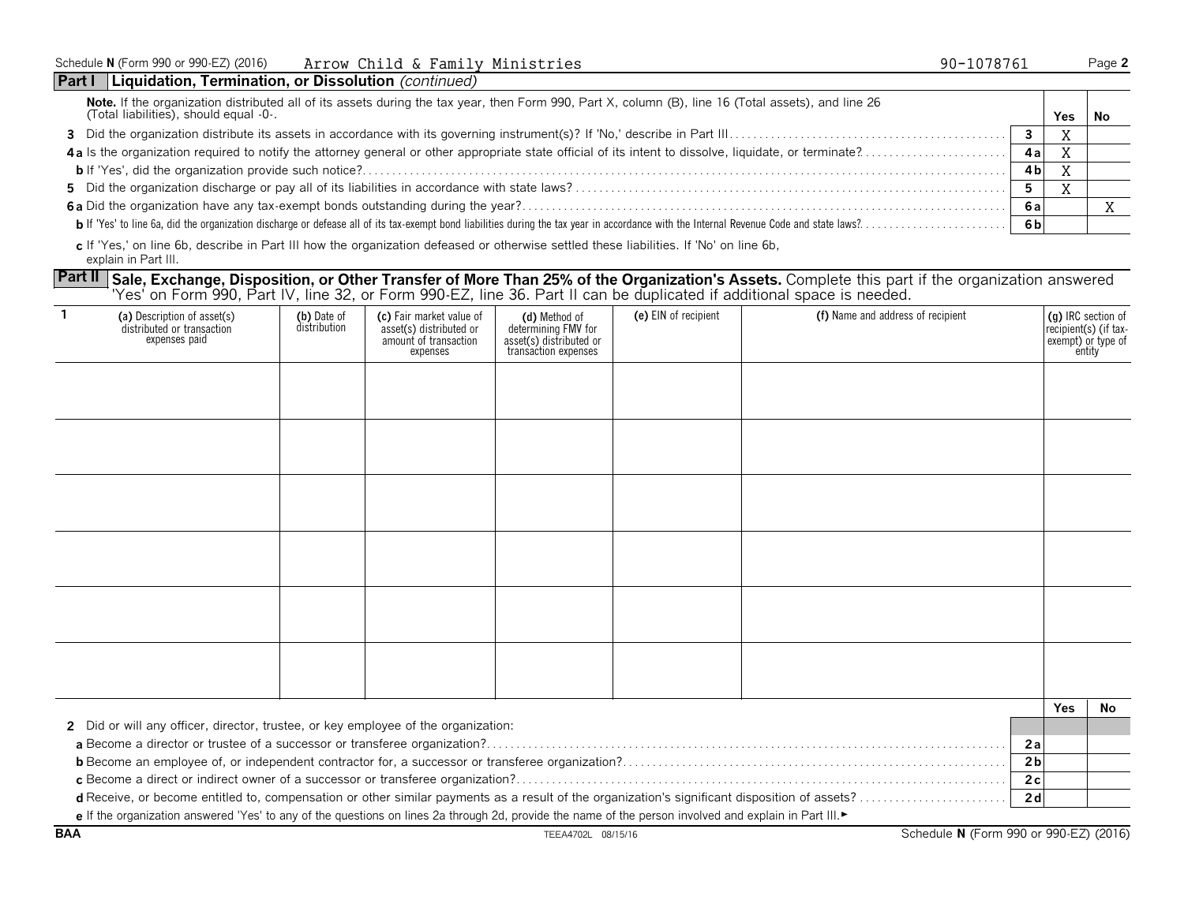Schedule N (Form 990 or 990-EZ) (2016) Arrow Child & Family Ministries 90-1078761

## Part I Liquidation, Termination, or Dissolution *(continued)*

**Note.** If the organization distributed all of its assets during the tax year, then Form 990, Part X, column (B), line 16 (Total assets), and line 26 (Total liabilities), should equal -0-.

| | | | Yes | No |
|---|---|---|---|---|
| 3 | Did the organization distribute its assets in accordance with its governing instrument(s)? If 'No,' describe in Part III | 3 | X | |
| 4a | Is the organization required to notify the attorney general or other appropriate state official of its intent to dissolve, liquidate, or terminate? | 4a | X | |
| b | If 'Yes', did the organization provide such notice? | 4b | X | |
| 5 | Did the organization discharge or pay all of its liabilities in accordance with state laws? | 5 | X | |
| 6a | Did the organization have any tax-exempt bonds outstanding during the year? | 6a | | X |
| b | If 'Yes' to line 6a, did the organization discharge or defease all of its tax-exempt bond liabilities during the tax year in accordance with the Internal Revenue Code and state laws? | 6b | | |

**c** If 'Yes,' on line 6b, describe in Part III how the organization defeased or otherwise settled these liabilities. If 'No' on line 6b, explain in Part III.

## Part II Sale, Exchange, Disposition, or Other Transfer of More Than 25% of the Organization's Assets.

Complete this part if the organization answered 'Yes' on Form 990, Part IV, line 32, or Form 990-EZ, line 36. Part II can be duplicated if additional space is needed.

| 1 (a) Description of asset(s) distributed or transaction expenses paid | (b) Date of distribution | (c) Fair market value of asset(s) distributed or amount of transaction expenses | (d) Method of determining FMV for asset(s) distributed or transaction expenses | (e) EIN of recipient | (f) Name and address of recipient | (g) IRC section of recipient(s) (if tax-exempt) or type of entity |
|---|---|---|---|---|---|---|
| | | | | | | |
| | | | | | | |
| | | | | | | |
| | | | | | | |
| | | | | | | |
| | | | | | | |

| | | | Yes | No |
|---|---|---|---|---|
| 2 | Did or will any officer, director, trustee, or key employee of the organization: | | | |
| a | Become a director or trustee of a successor or transferee organization? | 2a | | |
| b | Become an employee of, or independent contractor for, a successor or transferee organization? | 2b | | |
| c | Become a direct or indirect owner of a successor or transferee organization? | 2c | | |
| d | Receive, or become entitled to, compensation or other similar payments as a result of the organization's significant disposition of assets? | 2d | | |

**e** If the organization answered 'Yes' to any of the questions on lines 2a through 2d, provide the name of the person involved and explain in Part III. ►

BAA TEEA4702L 08/15/16 Schedule N (Form 990 or 990-EZ) (2016)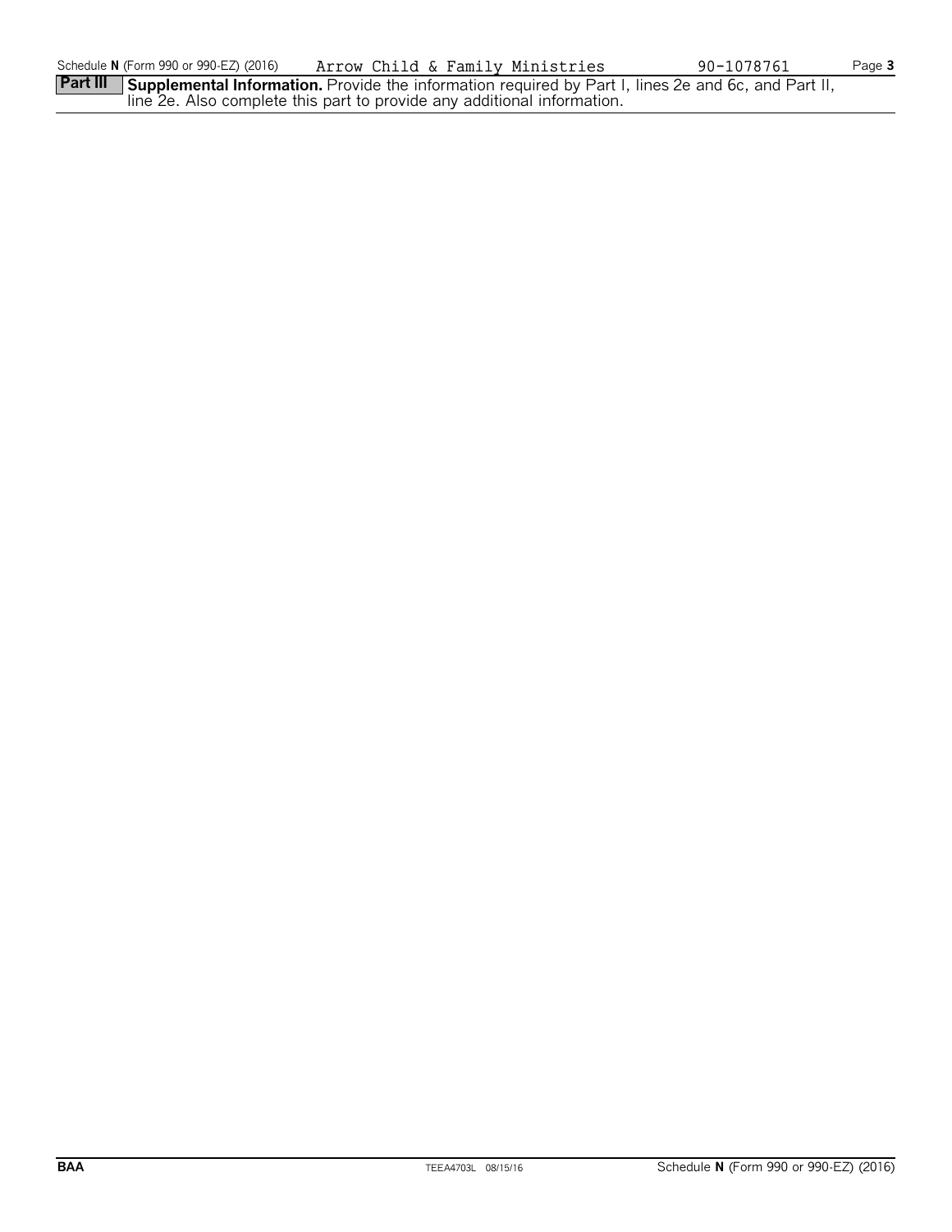Schedule **N** (Form 990 or 990-EZ) (2016) Arrow Child & Family Ministries 90-1078761

**Part III** **Supplemental Information.** Provide the information required by Part I, lines 2e and 6c, and Part II, line 2e. Also complete this part to provide any additional information.

BAA TEEA4703L 08/15/16 Schedule **N** (Form 990 or 990-EZ) (2016)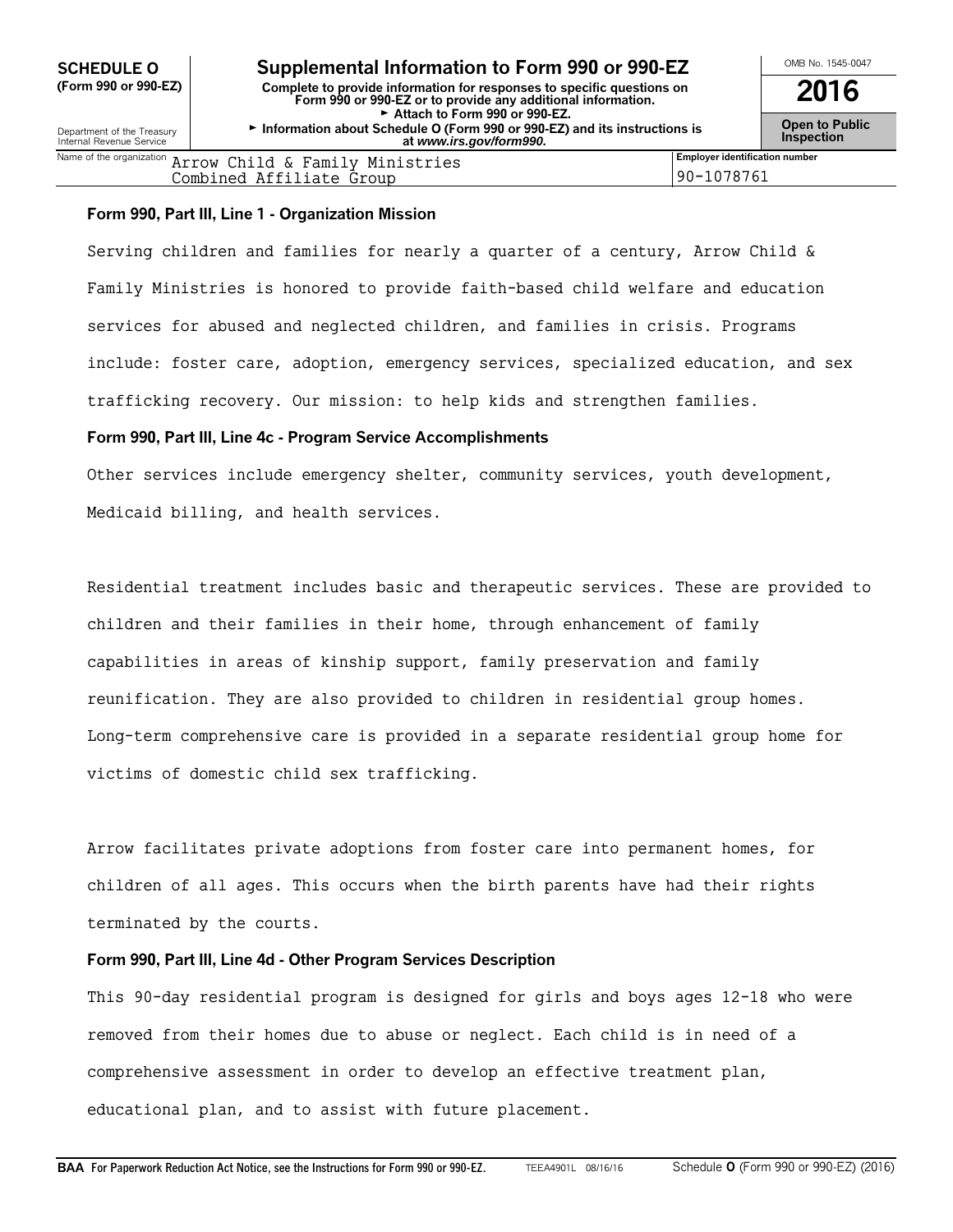**SCHEDULE O**
**(Form 990 or 990-EZ)**

Department of the Treasury
Internal Revenue Service

# Supplemental Information to Form 990 or 990-EZ

**Complete to provide information for responses to specific questions on Form 990 or 990-EZ or to provide any additional information.**
► **Attach to Form 990 or 990-EZ.**
► **Information about Schedule O (Form 990 or 990-EZ) and its instructions is at *www.irs.gov/form990*.**

OMB No. 1545-0047

**2016**

**Open to Public Inspection**

| Name of the organization | Employer identification number |
|---|---|
| Arrow Child & Family Ministries Combined Affiliate Group | 90-1078761 |

**Form 990, Part III, Line 1 - Organization Mission**

Serving children and families for nearly a quarter of a century, Arrow Child & Family Ministries is honored to provide faith-based child welfare and education services for abused and neglected children, and families in crisis. Programs include: foster care, adoption, emergency services, specialized education, and sex trafficking recovery. Our mission: to help kids and strengthen families.

**Form 990, Part III, Line 4c - Program Service Accomplishments**

Other services include emergency shelter, community services, youth development, Medicaid billing, and health services.

Residential treatment includes basic and therapeutic services. These are provided to children and their families in their home, through enhancement of family capabilities in areas of kinship support, family preservation and family reunification. They are also provided to children in residential group homes. Long-term comprehensive care is provided in a separate residential group home for victims of domestic child sex trafficking.

Arrow facilitates private adoptions from foster care into permanent homes, for children of all ages. This occurs when the birth parents have had their rights terminated by the courts.

**Form 990, Part III, Line 4d - Other Program Services Description**

This 90-day residential program is designed for girls and boys ages 12-18 who were removed from their homes due to abuse or neglect. Each child is in need of a comprehensive assessment in order to develop an effective treatment plan, educational plan, and to assist with future placement.

**BAA** For Paperwork Reduction Act Notice, see the Instructions for Form 990 or 990-EZ. TEEA4901L 08/16/16 Schedule **O** (Form 990 or 990-EZ) (2016)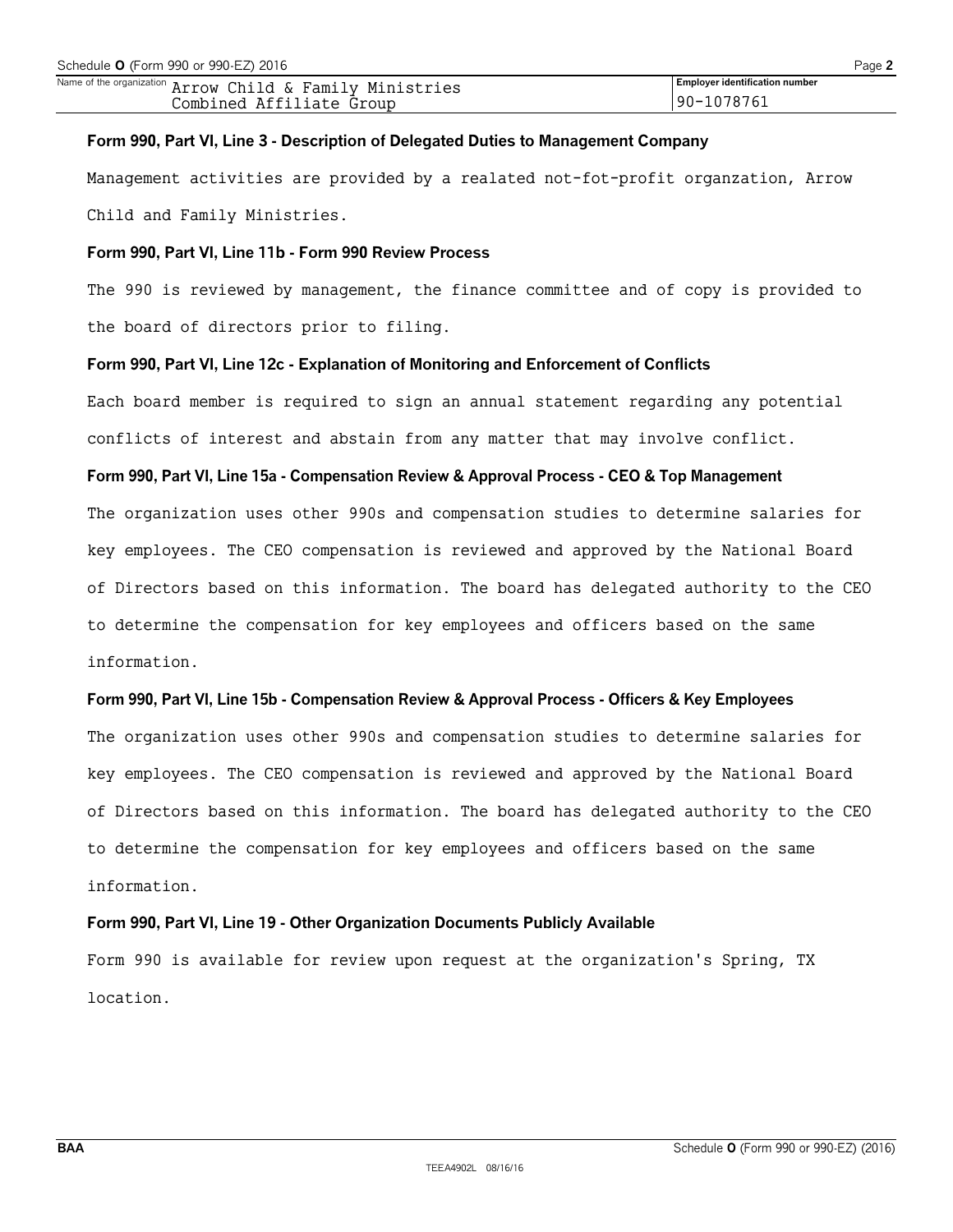Name of the organization: Arrow Child & Family Ministries Combined Affiliate Group

Employer identification number: 90-1078761

**Form 990, Part VI, Line 3 - Description of Delegated Duties to Management Company**

Management activities are provided by a realated not-fot-profit organzation, Arrow Child and Family Ministries.

**Form 990, Part VI, Line 11b - Form 990 Review Process**

The 990 is reviewed by management, the finance committee and of copy is provided to the board of directors prior to filing.

**Form 990, Part VI, Line 12c - Explanation of Monitoring and Enforcement of Conflicts**

Each board member is required to sign an annual statement regarding any potential conflicts of interest and abstain from any matter that may involve conflict.

**Form 990, Part VI, Line 15a - Compensation Review & Approval Process - CEO & Top Management**

The organization uses other 990s and compensation studies to determine salaries for key employees. The CEO compensation is reviewed and approved by the National Board of Directors based on this information. The board has delegated authority to the CEO to determine the compensation for key employees and officers based on the same information.

**Form 990, Part VI, Line 15b - Compensation Review & Approval Process - Officers & Key Employees**

The organization uses other 990s and compensation studies to determine salaries for key employees. The CEO compensation is reviewed and approved by the National Board of Directors based on this information. The board has delegated authority to the CEO to determine the compensation for key employees and officers based on the same information.

**Form 990, Part VI, Line 19 - Other Organization Documents Publicly Available**

Form 990 is available for review upon request at the organization's Spring, TX location.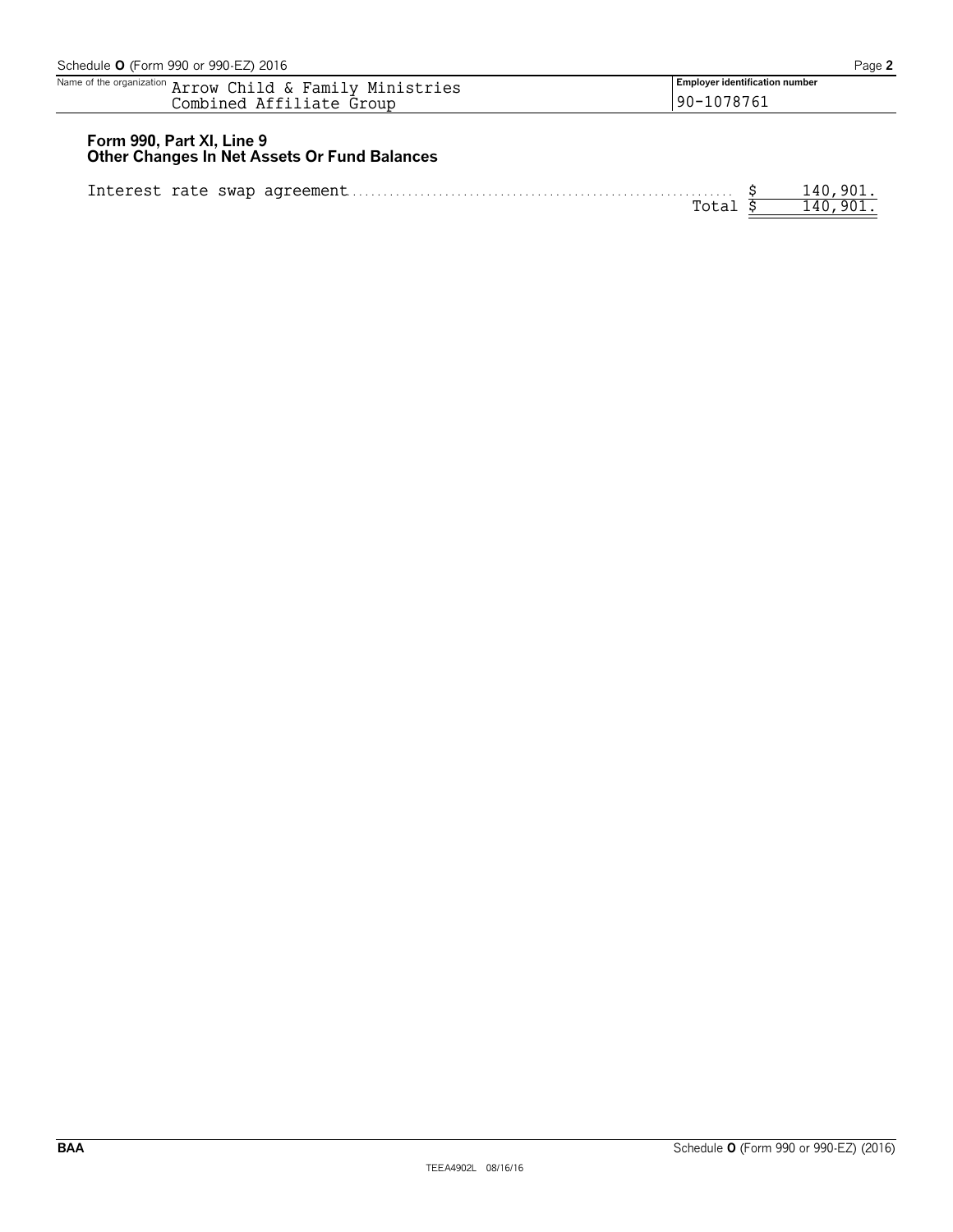Name of the organization Arrow Child & Family Ministries
Combined Affiliate Group

Employer identification number
90-1078761

### Form 990, Part XI, Line 9
### Other Changes In Net Assets Or Fund Balances

| | | |
|---|---|---|
| Interest rate swap agreement | $ | 140,901. |
| Total | $ | 140,901. |

BAA

TEEA4902L 08/16/16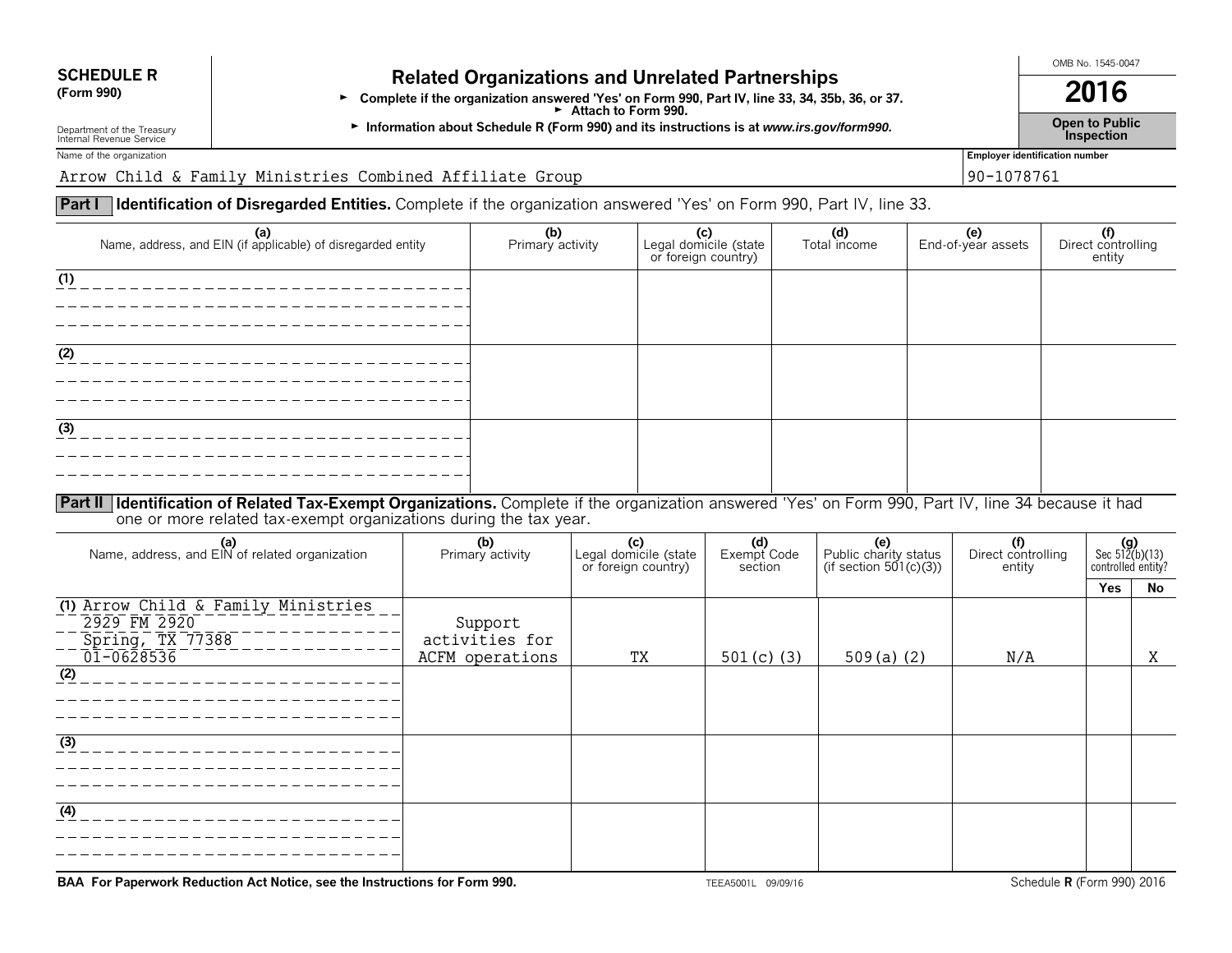**SCHEDULE R**
**(Form 990)**

Department of the Treasury
Internal Revenue Service

# Related Organizations and Unrelated Partnerships

► **Complete if the organization answered 'Yes' on Form 990, Part IV, line 33, 34, 35b, 36, or 37.**
► **Attach to Form 990.**
► **Information about Schedule R (Form 990) and its instructions is at *www.irs.gov/form990.***

OMB No. 1545-0047

**2016**

**Open to Public Inspection**

Name of the organization: Arrow Child & Family Ministries Combined Affiliate Group

**Employer identification number:** 90-1078761

## Part I Identification of Disregarded Entities.

Complete if the organization answered 'Yes' on Form 990, Part IV, line 33.

| (a) Name, address, and EIN (if applicable) of disregarded entity | (b) Primary activity | (c) Legal domicile (state or foreign country) | (d) Total income | (e) End-of-year assets | (f) Direct controlling entity |
|---|---|---|---|---|---|
| (1) | | | | | |
| (2) | | | | | |
| (3) | | | | | |

## Part II Identification of Related Tax-Exempt Organizations.

Complete if the organization answered 'Yes' on Form 990, Part IV, line 34 because it had one or more related tax-exempt organizations during the tax year.

| (a) Name, address, and EIN of related organization | (b) Primary activity | (c) Legal domicile (state or foreign country) | (d) Exempt Code section | (e) Public charity status (if section 501(c)(3)) | (f) Direct controlling entity | (g) Sec 512(b)(13) controlled entity? Yes | No |
|---|---|---|---|---|---|---|---|
| (1) Arrow Child & Family Ministries 2929 FM 2920 Spring, TX 77388 01-0628536 | Support activities for ACFM operations | TX | 501(c)(3) | 509(a)(2) | N/A | | X |
| (2) | | | | | | | |
| (3) | | | | | | | |
| (4) | | | | | | | |

**BAA For Paperwork Reduction Act Notice, see the Instructions for Form 990.** TEEA5001L 09/09/16 Schedule **R** (Form 990) 2016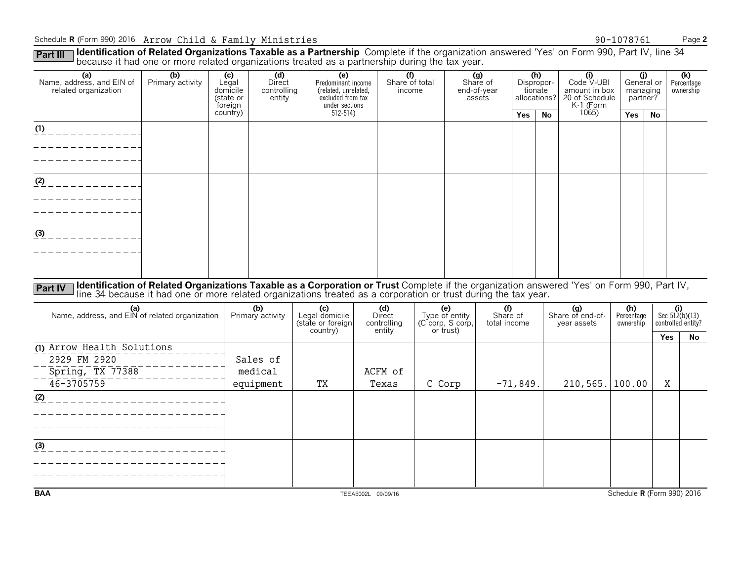Schedule **R** (Form 990) 2016 Arrow Child & Family Ministries 90-1078761

**Part III** **Identification of Related Organizations Taxable as a Partnership** Complete if the organization answered 'Yes' on Form 990, Part IV, line 34 because it had one or more related organizations treated as a partnership during the tax year.

| (a) Name, address, and EIN of related organization | (b) Primary activity | (c) Legal domicile (state or foreign country) | (d) Direct controlling entity | (e) Predominant income (related, unrelated, excluded from tax under sections 512-514) | (f) Share of total income | (g) Share of end-of-year assets | (h) Disproportionate allocations? | | (i) Code V-UBI amount in box 20 of Schedule K-1 (Form 1065) | (j) General or managing partner? | | (k) Percentage ownership |
|---|---|---|---|---|---|---|---|---|---|---|---|---|
| | | | | | | | Yes | No | | Yes | No | |
| (1) | | | | | | | | | | | | |
| (2) | | | | | | | | | | | | |
| (3) | | | | | | | | | | | | |

**Part IV** **Identification of Related Organizations Taxable as a Corporation or Trust** Complete if the organization answered 'Yes' on Form 990, Part IV, line 34 because it had one or more related organizations treated as a corporation or trust during the tax year.

| (a) Name, address, and EIN of related organization | (b) Primary activity | (c) Legal domicile (state or foreign country) | (d) Direct controlling entity | (e) Type of entity (C corp, S corp, or trust) | (f) Share of total income | (g) Share of end-of-year assets | (h) Percentage ownership | (i) Sec 512(b)(13) controlled entity? | |
|---|---|---|---|---|---|---|---|---|---|
| | | | | | | | | Yes | No |
| (1) Arrow Health Solutions 2929 FM 2920 Spring, TX 77388 46-3705759 | Sales of medical equipment | TX | ACFM of Texas | C Corp | -71,849. | 210,565. | 100.00 | X | |
| (2) | | | | | | | | | |
| (3) | | | | | | | | | |

BAA TEEA5002L 09/09/16 Schedule **R** (Form 990) 2016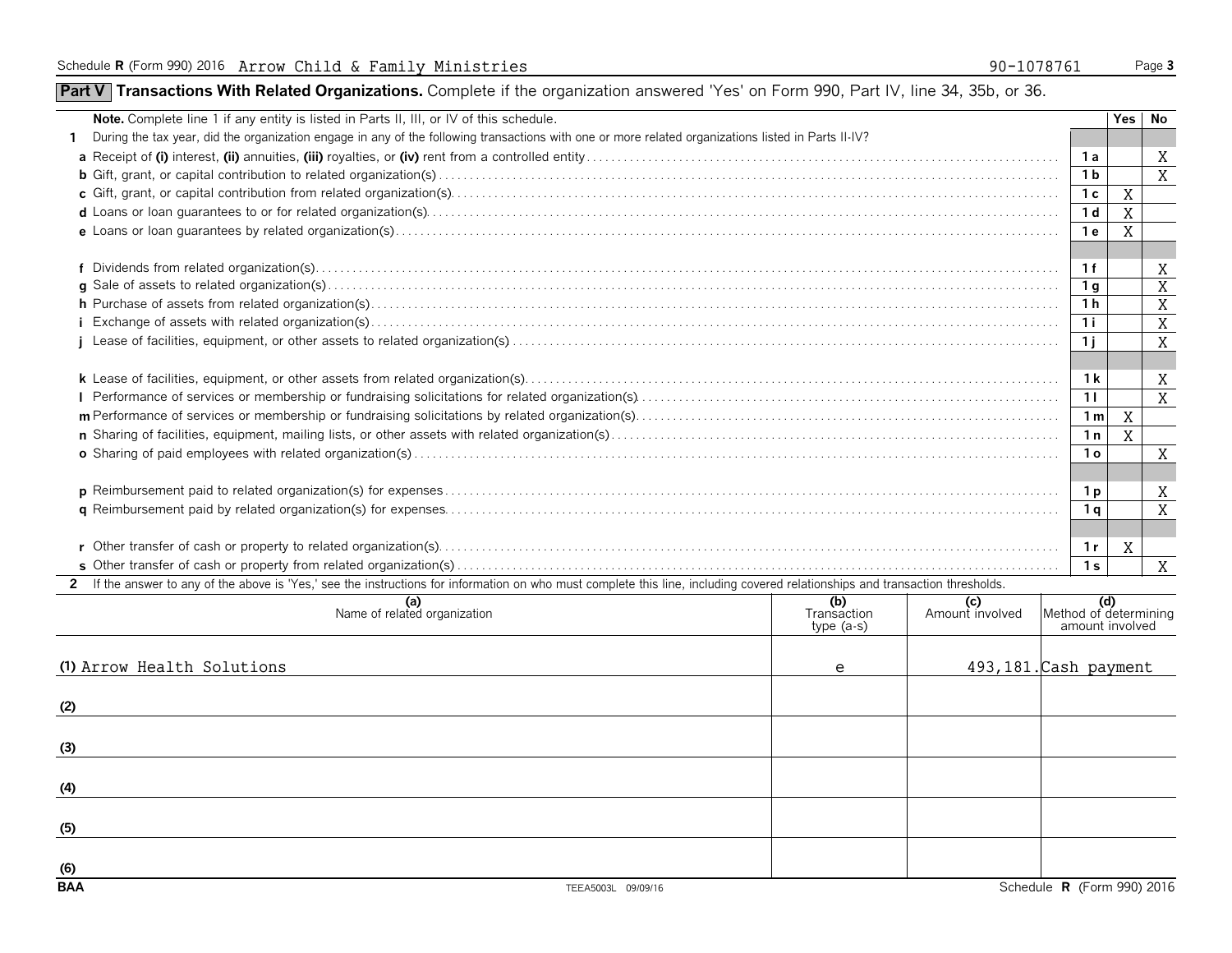Schedule R (Form 990) 2016 Arrow Child & Family Ministries 90-1078761

## Part V Transactions With Related Organizations. Complete if the organization answered 'Yes' on Form 990, Part IV, line 34, 35b, or 36.

| **Note.** Complete line 1 if any entity is listed in Parts II, III, or IV of this schedule. | | Yes | No |
|---|---|---|---|
| **1** During the tax year, did the organization engage in any of the following transactions with one or more related organizations listed in Parts II-IV? | | | |
| **a** Receipt of **(i)** interest, **(ii)** annuities, **(iii)** royalties, or **(iv)** rent from a controlled entity | 1a | | X |
| **b** Gift, grant, or capital contribution to related organization(s) | 1b | | X |
| **c** Gift, grant, or capital contribution from related organization(s) | 1c | X | |
| **d** Loans or loan guarantees to or for related organization(s) | 1d | X | |
| **e** Loans or loan guarantees by related organization(s) | 1e | X | |
| **f** Dividends from related organization(s) | 1f | | X |
| **g** Sale of assets to related organization(s) | 1g | | X |
| **h** Purchase of assets from related organization(s) | 1h | | X |
| **i** Exchange of assets with related organization(s) | 1i | | X |
| **j** Lease of facilities, equipment, or other assets to related organization(s) | 1j | | X |
| **k** Lease of facilities, equipment, or other assets from related organization(s) | 1k | | X |
| **l** Performance of services or membership or fundraising solicitations for related organization(s) | 1l | | X |
| **m** Performance of services or membership or fundraising solicitations by related organization(s) | 1m | X | |
| **n** Sharing of facilities, equipment, mailing lists, or other assets with related organization(s) | 1n | X | |
| **o** Sharing of paid employees with related organization(s) | 1o | | X |
| **p** Reimbursement paid to related organization(s) for expenses | 1p | | X |
| **q** Reimbursement paid by related organization(s) for expenses | 1q | | X |
| **r** Other transfer of cash or property to related organization(s) | 1r | X | |
| **s** Other transfer of cash or property from related organization(s) | 1s | | X |

**2** If the answer to any of the above is 'Yes,' see the instructions for information on who must complete this line, including covered relationships and transaction thresholds.

| (a) Name of related organization | (b) Transaction type (a-s) | (c) Amount involved | (d) Method of determining amount involved |
|---|---|---|---|
| (1) Arrow Health Solutions | e | 493,181. | Cash payment |
| (2) | | | |
| (3) | | | |
| (4) | | | |
| (5) | | | |
| (6) | | | |

BAA TEEA5003L 09/09/16 Schedule R (Form 990) 2016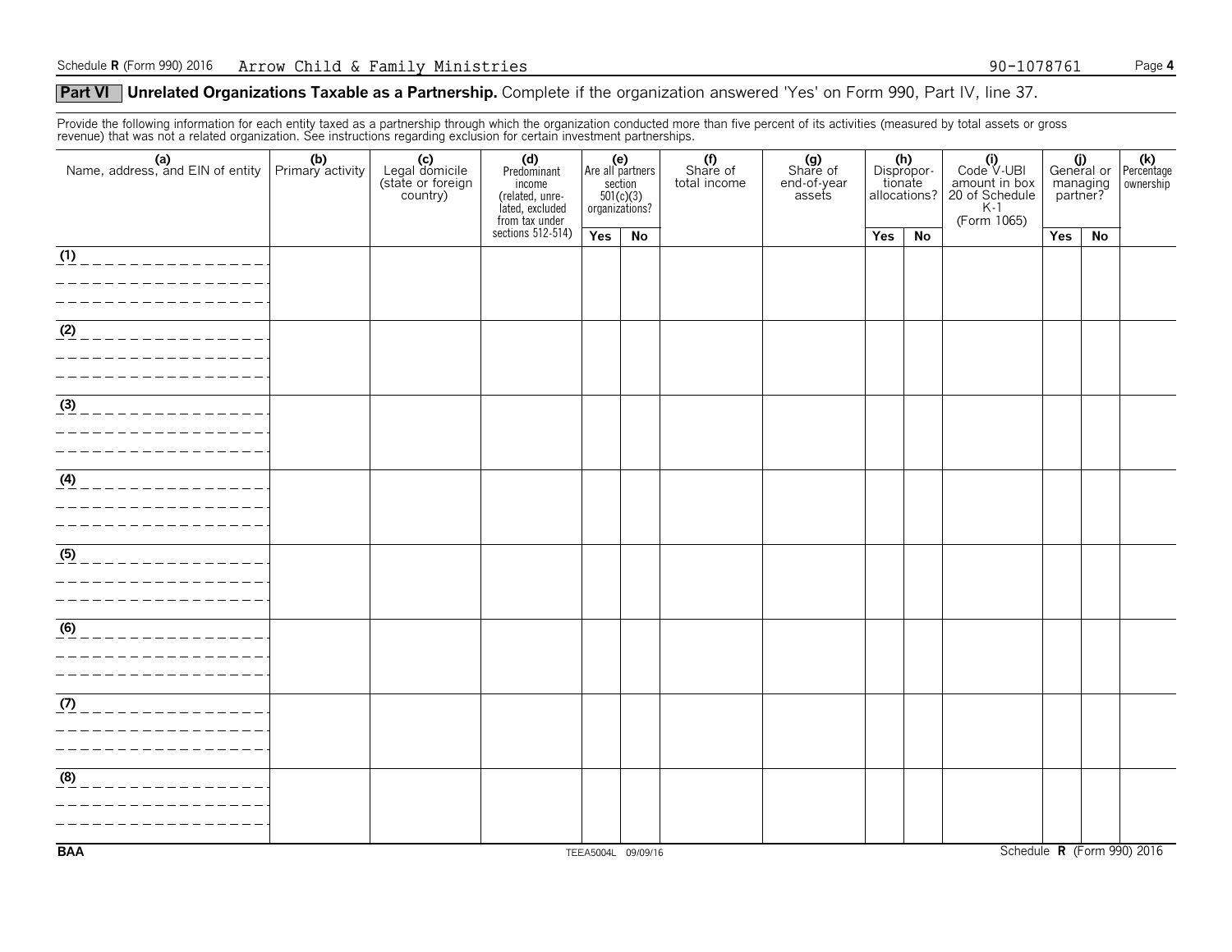Schedule R (Form 990) 2016 Arrow Child & Family Ministries 90-1078761

## Part VI Unrelated Organizations Taxable as a Partnership. Complete if the organization answered 'Yes' on Form 990, Part IV, line 37.

Provide the following information for each entity taxed as a partnership through which the organization conducted more than five percent of its activities (measured by total assets or gross revenue) that was not a related organization. See instructions regarding exclusion for certain investment partnerships.

| (a) Name, address, and EIN of entity | (b) Primary activity | (c) Legal domicile (state or foreign country) | (d) Predominant income (related, unrelated, excluded from tax under sections 512-514) | (e) Are all partners section 501(c)(3) organizations? | | (f) Share of total income | (g) Share of end-of-year assets | (h) Disproportionate allocations? | | (i) Code V-UBI amount in box 20 of Schedule K-1 (Form 1065) | (j) General or managing partner? | | (k) Percentage ownership |
|---|---|---|---|---|---|---|---|---|---|---|---|---|---|
| | | | | Yes | No | | | Yes | No | | Yes | No | |
| (1) | | | | | | | | | | | | | |
| (2) | | | | | | | | | | | | | |
| (3) | | | | | | | | | | | | | |
| (4) | | | | | | | | | | | | | |
| (5) | | | | | | | | | | | | | |
| (6) | | | | | | | | | | | | | |
| (7) | | | | | | | | | | | | | |
| (8) | | | | | | | | | | | | | |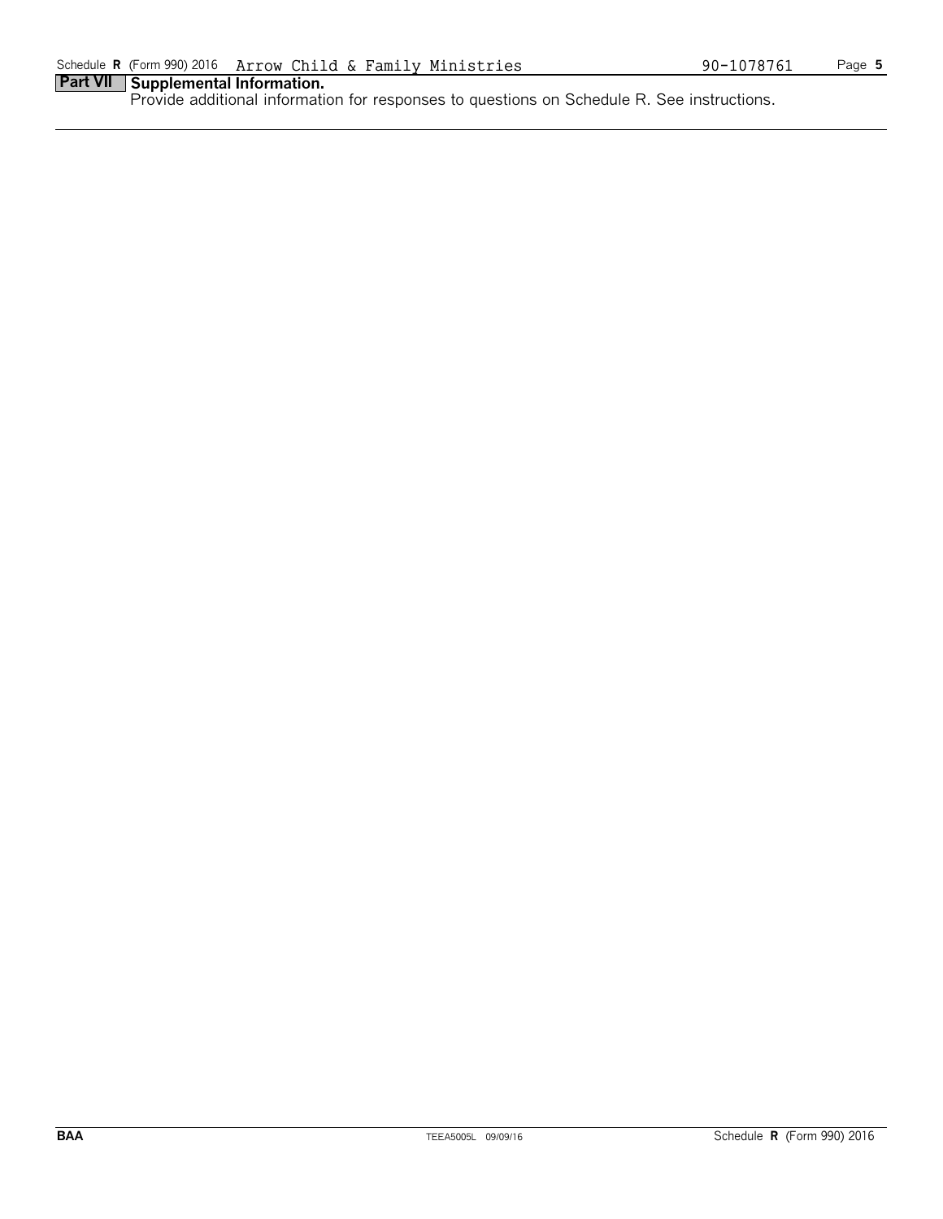## Part VII Supplemental Information.

Provide additional information for responses to questions on Schedule R. See instructions.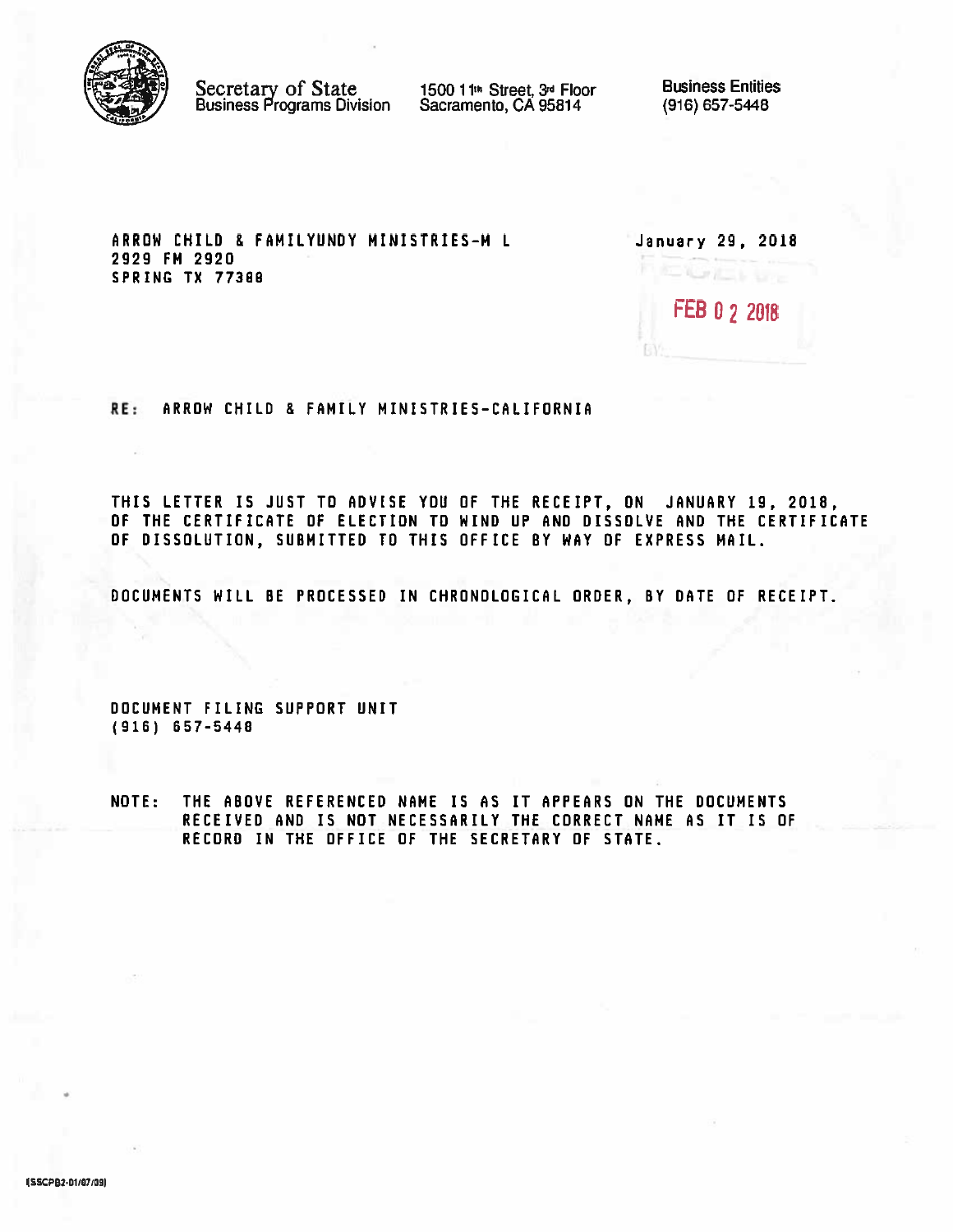Secretary of State
Business Programs Division

1500 11th Street, 3rd Floor
Sacramento, CA 95814

Business Entities
(916) 657-5448

ARROW CHILD & FAMILYUNDY MINISTRIES-M L
2929 FM 2920
SPRING TX 77388

January 29, 2018

FEB 02 2018

RE: ARROW CHILD & FAMILY MINISTRIES-CALIFORNIA

THIS LETTER IS JUST TO ADVISE YOU OF THE RECEIPT, ON JANUARY 19, 2018, OF THE CERTIFICATE OF ELECTION TO WIND UP AND DISSOLVE AND THE CERTIFICATE OF DISSOLUTION, SUBMITTED TO THIS OFFICE BY WAY OF EXPRESS MAIL.

DOCUMENTS WILL BE PROCESSED IN CHRONOLOGICAL ORDER, BY DATE OF RECEIPT.

DOCUMENT FILING SUPPORT UNIT
(916) 657-5448

NOTE: THE ABOVE REFERENCED NAME IS AS IT APPEARS ON THE DOCUMENTS RECEIVED AND IS NOT NECESSARILY THE CORRECT NAME AS IT IS OF RECORD IN THE OFFICE OF THE SECRETARY OF STATE.

(SSCPB2-01/07/09)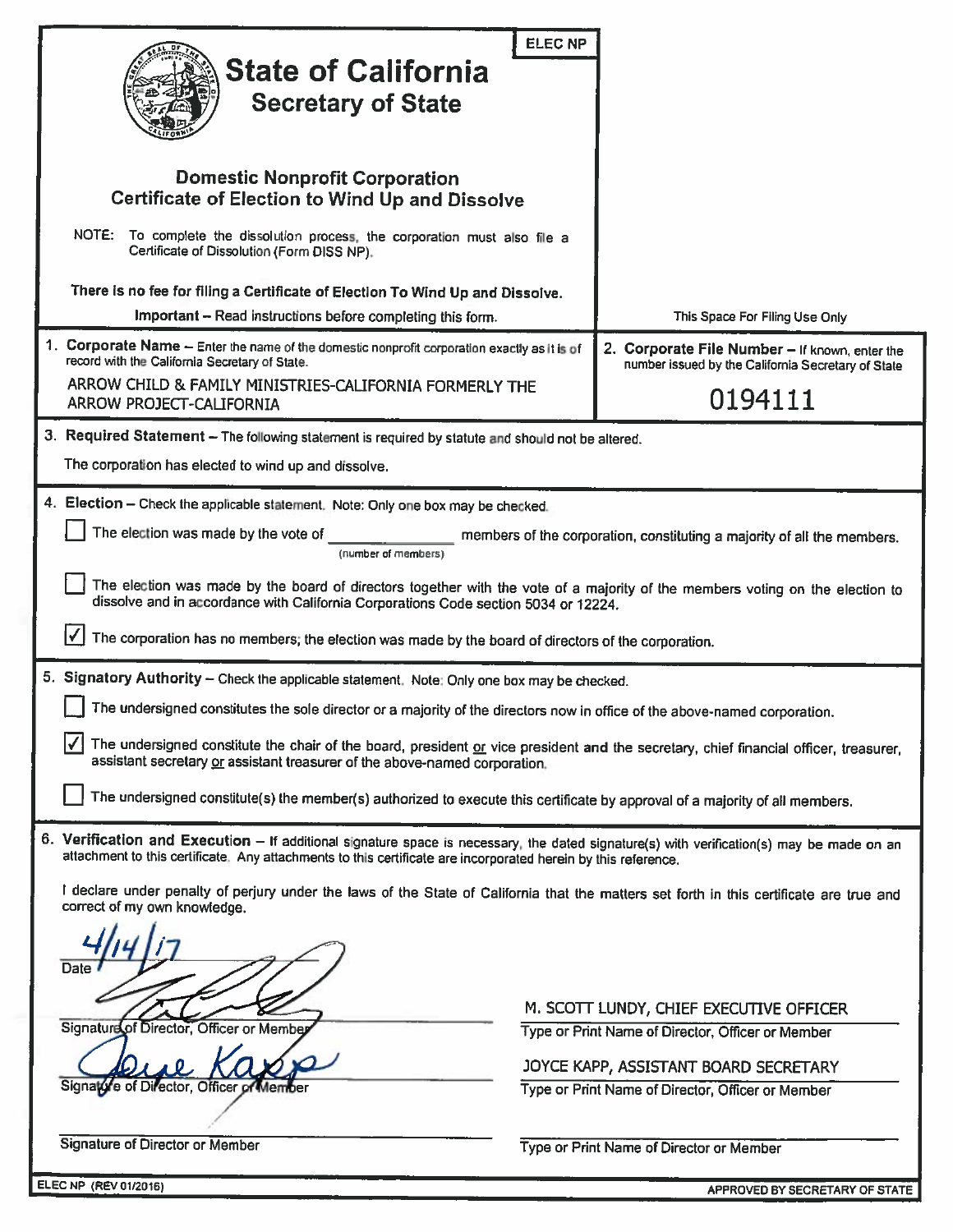ELEC NP

# State of California
## Secretary of State

### Domestic Nonprofit Corporation Certificate of Election to Wind Up and Dissolve

NOTE: To complete the dissolution process, the corporation must also file a Certificate of Dissolution (Form DISS NP).

**There is no fee for filing a Certificate of Election To Wind Up and Dissolve.**

**Important** – Read instructions before completing this form.

This Space For Filing Use Only

**1. Corporate Name** – Enter the name of the domestic nonprofit corporation exactly as it is of record with the California Secretary of State.

ARROW CHILD & FAMILY MINISTRIES-CALIFORNIA FORMERLY THE ARROW PROJECT-CALIFORNIA

**2. Corporate File Number** – If known, enter the number issued by the California Secretary of State

0194111

**3. Required Statement** – The following statement is required by statute and should not be altered.

The corporation has elected to wind up and dissolve.

**4. Election** – Check the applicable statement. Note: Only one box may be checked.

☐ The election was made by the vote of ______ (number of members) members of the corporation, constituting a majority of all the members.

☐ The election was made by the board of directors together with the vote of a majority of the members voting on the election to dissolve and in accordance with California Corporations Code section 5034 or 12224.

☑ The corporation has no members; the election was made by the board of directors of the corporation.

**5. Signatory Authority** – Check the applicable statement. Note: Only one box may be checked.

☐ The undersigned constitutes the sole director or a majority of the directors now in office of the above-named corporation.

☑ The undersigned constitute the chair of the board, president or vice president and the secretary, chief financial officer, treasurer, assistant secretary or assistant treasurer of the above-named corporation.

☐ The undersigned constitute(s) the member(s) authorized to execute this certificate by approval of a majority of all members.

**6. Verification and Execution** – If additional signature space is necessary, the dated signature(s) with verification(s) may be made on an attachment to this certificate. Any attachments to this certificate are incorporated herein by this reference.

I declare under penalty of perjury under the laws of the State of California that the matters set forth in this certificate are true and correct of my own knowledge.

Date: 4/14/17

Signature of Director, Officer or Member: [signature] — M. SCOTT LUNDY, CHIEF EXECUTIVE OFFICER (Type or Print Name of Director, Officer or Member)

Signature of Director, Officer or Member: Joyce Kapp [signature] — JOYCE KAPP, ASSISTANT BOARD SECRETARY (Type or Print Name of Director, Officer or Member)

Signature of Director or Member: ______ — Type or Print Name of Director or Member: ______

ELEC NP (REV 01/2016) APPROVED BY SECRETARY OF STATE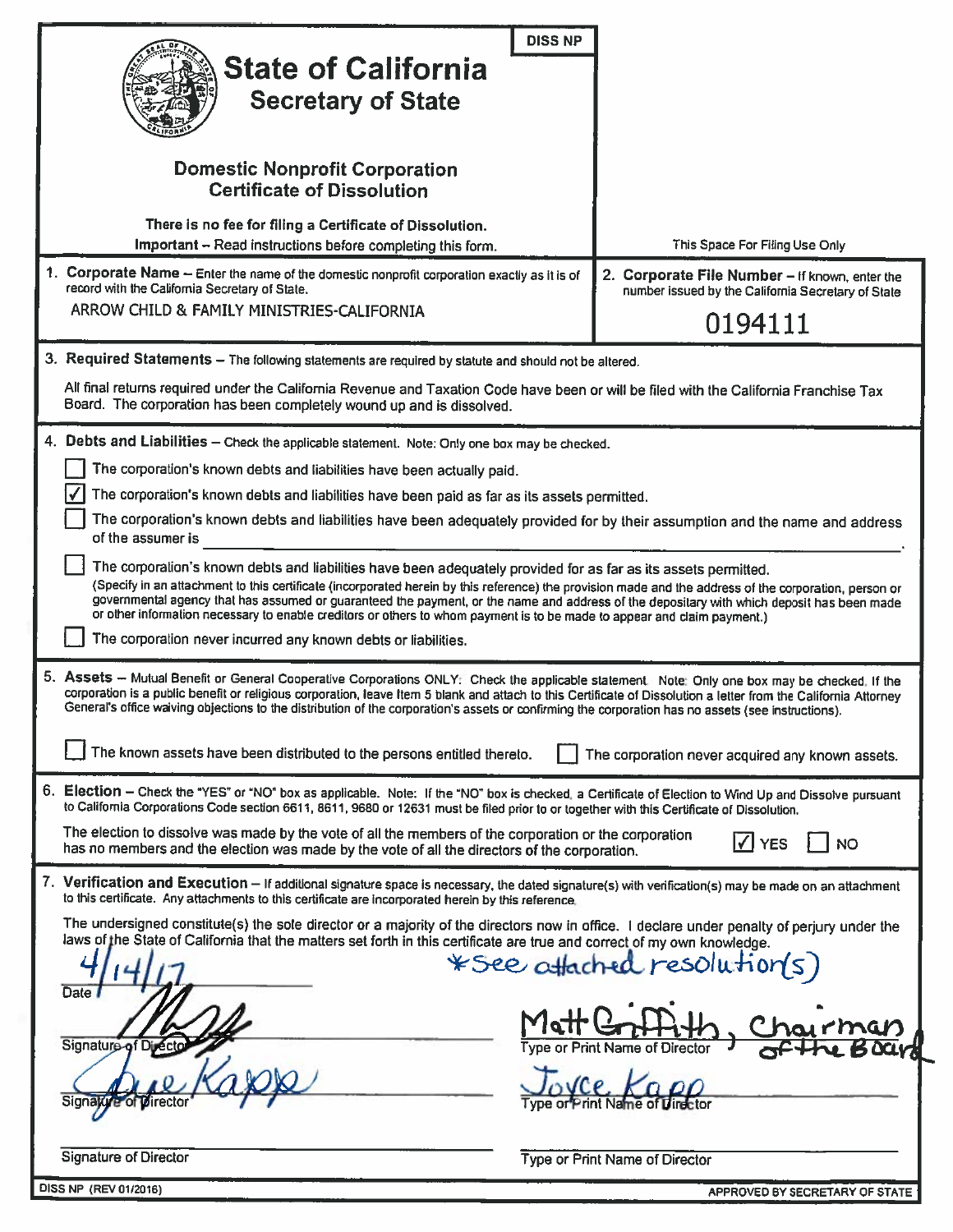DISS NP

# State of California
## Secretary of State

### Domestic Nonprofit Corporation Certificate of Dissolution

**There is no fee for filing a Certificate of Dissolution.**
**Important** – Read instructions before completing this form.

This Space For Filing Use Only

**1. Corporate Name** – Enter the name of the domestic nonprofit corporation exactly as it is of record with the California Secretary of State.

ARROW CHILD & FAMILY MINISTRIES-CALIFORNIA

**2. Corporate File Number** – If known, enter the number issued by the California Secretary of State

0194111

**3. Required Statements** – The following statements are required by statute and should not be altered.

All final returns required under the California Revenue and Taxation Code have been or will be filed with the California Franchise Tax Board. The corporation has been completely wound up and is dissolved.

**4. Debts and Liabilities** – Check the applicable statement. Note: Only one box may be checked.

- [ ] The corporation's known debts and liabilities have been actually paid.
- [x] The corporation's known debts and liabilities have been paid as far as its assets permitted.
- [ ] The corporation's known debts and liabilities have been adequately provided for by their assumption and the name and address of the assumer is ________________.
- [ ] The corporation's known debts and liabilities have been adequately provided for as far as its assets permitted. (Specify in an attachment to this certificate (incorporated herein by this reference) the provision made and the address of the corporation, person or governmental agency that has assumed or guaranteed the payment, or the name and address of the depositary with which deposit has been made or other information necessary to enable creditors or others to whom payment is to be made to appear and claim payment.)
- [ ] The corporation never incurred any known debts or liabilities.

**5. Assets** – Mutual Benefit or General Cooperative Corporations ONLY: Check the applicable statement. Note: Only one box may be checked. If the corporation is a public benefit or religious corporation, leave Item 5 blank and attach to this Certificate of Dissolution a letter from the California Attorney General's office waiving objections to the distribution of the corporation's assets or confirming the corporation has no assets (see instructions).

- [ ] The known assets have been distributed to the persons entitled thereto.
- [ ] The corporation never acquired any known assets.

**6. Election** – Check the "YES" or "NO" box as applicable. Note: If the "NO" box is checked, a Certificate of Election to Wind Up and Dissolve pursuant to California Corporations Code section 6611, 8611, 9680 or 12631 must be filed prior to or together with this Certificate of Dissolution.

The election to dissolve was made by the vote of all the members of the corporation or the corporation has no members and the election was made by the vote of all the directors of the corporation.

- [x] YES
- [ ] NO

**7. Verification and Execution** – If additional signature space is necessary, the dated signature(s) with verification(s) may be made on an attachment to this certificate. Any attachments to this certificate are incorporated herein by this reference.

The undersigned constitute(s) the sole director or a majority of the directors now in office. I declare under penalty of perjury under the laws of the State of California that the matters set forth in this certificate are true and correct of my own knowledge.

*See attached resolution(s)

4/14/17
Date

| Signature of Director | Type or Print Name of Director |
|---|---|
| [signature] | Matt Griffith, Chairman of the Board |
| [signature] Kapp | Joyce Kapp |
| | |

DISS NP (REV 01/2016) APPROVED BY SECRETARY OF STATE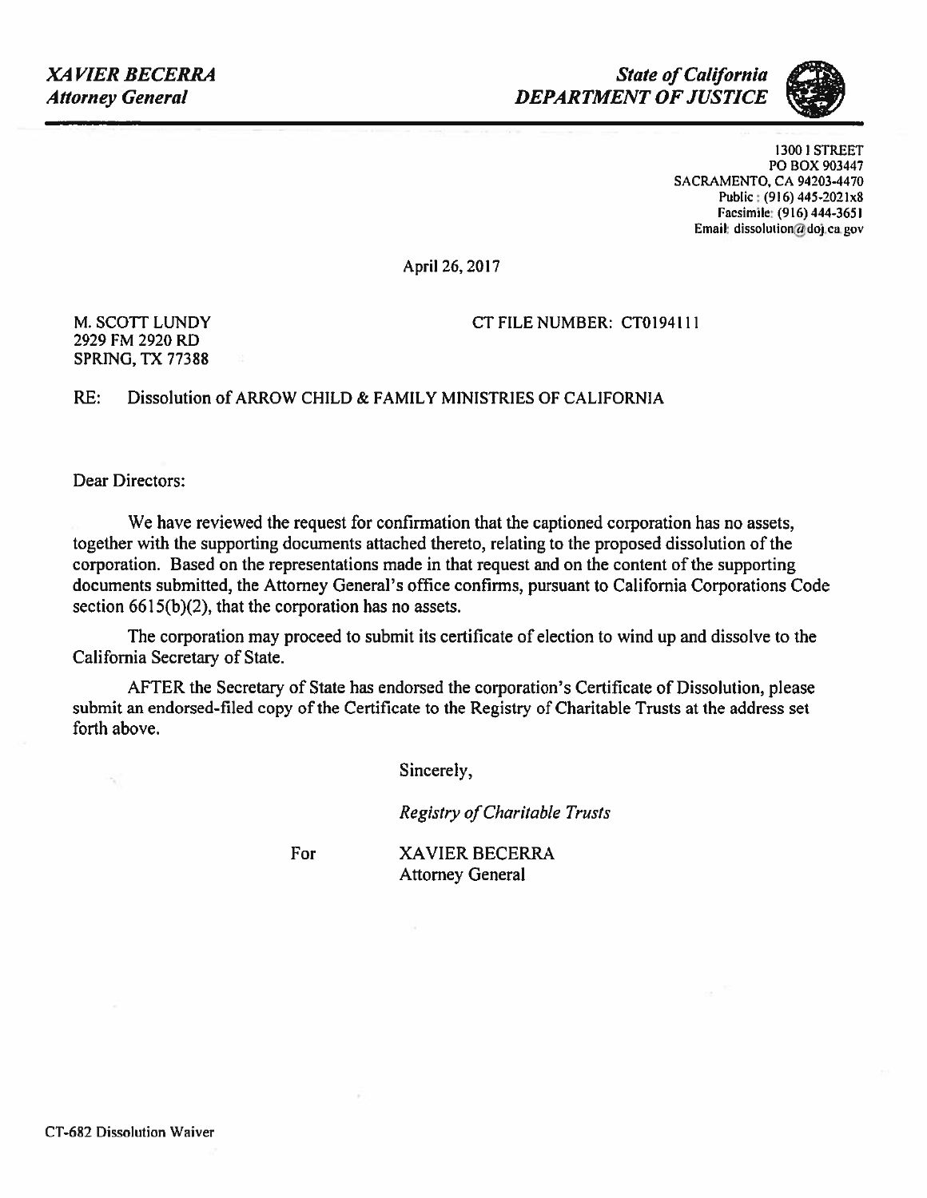***XAVIER BECERRA***
***Attorney General***

***State of California***
***DEPARTMENT OF JUSTICE***

1300 I STREET
PO BOX 903447
SACRAMENTO, CA 94203-4470
Public: (916) 445-2021x8
Facsimile: (916) 444-3651
Email: dissolution@doj.ca.gov

April 26, 2017

M. SCOTT LUNDY
2929 FM 2920 RD
SPRING, TX 77388

CT FILE NUMBER: CT0194111

RE: Dissolution of ARROW CHILD & FAMILY MINISTRIES OF CALIFORNIA

Dear Directors:

We have reviewed the request for confirmation that the captioned corporation has no assets, together with the supporting documents attached thereto, relating to the proposed dissolution of the corporation. Based on the representations made in that request and on the content of the supporting documents submitted, the Attorney General's office confirms, pursuant to California Corporations Code section 6615(b)(2), that the corporation has no assets.

The corporation may proceed to submit its certificate of election to wind up and dissolve to the California Secretary of State.

AFTER the Secretary of State has endorsed the corporation's Certificate of Dissolution, please submit an endorsed-filed copy of the Certificate to the Registry of Charitable Trusts at the address set forth above.

Sincerely,

*Registry of Charitable Trusts*

For XAVIER BECERRA
Attorney General

CT-682 Dissolution Waiver